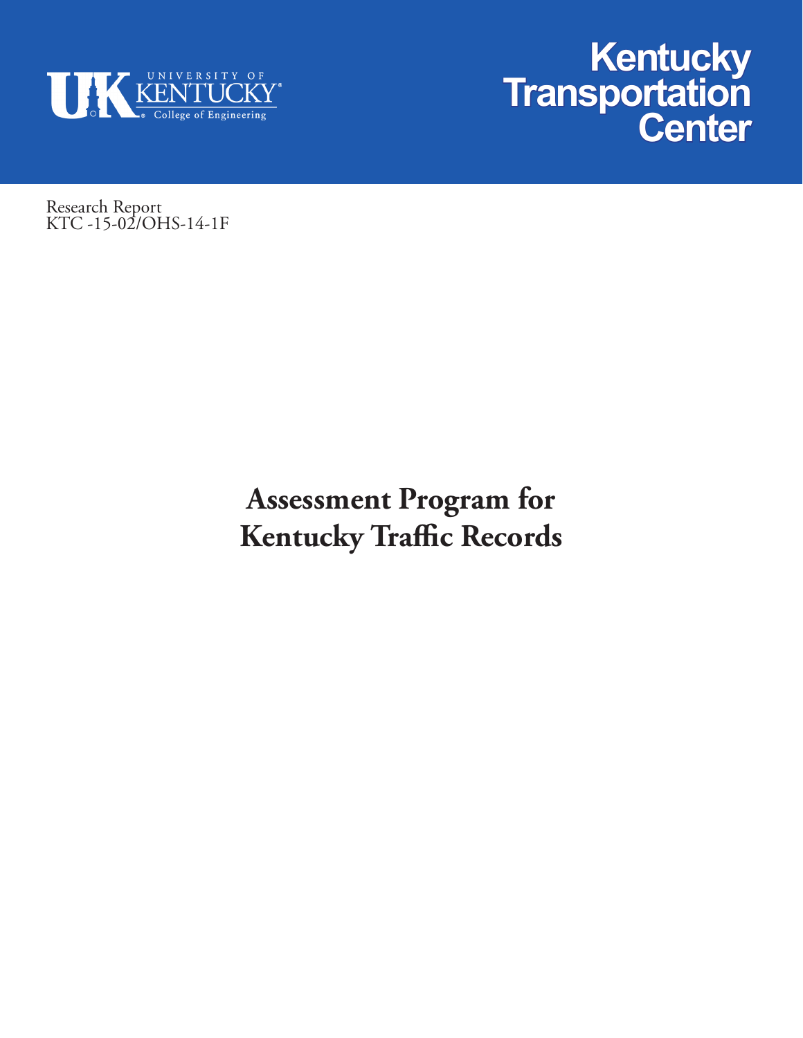UNIVERSITY OF KENTUCKY
College of Engineering

# Kentucky Transportation Center

Research Report
KTC -15-02/OHS-14-1F

# Assessment Program for Kentucky Traffic Records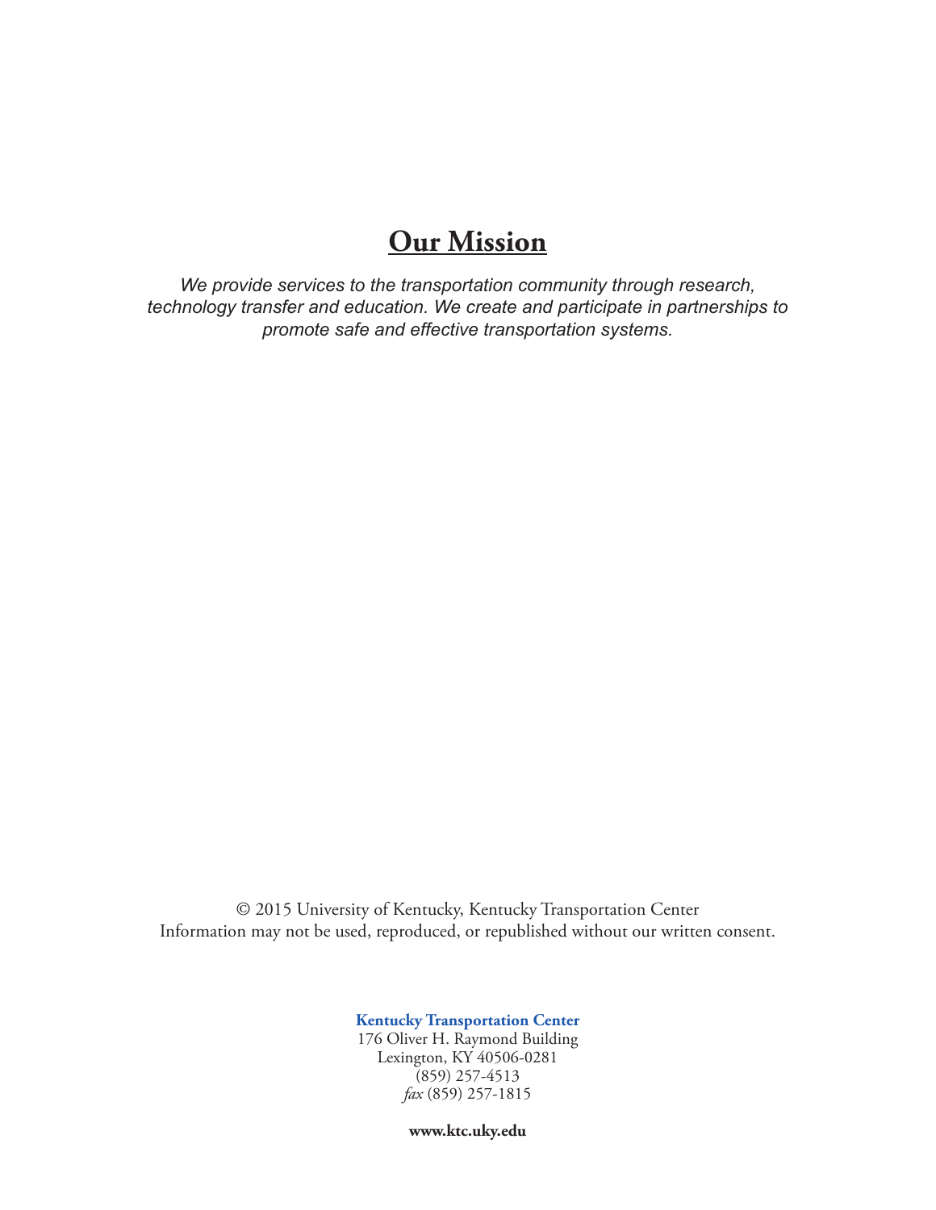# Our Mission

*We provide services to the transportation community through research, technology transfer and education. We create and participate in partnerships to promote safe and effective transportation systems.*

© 2015 University of Kentucky, Kentucky Transportation Center
Information may not be used, reproduced, or republished without our written consent.

**Kentucky Transportation Center**
176 Oliver H. Raymond Building
Lexington, KY 40506-0281
(859) 257-4513
*fax* (859) 257-1815

**www.ktc.uky.edu**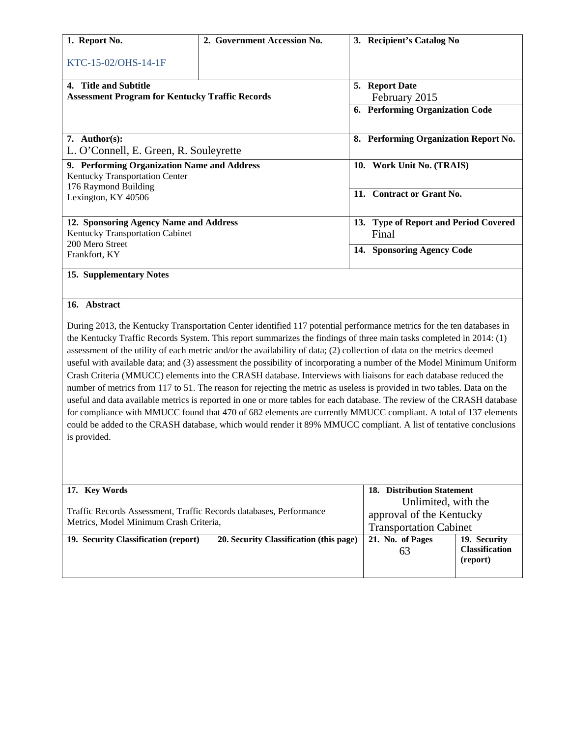| 1. Report No. | 2. Government Accession No. | 3. Recipient's Catalog No |
| --- | --- | --- |
| KTC-15-02/OHS-14-1F | | |

| 4. Title and Subtitle | 5. Report Date |
| --- | --- |
| **Assessment Program for Kentucky Traffic Records** | February 2015 |
| | 6. Performing Organization Code |
| 7. Author(s): L. O'Connell, E. Green, R. Souleyrette | 8. Performing Organization Report No. |
| 9. Performing Organization Name and Address<br>Kentucky Transportation Center<br>176 Raymond Building<br>Lexington, KY 40506 | 10. Work Unit No. (TRAIS) |
| | 11. Contract or Grant No. |
| 12. Sponsoring Agency Name and Address<br>Kentucky Transportation Cabinet<br>200 Mero Street<br>Frankfort, KY | 13. Type of Report and Period Covered<br>Final |
| | 14. Sponsoring Agency Code |

**15. Supplementary Notes**

**16. Abstract**

During 2013, the Kentucky Transportation Center identified 117 potential performance metrics for the ten databases in the Kentucky Traffic Records System. This report summarizes the findings of three main tasks completed in 2014: (1) assessment of the utility of each metric and/or the availability of data; (2) collection of data on the metrics deemed useful with available data; and (3) assessment the possibility of incorporating a number of the Model Minimum Uniform Crash Criteria (MMUCC) elements into the CRASH database. Interviews with liaisons for each database reduced the number of metrics from 117 to 51. The reason for rejecting the metric as useless is provided in two tables. Data on the useful and data available metrics is reported in one or more tables for each database. The review of the CRASH database for compliance with MMUCC found that 470 of 682 elements are currently MMUCC compliant. A total of 137 elements could be added to the CRASH database, which would render it 89% MMUCC compliant. A list of tentative conclusions is provided.

| 17. Key Words | | 18. Distribution Statement | |
| --- | --- | --- | --- |
| Traffic Records Assessment, Traffic Records databases, Performance Metrics, Model Minimum Crash Criteria, | | Unlimited, with the approval of the Kentucky Transportation Cabinet | |
| 19. Security Classification (report) | 20. Security Classification (this page) | 21. No. of Pages<br>63 | 19. Security Classification (report) |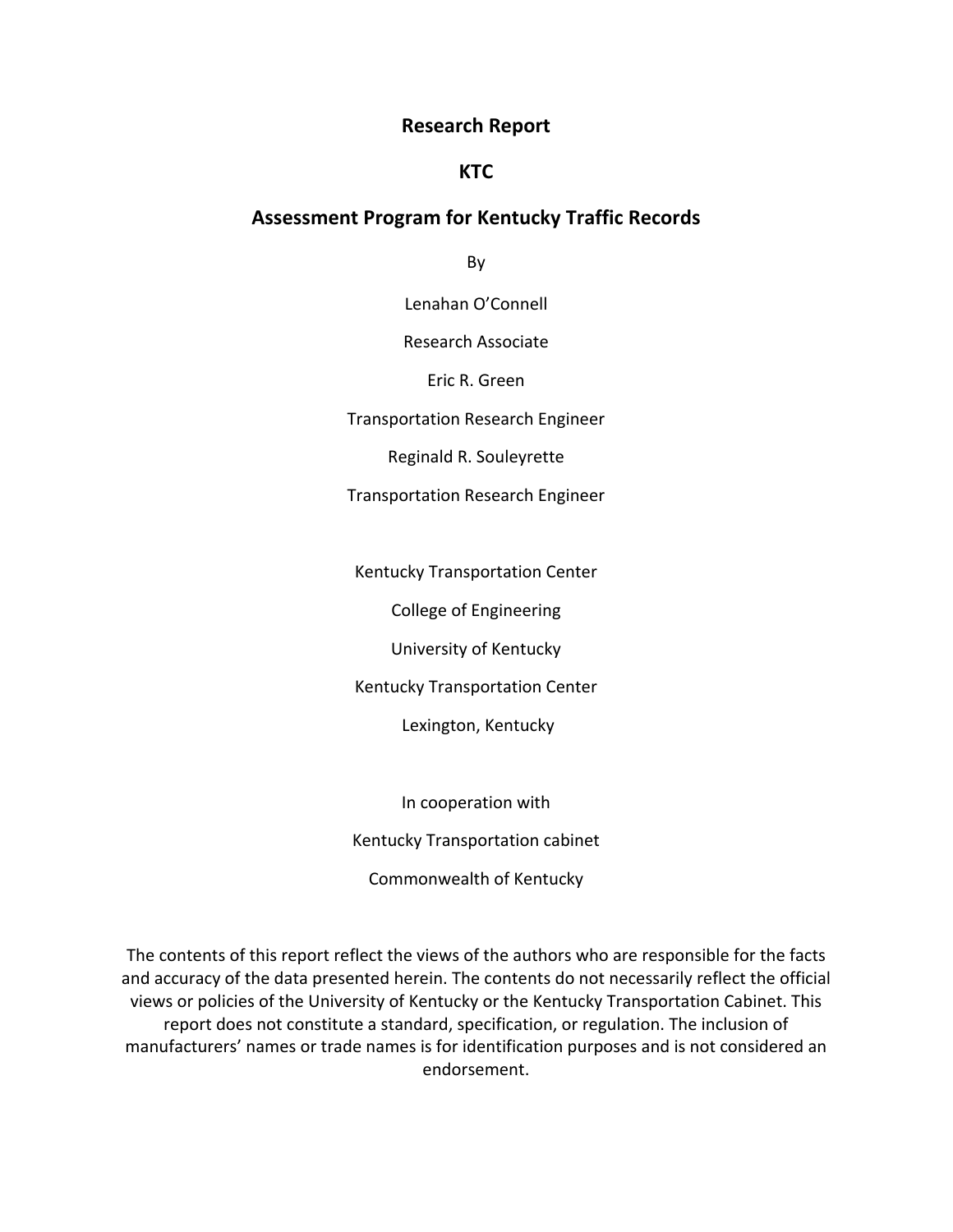**Research Report**

**KTC**

## Assessment Program for Kentucky Traffic Records

By

Lenahan O'Connell

Research Associate

Eric R. Green

Transportation Research Engineer

Reginald R. Souleyrette

Transportation Research Engineer

Kentucky Transportation Center

College of Engineering

University of Kentucky

Kentucky Transportation Center

Lexington, Kentucky

In cooperation with

Kentucky Transportation cabinet

Commonwealth of Kentucky

The contents of this report reflect the views of the authors who are responsible for the facts and accuracy of the data presented herein. The contents do not necessarily reflect the official views or policies of the University of Kentucky or the Kentucky Transportation Cabinet. This report does not constitute a standard, specification, or regulation. The inclusion of manufacturers' names or trade names is for identification purposes and is not considered an endorsement.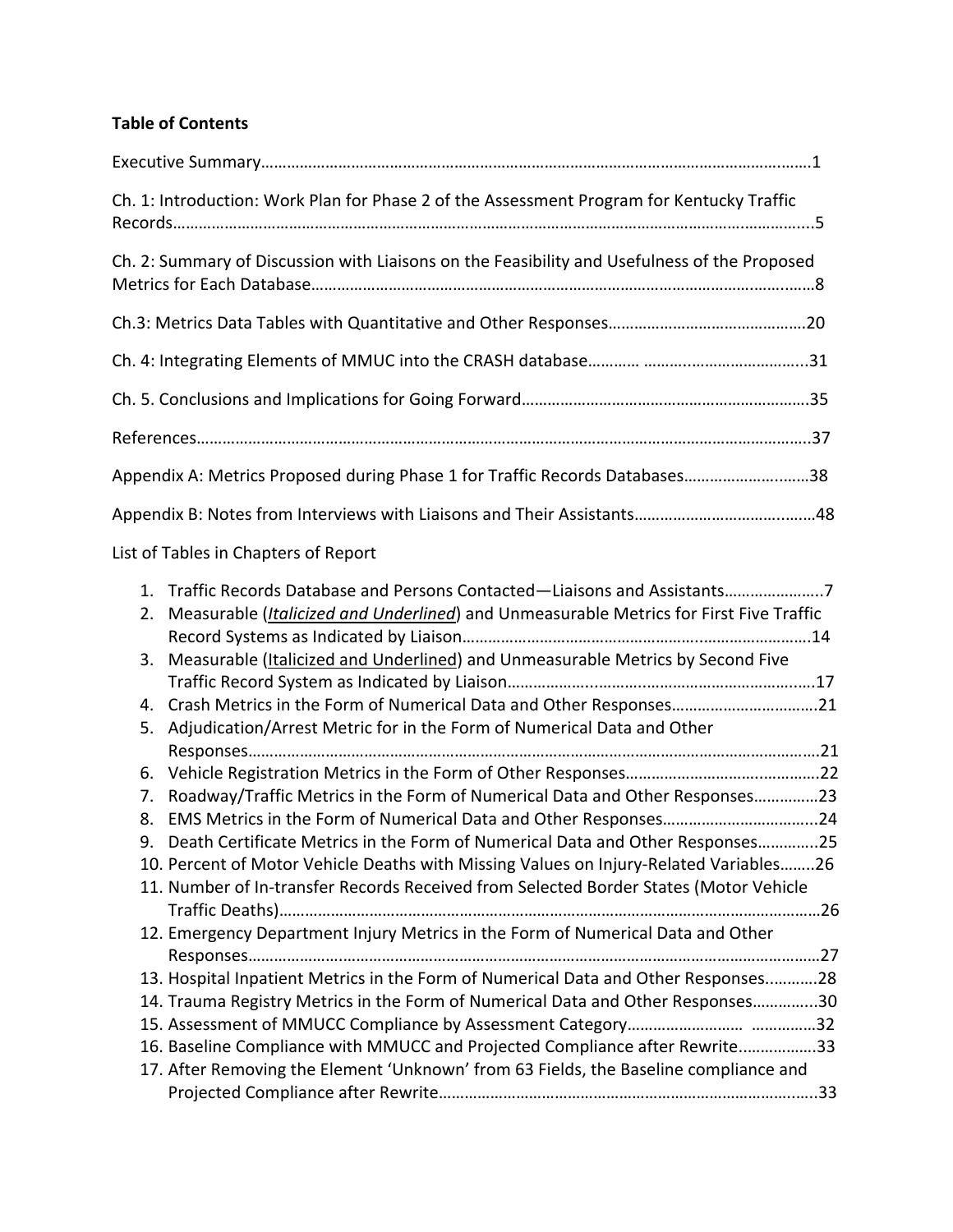**Table of Contents**

Executive Summary……………………………………………………………………………………………………………1

Ch. 1: Introduction: Work Plan for Phase 2 of the Assessment Program for Kentucky Traffic Records……………………………………………………………………………………………………………………5

Ch. 2: Summary of Discussion with Liaisons on the Feasibility and Usefulness of the Proposed Metrics for Each Database………………………………………………………………………………………………8

Ch.3: Metrics Data Tables with Quantitative and Other Responses………………………………………20

Ch. 4: Integrating Elements of MMUC into the CRASH database………… ……..……………………...31

Ch. 5. Conclusions and Implications for Going Forward……………………………………………………35

References……………………………………………………………………………………………………………………37

Appendix A: Metrics Proposed during Phase 1 for Traffic Records Databases…………………...……38

Appendix B: Notes from Interviews with Liaisons and Their Assistants…………………………….……48

List of Tables in Chapters of Report

1. Traffic Records Database and Persons Contacted—Liaisons and Assistants…………………..7
2. Measurable (*Italicized and Underlined*) and Unmeasurable Metrics for First Five Traffic Record Systems as Indicated by Liaison……………………………………………………………………14
3. Measurable (Italicized and Underlined) and Unmeasurable Metrics by Second Five Traffic Record System as Indicated by Liaison………………...………………………………………...17
4. Crash Metrics in the Form of Numerical Data and Other Responses……………………………21
5. Adjudication/Arrest Metric for in the Form of Numerical Data and Other Responses………………………………………………………………………………………………………………21
6. Vehicle Registration Metrics in the Form of Other Responses………………………………………22
7. Roadway/Traffic Metrics in the Form of Numerical Data and Other Responses……………23
8. EMS Metrics in the Form of Numerical Data and Other Responses……………………………...24
9. Death Certificate Metrics in the Form of Numerical Data and Other Responses…………..25
10. Percent of Motor Vehicle Deaths with Missing Values on Injury-Related Variables……..26
11. Number of In-transfer Records Received from Selected Border States (Motor Vehicle Traffic Deaths)………………………………………………………………………………………………………26
12. Emergency Department Injury Metrics in the Form of Numerical Data and Other Responses………………………………………………………………………………………………………………27
13. Hospital Inpatient Metrics in the Form of Numerical Data and Other Responses.………..28
14. Trauma Registry Metrics in the Form of Numerical Data and Other Responses…………...30
15. Assessment of MMUCC Compliance by Assessment Category……………………… ……………32
16. Baseline Compliance with MMUCC and Projected Compliance after Rewrite.……………..33
17. After Removing the Element 'Unknown' from 63 Fields, the Baseline compliance and Projected Compliance after Rewrite…………………………………………………………………………..33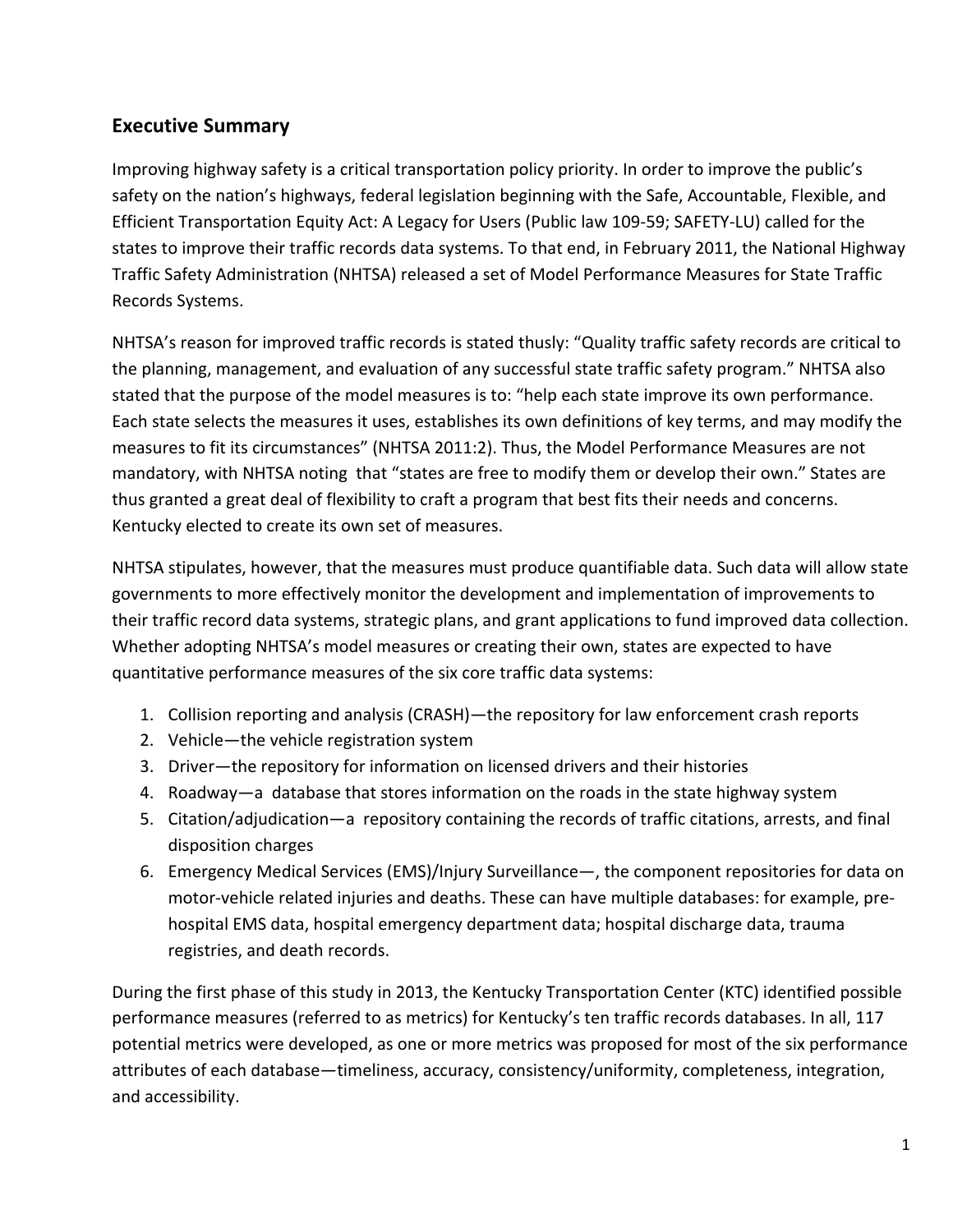## Executive Summary

Improving highway safety is a critical transportation policy priority. In order to improve the public's safety on the nation's highways, federal legislation beginning with the Safe, Accountable, Flexible, and Efficient Transportation Equity Act: A Legacy for Users (Public law 109-59; SAFETY-LU) called for the states to improve their traffic records data systems. To that end, in February 2011, the National Highway Traffic Safety Administration (NHTSA) released a set of Model Performance Measures for State Traffic Records Systems.

NHTSA's reason for improved traffic records is stated thusly: "Quality traffic safety records are critical to the planning, management, and evaluation of any successful state traffic safety program." NHTSA also stated that the purpose of the model measures is to: "help each state improve its own performance. Each state selects the measures it uses, establishes its own definitions of key terms, and may modify the measures to fit its circumstances" (NHTSA 2011:2). Thus, the Model Performance Measures are not mandatory, with NHTSA noting that "states are free to modify them or develop their own." States are thus granted a great deal of flexibility to craft a program that best fits their needs and concerns. Kentucky elected to create its own set of measures.

NHTSA stipulates, however, that the measures must produce quantifiable data. Such data will allow state governments to more effectively monitor the development and implementation of improvements to their traffic record data systems, strategic plans, and grant applications to fund improved data collection. Whether adopting NHTSA's model measures or creating their own, states are expected to have quantitative performance measures of the six core traffic data systems:

1. Collision reporting and analysis (CRASH)—the repository for law enforcement crash reports
2. Vehicle—the vehicle registration system
3. Driver—the repository for information on licensed drivers and their histories
4. Roadway—a database that stores information on the roads in the state highway system
5. Citation/adjudication—a repository containing the records of traffic citations, arrests, and final disposition charges
6. Emergency Medical Services (EMS)/Injury Surveillance—, the component repositories for data on motor-vehicle related injuries and deaths. These can have multiple databases: for example, pre-hospital EMS data, hospital emergency department data; hospital discharge data, trauma registries, and death records.

During the first phase of this study in 2013, the Kentucky Transportation Center (KTC) identified possible performance measures (referred to as metrics) for Kentucky's ten traffic records databases. In all, 117 potential metrics were developed, as one or more metrics was proposed for most of the six performance attributes of each database—timeliness, accuracy, consistency/uniformity, completeness, integration, and accessibility.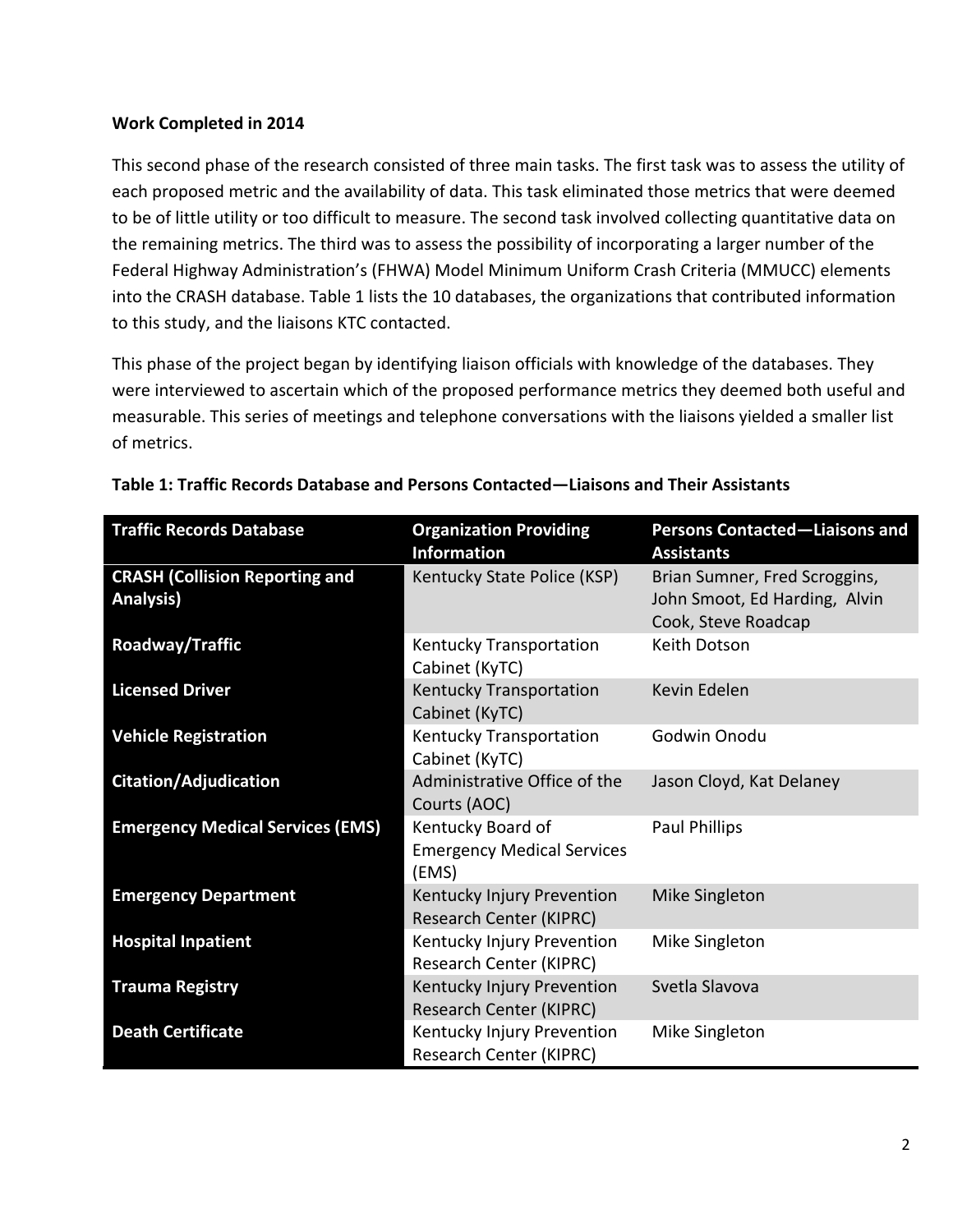**Work Completed in 2014**

This second phase of the research consisted of three main tasks. The first task was to assess the utility of each proposed metric and the availability of data. This task eliminated those metrics that were deemed to be of little utility or too difficult to measure. The second task involved collecting quantitative data on the remaining metrics. The third was to assess the possibility of incorporating a larger number of the Federal Highway Administration's (FHWA) Model Minimum Uniform Crash Criteria (MMUCC) elements into the CRASH database. Table 1 lists the 10 databases, the organizations that contributed information to this study, and the liaisons KTC contacted.

This phase of the project began by identifying liaison officials with knowledge of the databases. They were interviewed to ascertain which of the proposed performance metrics they deemed both useful and measurable. This series of meetings and telephone conversations with the liaisons yielded a smaller list of metrics.

**Table 1: Traffic Records Database and Persons Contacted—Liaisons and Their Assistants**

| Traffic Records Database | Organization Providing Information | Persons Contacted—Liaisons and Assistants |
|---|---|---|
| **CRASH (Collision Reporting and Analysis)** | Kentucky State Police (KSP) | Brian Sumner, Fred Scroggins, John Smoot, Ed Harding, Alvin Cook, Steve Roadcap |
| **Roadway/Traffic** | Kentucky Transportation Cabinet (KyTC) | Keith Dotson |
| **Licensed Driver** | Kentucky Transportation Cabinet (KyTC) | Kevin Edelen |
| **Vehicle Registration** | Kentucky Transportation Cabinet (KyTC) | Godwin Onodu |
| **Citation/Adjudication** | Administrative Office of the Courts (AOC) | Jason Cloyd, Kat Delaney |
| **Emergency Medical Services (EMS)** | Kentucky Board of Emergency Medical Services (EMS) | Paul Phillips |
| **Emergency Department** | Kentucky Injury Prevention Research Center (KIPRC) | Mike Singleton |
| **Hospital Inpatient** | Kentucky Injury Prevention Research Center (KIPRC) | Mike Singleton |
| **Trauma Registry** | Kentucky Injury Prevention Research Center (KIPRC) | Svetla Slavova |
| **Death Certificate** | Kentucky Injury Prevention Research Center (KIPRC) | Mike Singleton |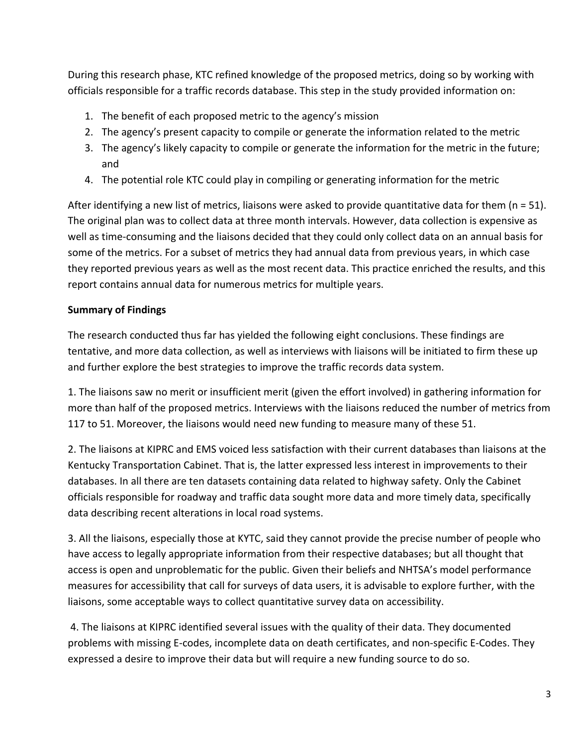During this research phase, KTC refined knowledge of the proposed metrics, doing so by working with officials responsible for a traffic records database. This step in the study provided information on:

1. The benefit of each proposed metric to the agency's mission
2. The agency's present capacity to compile or generate the information related to the metric
3. The agency's likely capacity to compile or generate the information for the metric in the future; and
4. The potential role KTC could play in compiling or generating information for the metric

After identifying a new list of metrics, liaisons were asked to provide quantitative data for them (n = 51). The original plan was to collect data at three month intervals. However, data collection is expensive as well as time-consuming and the liaisons decided that they could only collect data on an annual basis for some of the metrics. For a subset of metrics they had annual data from previous years, in which case they reported previous years as well as the most recent data. This practice enriched the results, and this report contains annual data for numerous metrics for multiple years.

**Summary of Findings**

The research conducted thus far has yielded the following eight conclusions. These findings are tentative, and more data collection, as well as interviews with liaisons will be initiated to firm these up and further explore the best strategies to improve the traffic records data system.

1. The liaisons saw no merit or insufficient merit (given the effort involved) in gathering information for more than half of the proposed metrics. Interviews with the liaisons reduced the number of metrics from 117 to 51. Moreover, the liaisons would need new funding to measure many of these 51.

2. The liaisons at KIPRC and EMS voiced less satisfaction with their current databases than liaisons at the Kentucky Transportation Cabinet. That is, the latter expressed less interest in improvements to their databases. In all there are ten datasets containing data related to highway safety. Only the Cabinet officials responsible for roadway and traffic data sought more data and more timely data, specifically data describing recent alterations in local road systems.

3. All the liaisons, especially those at KYTC, said they cannot provide the precise number of people who have access to legally appropriate information from their respective databases; but all thought that access is open and unproblematic for the public. Given their beliefs and NHTSA's model performance measures for accessibility that call for surveys of data users, it is advisable to explore further, with the liaisons, some acceptable ways to collect quantitative survey data on accessibility.

4. The liaisons at KIPRC identified several issues with the quality of their data. They documented problems with missing E-codes, incomplete data on death certificates, and non-specific E-Codes. They expressed a desire to improve their data but will require a new funding source to do so.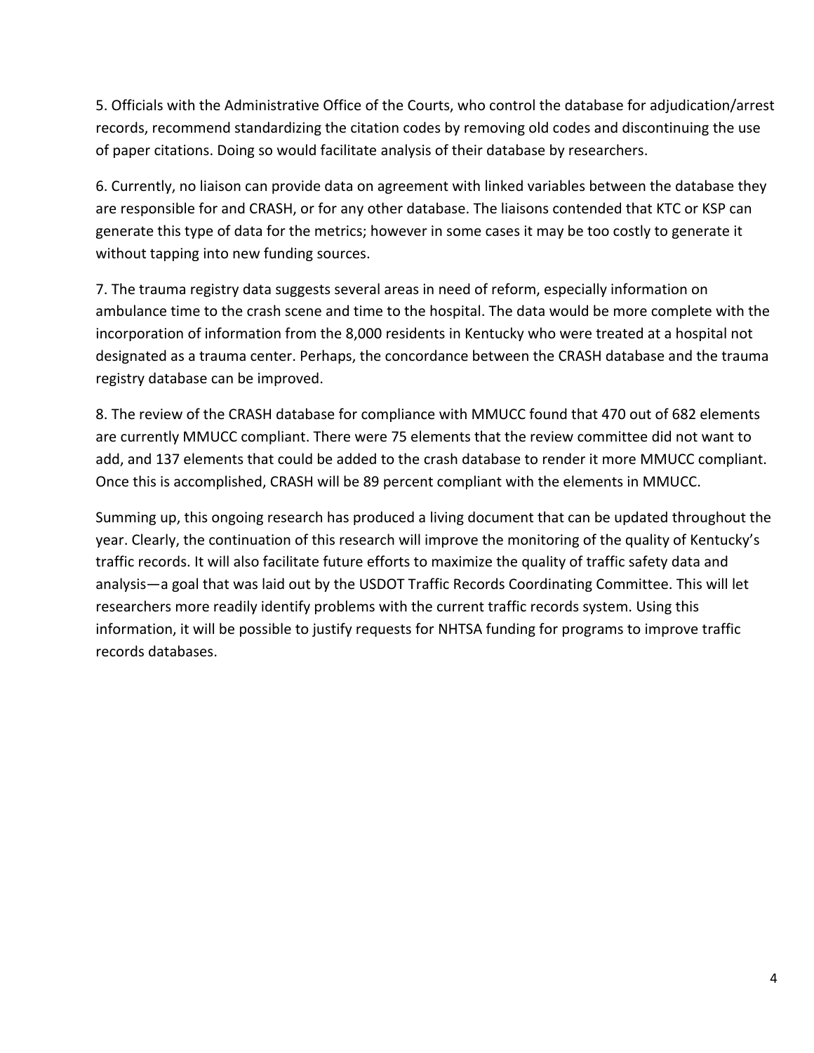5. Officials with the Administrative Office of the Courts, who control the database for adjudication/arrest records, recommend standardizing the citation codes by removing old codes and discontinuing the use of paper citations. Doing so would facilitate analysis of their database by researchers.

6. Currently, no liaison can provide data on agreement with linked variables between the database they are responsible for and CRASH, or for any other database. The liaisons contended that KTC or KSP can generate this type of data for the metrics; however in some cases it may be too costly to generate it without tapping into new funding sources.

7. The trauma registry data suggests several areas in need of reform, especially information on ambulance time to the crash scene and time to the hospital. The data would be more complete with the incorporation of information from the 8,000 residents in Kentucky who were treated at a hospital not designated as a trauma center. Perhaps, the concordance between the CRASH database and the trauma registry database can be improved.

8. The review of the CRASH database for compliance with MMUCC found that 470 out of 682 elements are currently MMUCC compliant. There were 75 elements that the review committee did not want to add, and 137 elements that could be added to the crash database to render it more MMUCC compliant. Once this is accomplished, CRASH will be 89 percent compliant with the elements in MMUCC.

Summing up, this ongoing research has produced a living document that can be updated throughout the year. Clearly, the continuation of this research will improve the monitoring of the quality of Kentucky's traffic records. It will also facilitate future efforts to maximize the quality of traffic safety data and analysis—a goal that was laid out by the USDOT Traffic Records Coordinating Committee. This will let researchers more readily identify problems with the current traffic records system. Using this information, it will be possible to justify requests for NHTSA funding for programs to improve traffic records databases.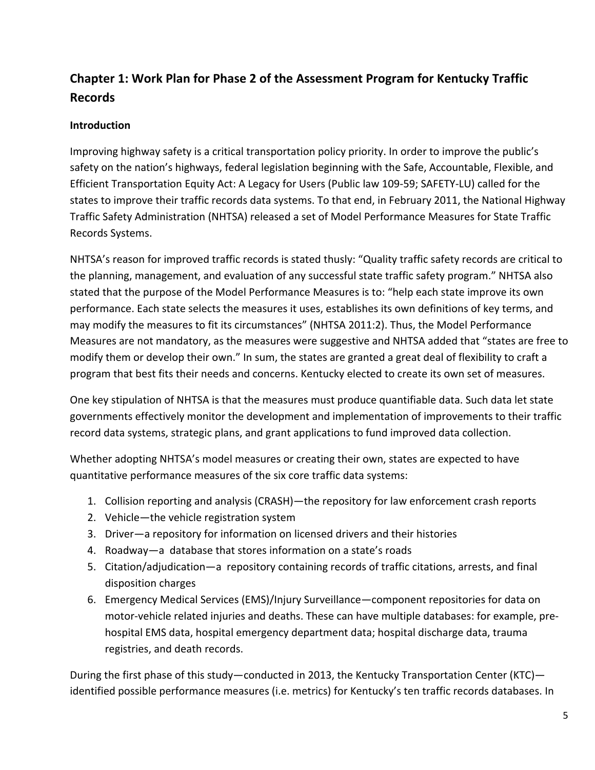## Chapter 1: Work Plan for Phase 2 of the Assessment Program for Kentucky Traffic Records

### Introduction

Improving highway safety is a critical transportation policy priority. In order to improve the public's safety on the nation's highways, federal legislation beginning with the Safe, Accountable, Flexible, and Efficient Transportation Equity Act: A Legacy for Users (Public law 109-59; SAFETY-LU) called for the states to improve their traffic records data systems. To that end, in February 2011, the National Highway Traffic Safety Administration (NHTSA) released a set of Model Performance Measures for State Traffic Records Systems.

NHTSA's reason for improved traffic records is stated thusly: "Quality traffic safety records are critical to the planning, management, and evaluation of any successful state traffic safety program." NHTSA also stated that the purpose of the Model Performance Measures is to: "help each state improve its own performance. Each state selects the measures it uses, establishes its own definitions of key terms, and may modify the measures to fit its circumstances" (NHTSA 2011:2). Thus, the Model Performance Measures are not mandatory, as the measures were suggestive and NHTSA added that "states are free to modify them or develop their own." In sum, the states are granted a great deal of flexibility to craft a program that best fits their needs and concerns. Kentucky elected to create its own set of measures.

One key stipulation of NHTSA is that the measures must produce quantifiable data. Such data let state governments effectively monitor the development and implementation of improvements to their traffic record data systems, strategic plans, and grant applications to fund improved data collection.

Whether adopting NHTSA's model measures or creating their own, states are expected to have quantitative performance measures of the six core traffic data systems:

1. Collision reporting and analysis (CRASH)—the repository for law enforcement crash reports
2. Vehicle—the vehicle registration system
3. Driver—a repository for information on licensed drivers and their histories
4. Roadway—a database that stores information on a state's roads
5. Citation/adjudication—a repository containing records of traffic citations, arrests, and final disposition charges
6. Emergency Medical Services (EMS)/Injury Surveillance—component repositories for data on motor-vehicle related injuries and deaths. These can have multiple databases: for example, pre-hospital EMS data, hospital emergency department data; hospital discharge data, trauma registries, and death records.

During the first phase of this study—conducted in 2013, the Kentucky Transportation Center (KTC)—identified possible performance measures (i.e. metrics) for Kentucky's ten traffic records databases. In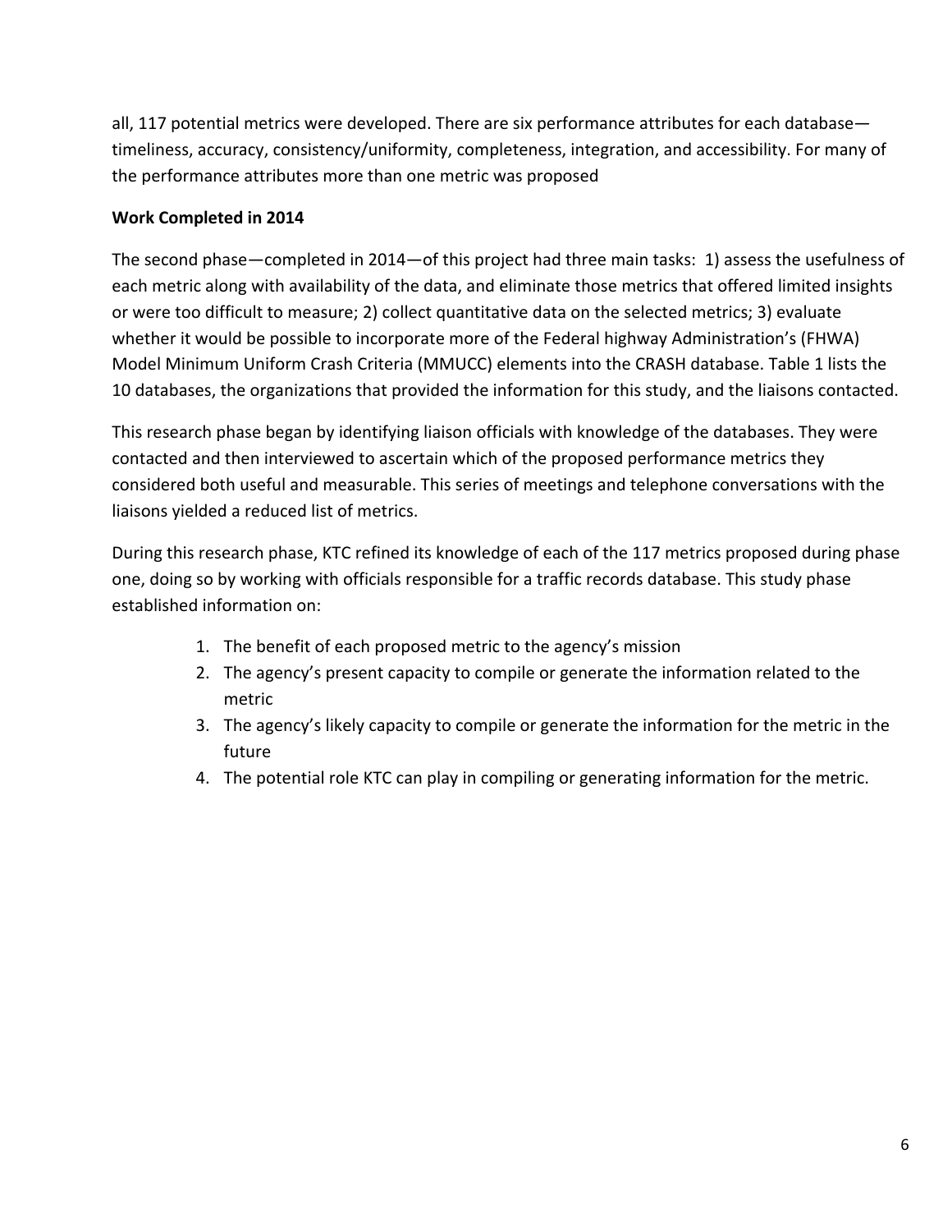all, 117 potential metrics were developed. There are six performance attributes for each database—timeliness, accuracy, consistency/uniformity, completeness, integration, and accessibility. For many of the performance attributes more than one metric was proposed

**Work Completed in 2014**

The second phase—completed in 2014—of this project had three main tasks: 1) assess the usefulness of each metric along with availability of the data, and eliminate those metrics that offered limited insights or were too difficult to measure; 2) collect quantitative data on the selected metrics; 3) evaluate whether it would be possible to incorporate more of the Federal highway Administration's (FHWA) Model Minimum Uniform Crash Criteria (MMUCC) elements into the CRASH database. Table 1 lists the 10 databases, the organizations that provided the information for this study, and the liaisons contacted.

This research phase began by identifying liaison officials with knowledge of the databases. They were contacted and then interviewed to ascertain which of the proposed performance metrics they considered both useful and measurable. This series of meetings and telephone conversations with the liaisons yielded a reduced list of metrics.

During this research phase, KTC refined its knowledge of each of the 117 metrics proposed during phase one, doing so by working with officials responsible for a traffic records database. This study phase established information on:

1. The benefit of each proposed metric to the agency's mission
2. The agency's present capacity to compile or generate the information related to the metric
3. The agency's likely capacity to compile or generate the information for the metric in the future
4. The potential role KTC can play in compiling or generating information for the metric.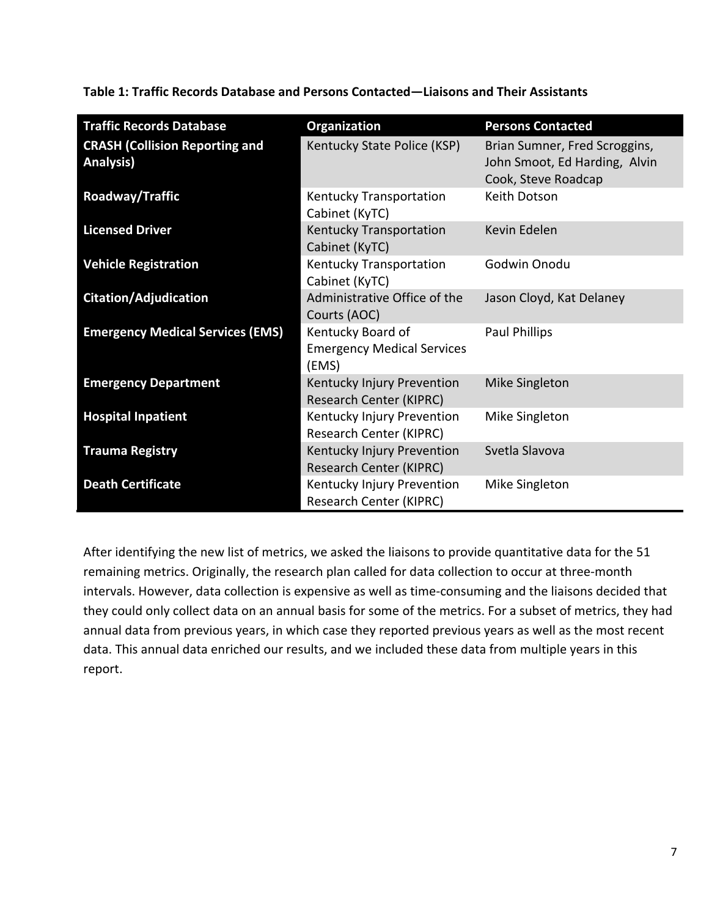**Table 1: Traffic Records Database and Persons Contacted—Liaisons and Their Assistants**

| Traffic Records Database | Organization | Persons Contacted |
|---|---|---|
| **CRASH (Collision Reporting and Analysis)** | Kentucky State Police (KSP) | Brian Sumner, Fred Scroggins, John Smoot, Ed Harding, Alvin Cook, Steve Roadcap |
| **Roadway/Traffic** | Kentucky Transportation Cabinet (KyTC) | Keith Dotson |
| **Licensed Driver** | Kentucky Transportation Cabinet (KyTC) | Kevin Edelen |
| **Vehicle Registration** | Kentucky Transportation Cabinet (KyTC) | Godwin Onodu |
| **Citation/Adjudication** | Administrative Office of the Courts (AOC) | Jason Cloyd, Kat Delaney |
| **Emergency Medical Services (EMS)** | Kentucky Board of Emergency Medical Services (EMS) | Paul Phillips |
| **Emergency Department** | Kentucky Injury Prevention Research Center (KIPRC) | Mike Singleton |
| **Hospital Inpatient** | Kentucky Injury Prevention Research Center (KIPRC) | Mike Singleton |
| **Trauma Registry** | Kentucky Injury Prevention Research Center (KIPRC) | Svetla Slavova |
| **Death Certificate** | Kentucky Injury Prevention Research Center (KIPRC) | Mike Singleton |

After identifying the new list of metrics, we asked the liaisons to provide quantitative data for the 51 remaining metrics. Originally, the research plan called for data collection to occur at three-month intervals. However, data collection is expensive as well as time-consuming and the liaisons decided that they could only collect data on an annual basis for some of the metrics. For a subset of metrics, they had annual data from previous years, in which case they reported previous years as well as the most recent data. This annual data enriched our results, and we included these data from multiple years in this report.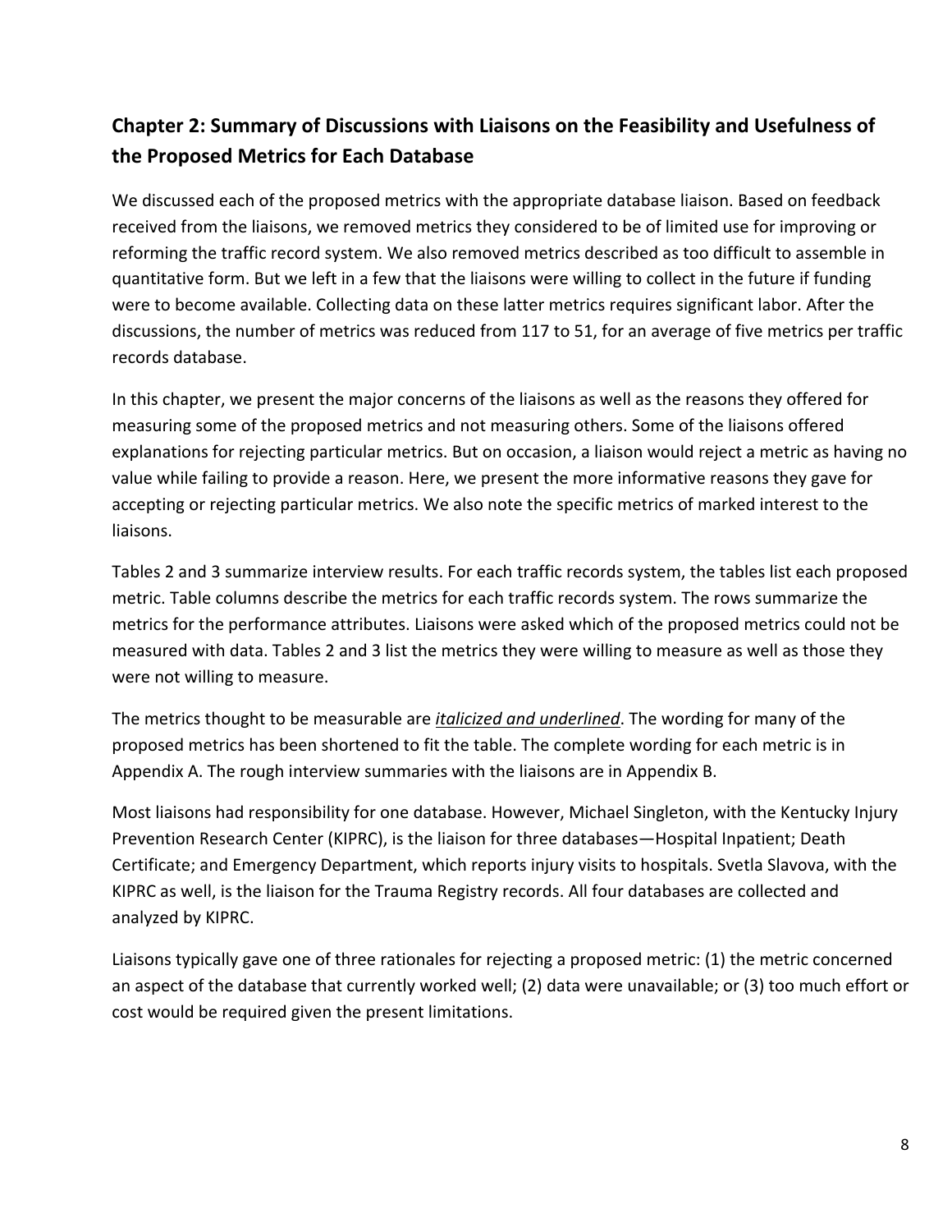## Chapter 2: Summary of Discussions with Liaisons on the Feasibility and Usefulness of the Proposed Metrics for Each Database

We discussed each of the proposed metrics with the appropriate database liaison. Based on feedback received from the liaisons, we removed metrics they considered to be of limited use for improving or reforming the traffic record system. We also removed metrics described as too difficult to assemble in quantitative form. But we left in a few that the liaisons were willing to collect in the future if funding were to become available. Collecting data on these latter metrics requires significant labor. After the discussions, the number of metrics was reduced from 117 to 51, for an average of five metrics per traffic records database.

In this chapter, we present the major concerns of the liaisons as well as the reasons they offered for measuring some of the proposed metrics and not measuring others. Some of the liaisons offered explanations for rejecting particular metrics. But on occasion, a liaison would reject a metric as having no value while failing to provide a reason. Here, we present the more informative reasons they gave for accepting or rejecting particular metrics. We also note the specific metrics of marked interest to the liaisons.

Tables 2 and 3 summarize interview results. For each traffic records system, the tables list each proposed metric. Table columns describe the metrics for each traffic records system. The rows summarize the metrics for the performance attributes. Liaisons were asked which of the proposed metrics could not be measured with data. Tables 2 and 3 list the metrics they were willing to measure as well as those they were not willing to measure.

The metrics thought to be measurable are <u>*italicized and underlined*</u>. The wording for many of the proposed metrics has been shortened to fit the table. The complete wording for each metric is in Appendix A. The rough interview summaries with the liaisons are in Appendix B.

Most liaisons had responsibility for one database. However, Michael Singleton, with the Kentucky Injury Prevention Research Center (KIPRC), is the liaison for three databases—Hospital Inpatient; Death Certificate; and Emergency Department, which reports injury visits to hospitals. Svetla Slavova, with the KIPRC as well, is the liaison for the Trauma Registry records. All four databases are collected and analyzed by KIPRC.

Liaisons typically gave one of three rationales for rejecting a proposed metric: (1) the metric concerned an aspect of the database that currently worked well; (2) data were unavailable; or (3) too much effort or cost would be required given the present limitations.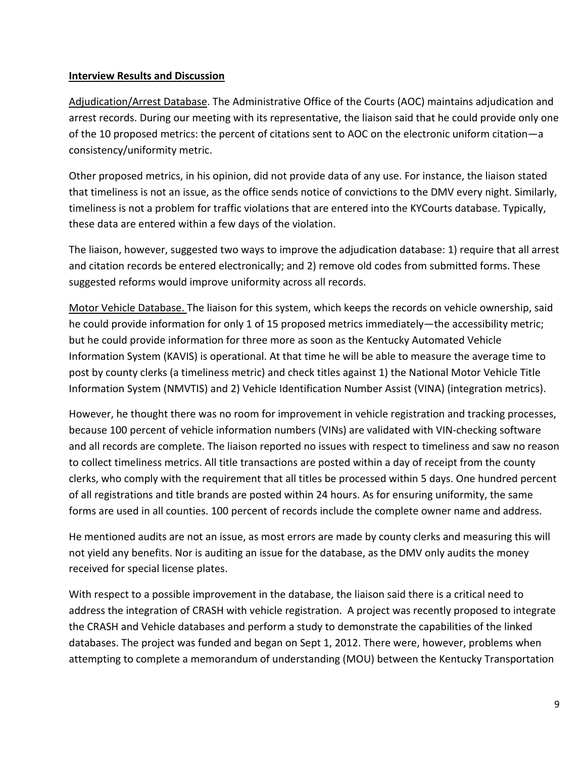**Interview Results and Discussion**

Adjudication/Arrest Database. The Administrative Office of the Courts (AOC) maintains adjudication and arrest records. During our meeting with its representative, the liaison said that he could provide only one of the 10 proposed metrics: the percent of citations sent to AOC on the electronic uniform citation—a consistency/uniformity metric.

Other proposed metrics, in his opinion, did not provide data of any use. For instance, the liaison stated that timeliness is not an issue, as the office sends notice of convictions to the DMV every night. Similarly, timeliness is not a problem for traffic violations that are entered into the KYCourts database. Typically, these data are entered within a few days of the violation.

The liaison, however, suggested two ways to improve the adjudication database: 1) require that all arrest and citation records be entered electronically; and 2) remove old codes from submitted forms. These suggested reforms would improve uniformity across all records.

Motor Vehicle Database. The liaison for this system, which keeps the records on vehicle ownership, said he could provide information for only 1 of 15 proposed metrics immediately—the accessibility metric; but he could provide information for three more as soon as the Kentucky Automated Vehicle Information System (KAVIS) is operational. At that time he will be able to measure the average time to post by county clerks (a timeliness metric) and check titles against 1) the National Motor Vehicle Title Information System (NMVTIS) and 2) Vehicle Identification Number Assist (VINA) (integration metrics).

However, he thought there was no room for improvement in vehicle registration and tracking processes, because 100 percent of vehicle information numbers (VINs) are validated with VIN-checking software and all records are complete. The liaison reported no issues with respect to timeliness and saw no reason to collect timeliness metrics. All title transactions are posted within a day of receipt from the county clerks, who comply with the requirement that all titles be processed within 5 days. One hundred percent of all registrations and title brands are posted within 24 hours. As for ensuring uniformity, the same forms are used in all counties. 100 percent of records include the complete owner name and address.

He mentioned audits are not an issue, as most errors are made by county clerks and measuring this will not yield any benefits. Nor is auditing an issue for the database, as the DMV only audits the money received for special license plates.

With respect to a possible improvement in the database, the liaison said there is a critical need to address the integration of CRASH with vehicle registration. A project was recently proposed to integrate the CRASH and Vehicle databases and perform a study to demonstrate the capabilities of the linked databases. The project was funded and began on Sept 1, 2012. There were, however, problems when attempting to complete a memorandum of understanding (MOU) between the Kentucky Transportation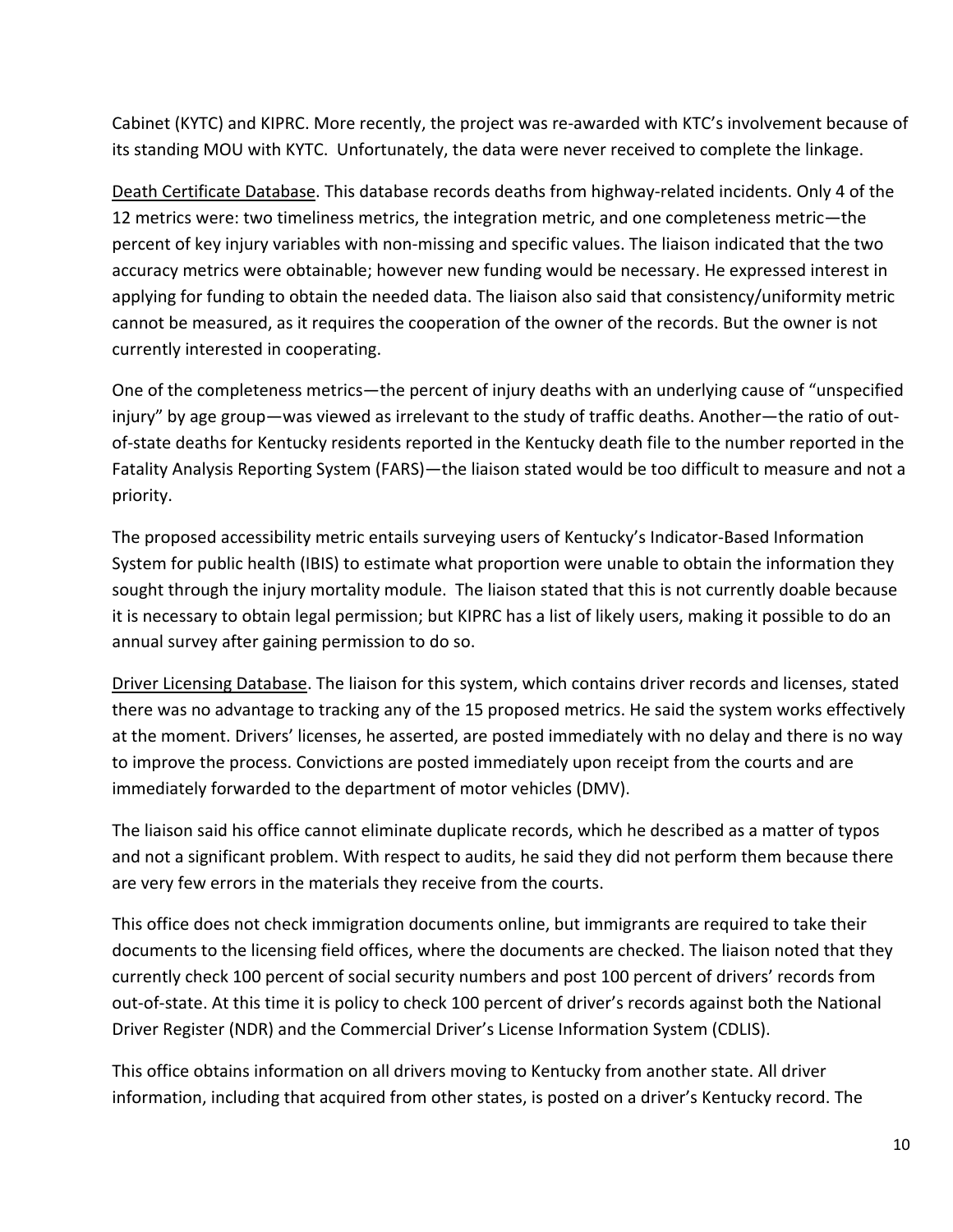Cabinet (KYTC) and KIPRC. More recently, the project was re-awarded with KTC's involvement because of its standing MOU with KYTC. Unfortunately, the data were never received to complete the linkage.

<u>Death Certificate Database</u>. This database records deaths from highway-related incidents. Only 4 of the 12 metrics were: two timeliness metrics, the integration metric, and one completeness metric—the percent of key injury variables with non-missing and specific values. The liaison indicated that the two accuracy metrics were obtainable; however new funding would be necessary. He expressed interest in applying for funding to obtain the needed data. The liaison also said that consistency/uniformity metric cannot be measured, as it requires the cooperation of the owner of the records. But the owner is not currently interested in cooperating.

One of the completeness metrics—the percent of injury deaths with an underlying cause of "unspecified injury" by age group—was viewed as irrelevant to the study of traffic deaths. Another—the ratio of out-of-state deaths for Kentucky residents reported in the Kentucky death file to the number reported in the Fatality Analysis Reporting System (FARS)—the liaison stated would be too difficult to measure and not a priority.

The proposed accessibility metric entails surveying users of Kentucky's Indicator-Based Information System for public health (IBIS) to estimate what proportion were unable to obtain the information they sought through the injury mortality module. The liaison stated that this is not currently doable because it is necessary to obtain legal permission; but KIPRC has a list of likely users, making it possible to do an annual survey after gaining permission to do so.

<u>Driver Licensing Database</u>. The liaison for this system, which contains driver records and licenses, stated there was no advantage to tracking any of the 15 proposed metrics. He said the system works effectively at the moment. Drivers' licenses, he asserted, are posted immediately with no delay and there is no way to improve the process. Convictions are posted immediately upon receipt from the courts and are immediately forwarded to the department of motor vehicles (DMV).

The liaison said his office cannot eliminate duplicate records, which he described as a matter of typos and not a significant problem. With respect to audits, he said they did not perform them because there are very few errors in the materials they receive from the courts.

This office does not check immigration documents online, but immigrants are required to take their documents to the licensing field offices, where the documents are checked. The liaison noted that they currently check 100 percent of social security numbers and post 100 percent of drivers' records from out-of-state. At this time it is policy to check 100 percent of driver's records against both the National Driver Register (NDR) and the Commercial Driver's License Information System (CDLIS).

This office obtains information on all drivers moving to Kentucky from another state. All driver information, including that acquired from other states, is posted on a driver's Kentucky record. The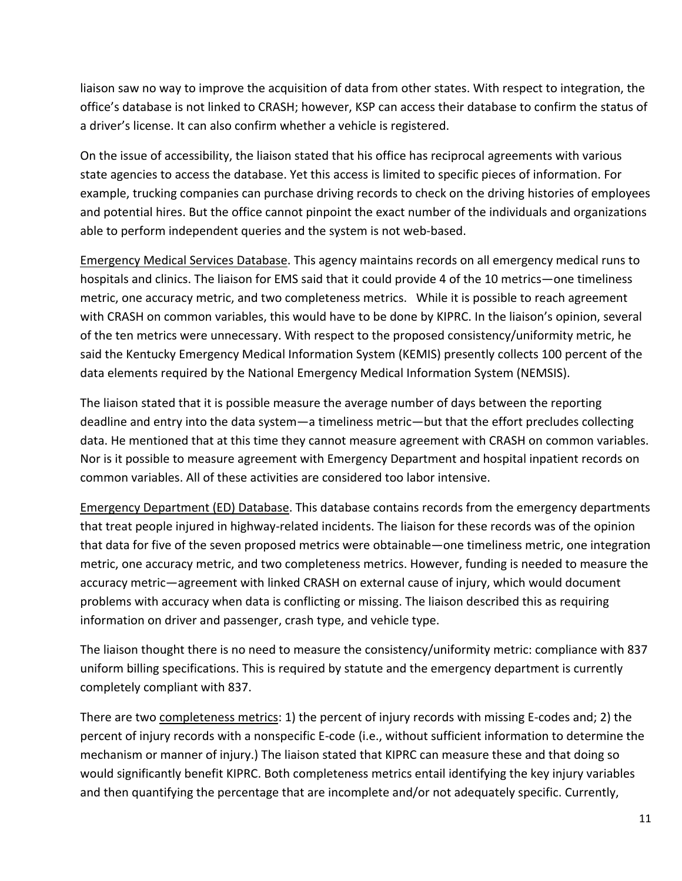liaison saw no way to improve the acquisition of data from other states. With respect to integration, the office's database is not linked to CRASH; however, KSP can access their database to confirm the status of a driver's license. It can also confirm whether a vehicle is registered.

On the issue of accessibility, the liaison stated that his office has reciprocal agreements with various state agencies to access the database. Yet this access is limited to specific pieces of information. For example, trucking companies can purchase driving records to check on the driving histories of employees and potential hires. But the office cannot pinpoint the exact number of the individuals and organizations able to perform independent queries and the system is not web-based.

<u>Emergency Medical Services Database</u>. This agency maintains records on all emergency medical runs to hospitals and clinics. The liaison for EMS said that it could provide 4 of the 10 metrics—one timeliness metric, one accuracy metric, and two completeness metrics. While it is possible to reach agreement with CRASH on common variables, this would have to be done by KIPRC. In the liaison's opinion, several of the ten metrics were unnecessary. With respect to the proposed consistency/uniformity metric, he said the Kentucky Emergency Medical Information System (KEMIS) presently collects 100 percent of the data elements required by the National Emergency Medical Information System (NEMSIS).

The liaison stated that it is possible measure the average number of days between the reporting deadline and entry into the data system—a timeliness metric—but that the effort precludes collecting data. He mentioned that at this time they cannot measure agreement with CRASH on common variables. Nor is it possible to measure agreement with Emergency Department and hospital inpatient records on common variables. All of these activities are considered too labor intensive.

<u>Emergency Department (ED) Database</u>. This database contains records from the emergency departments that treat people injured in highway-related incidents. The liaison for these records was of the opinion that data for five of the seven proposed metrics were obtainable—one timeliness metric, one integration metric, one accuracy metric, and two completeness metrics. However, funding is needed to measure the accuracy metric—agreement with linked CRASH on external cause of injury, which would document problems with accuracy when data is conflicting or missing. The liaison described this as requiring information on driver and passenger, crash type, and vehicle type.

The liaison thought there is no need to measure the consistency/uniformity metric: compliance with 837 uniform billing specifications. This is required by statute and the emergency department is currently completely compliant with 837.

There are two <u>completeness metrics</u>: 1) the percent of injury records with missing E-codes and; 2) the percent of injury records with a nonspecific E-code (i.e., without sufficient information to determine the mechanism or manner of injury.) The liaison stated that KIPRC can measure these and that doing so would significantly benefit KIPRC. Both completeness metrics entail identifying the key injury variables and then quantifying the percentage that are incomplete and/or not adequately specific. Currently,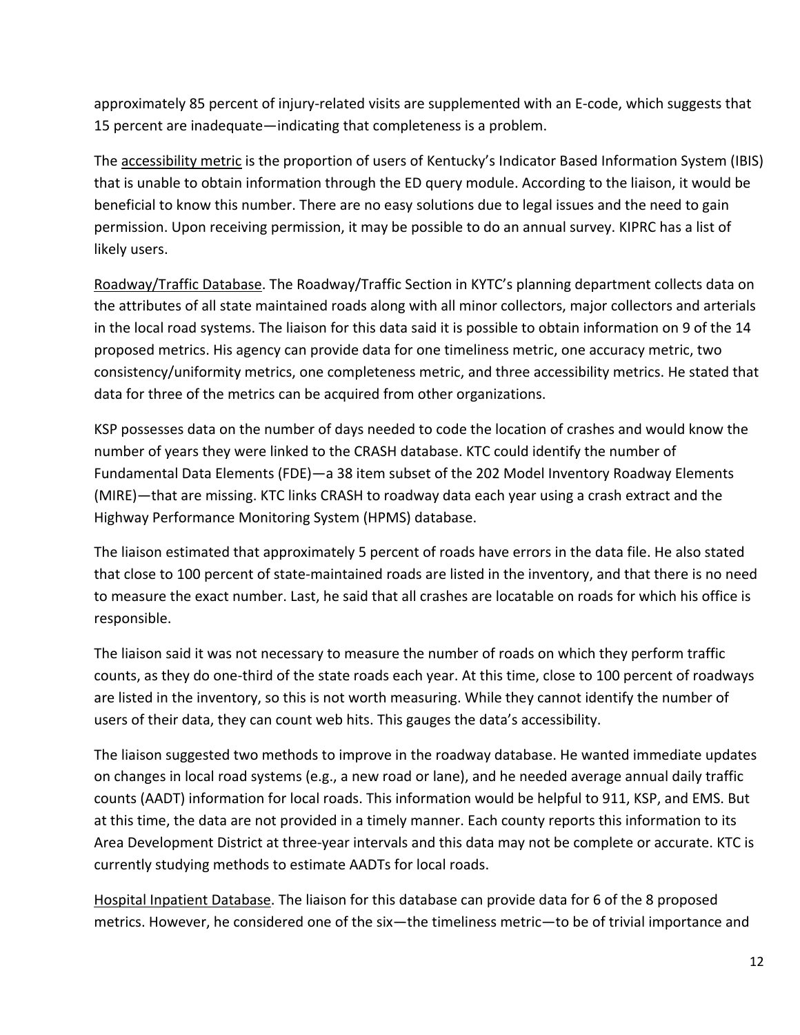approximately 85 percent of injury-related visits are supplemented with an E-code, which suggests that 15 percent are inadequate—indicating that completeness is a problem.

The <u>accessibility metric</u> is the proportion of users of Kentucky's Indicator Based Information System (IBIS) that is unable to obtain information through the ED query module. According to the liaison, it would be beneficial to know this number. There are no easy solutions due to legal issues and the need to gain permission. Upon receiving permission, it may be possible to do an annual survey. KIPRC has a list of likely users.

<u>Roadway/Traffic Database</u>. The Roadway/Traffic Section in KYTC's planning department collects data on the attributes of all state maintained roads along with all minor collectors, major collectors and arterials in the local road systems. The liaison for this data said it is possible to obtain information on 9 of the 14 proposed metrics. His agency can provide data for one timeliness metric, one accuracy metric, two consistency/uniformity metrics, one completeness metric, and three accessibility metrics. He stated that data for three of the metrics can be acquired from other organizations.

KSP possesses data on the number of days needed to code the location of crashes and would know the number of years they were linked to the CRASH database. KTC could identify the number of Fundamental Data Elements (FDE)—a 38 item subset of the 202 Model Inventory Roadway Elements (MIRE)—that are missing. KTC links CRASH to roadway data each year using a crash extract and the Highway Performance Monitoring System (HPMS) database.

The liaison estimated that approximately 5 percent of roads have errors in the data file. He also stated that close to 100 percent of state-maintained roads are listed in the inventory, and that there is no need to measure the exact number. Last, he said that all crashes are locatable on roads for which his office is responsible.

The liaison said it was not necessary to measure the number of roads on which they perform traffic counts, as they do one-third of the state roads each year. At this time, close to 100 percent of roadways are listed in the inventory, so this is not worth measuring. While they cannot identify the number of users of their data, they can count web hits. This gauges the data's accessibility.

The liaison suggested two methods to improve in the roadway database. He wanted immediate updates on changes in local road systems (e.g., a new road or lane), and he needed average annual daily traffic counts (AADT) information for local roads. This information would be helpful to 911, KSP, and EMS. But at this time, the data are not provided in a timely manner. Each county reports this information to its Area Development District at three-year intervals and this data may not be complete or accurate. KTC is currently studying methods to estimate AADTs for local roads.

<u>Hospital Inpatient Database</u>. The liaison for this database can provide data for 6 of the 8 proposed metrics. However, he considered one of the six—the timeliness metric—to be of trivial importance and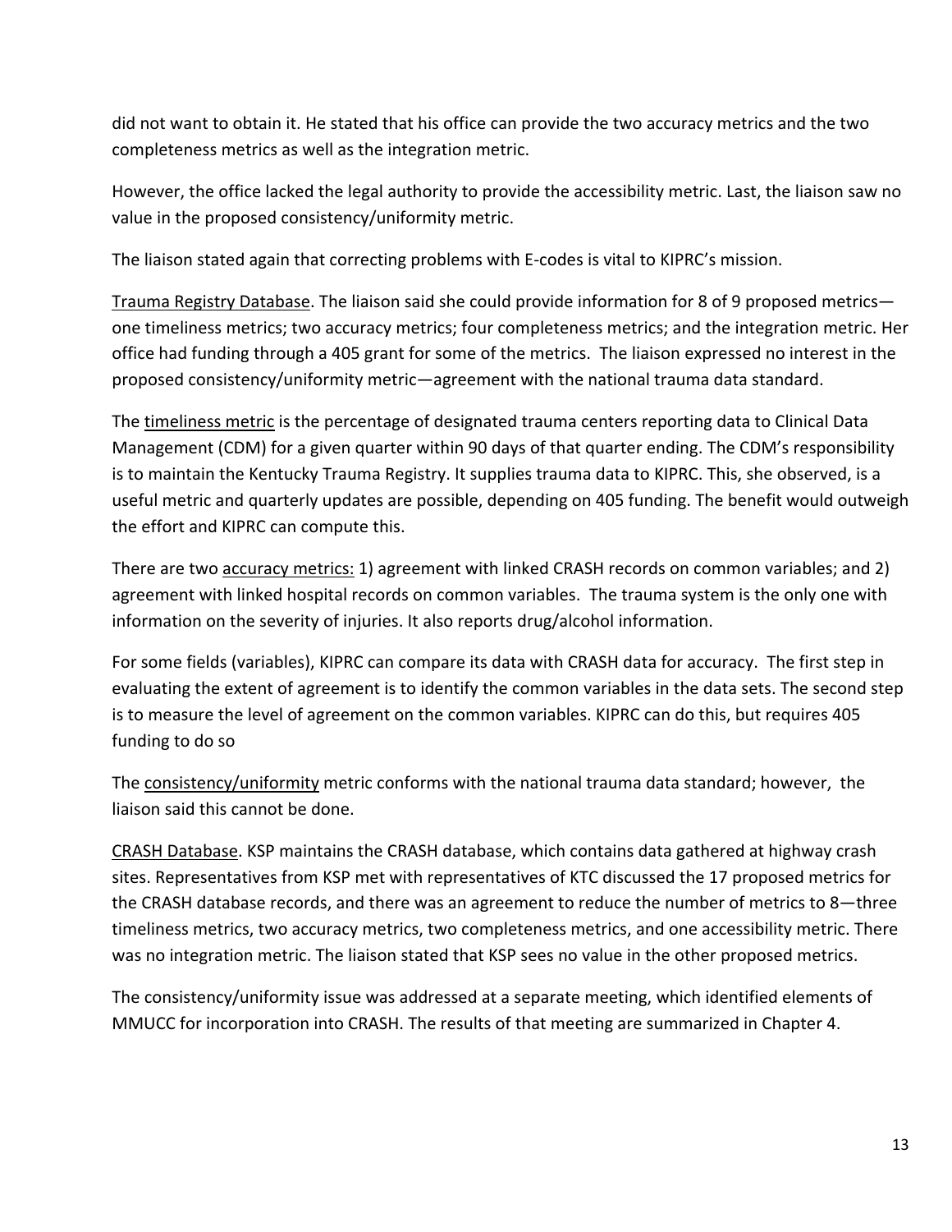did not want to obtain it. He stated that his office can provide the two accuracy metrics and the two completeness metrics as well as the integration metric.

However, the office lacked the legal authority to provide the accessibility metric. Last, the liaison saw no value in the proposed consistency/uniformity metric.

The liaison stated again that correcting problems with E-codes is vital to KIPRC's mission.

<u>Trauma Registry Database</u>. The liaison said she could provide information for 8 of 9 proposed metrics—one timeliness metrics; two accuracy metrics; four completeness metrics; and the integration metric. Her office had funding through a 405 grant for some of the metrics. The liaison expressed no interest in the proposed consistency/uniformity metric—agreement with the national trauma data standard.

The <u>timeliness metric</u> is the percentage of designated trauma centers reporting data to Clinical Data Management (CDM) for a given quarter within 90 days of that quarter ending. The CDM's responsibility is to maintain the Kentucky Trauma Registry. It supplies trauma data to KIPRC. This, she observed, is a useful metric and quarterly updates are possible, depending on 405 funding. The benefit would outweigh the effort and KIPRC can compute this.

There are two <u>accuracy metrics:</u> 1) agreement with linked CRASH records on common variables; and 2) agreement with linked hospital records on common variables. The trauma system is the only one with information on the severity of injuries. It also reports drug/alcohol information.

For some fields (variables), KIPRC can compare its data with CRASH data for accuracy. The first step in evaluating the extent of agreement is to identify the common variables in the data sets. The second step is to measure the level of agreement on the common variables. KIPRC can do this, but requires 405 funding to do so

The <u>consistency/uniformity</u> metric conforms with the national trauma data standard; however, the liaison said this cannot be done.

<u>CRASH Database</u>. KSP maintains the CRASH database, which contains data gathered at highway crash sites. Representatives from KSP met with representatives of KTC discussed the 17 proposed metrics for the CRASH database records, and there was an agreement to reduce the number of metrics to 8—three timeliness metrics, two accuracy metrics, two completeness metrics, and one accessibility metric. There was no integration metric. The liaison stated that KSP sees no value in the other proposed metrics.

The consistency/uniformity issue was addressed at a separate meeting, which identified elements of MMUCC for incorporation into CRASH. The results of that meeting are summarized in Chapter 4.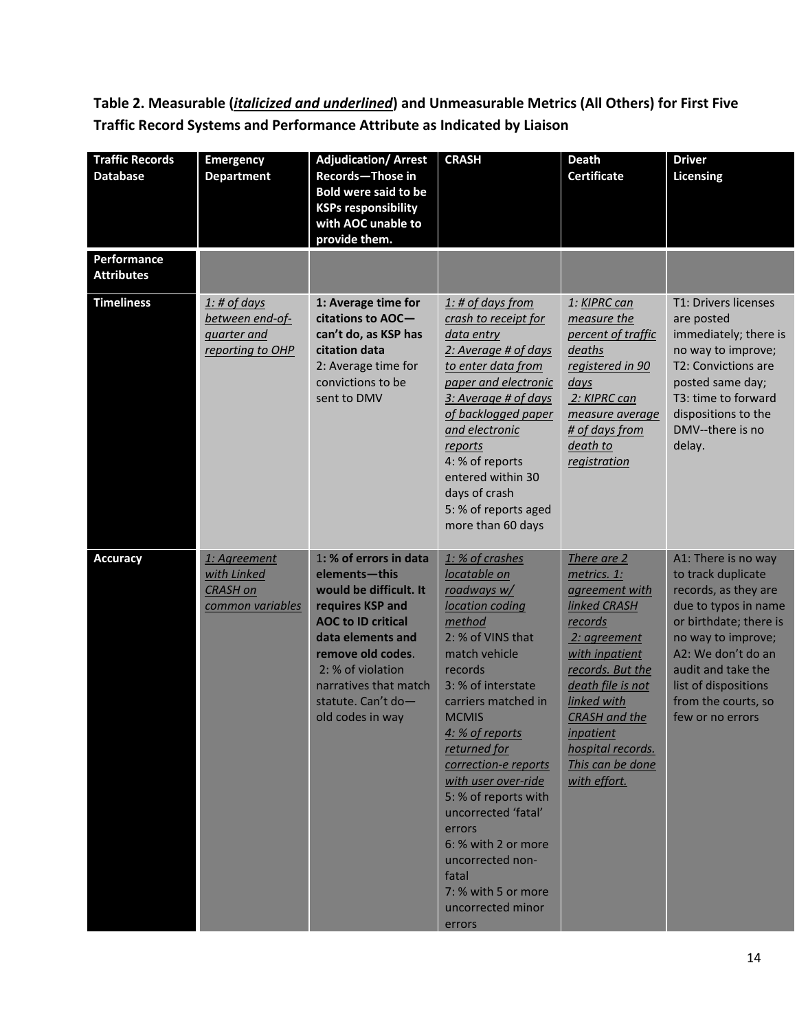**Table 2. Measurable (*<u>italicized and underlined</u>*) and Unmeasurable Metrics (All Others) for First Five Traffic Record Systems and Performance Attribute as Indicated by Liaison**

| Traffic Records Database | Emergency Department | Adjudication/ Arrest Records—Those in Bold were said to be KSPs responsibility with AOC unable to provide them. | CRASH | Death Certificate | Driver Licensing |
|---|---|---|---|---|---|
| **Performance Attributes** | | | | | |
| **Timeliness** | *<u>1: # of days between end-of-quarter and reporting to OHP</u>* | **1: Average time for citations to AOC—can't do, as KSP has citation data**<br>2: Average time for convictions to be sent to DMV | *<u>1: # of days from crash to receipt for data entry</u>*<br>*<u>2: Average # of days to enter data from paper and electronic</u>*<br>*<u>3: Average # of days of backlogged paper and electronic reports</u>*<br>4: % of reports entered within 30 days of crash<br>5: % of reports aged more than 60 days | *<u>1: KIPRC can measure the percent of traffic deaths registered in 90 days</u>*<br>*<u>2: KIPRC can measure average # of days from death to registration</u>* | T1: Drivers licenses are posted immediately; there is no way to improve;<br>T2: Convictions are posted same day;<br>T3: time to forward dispositions to the DMV--there is no delay. |
| **Accuracy** | *<u>1: Agreement with Linked CRASH on common variables</u>* | **1: % of errors in data elements—this would be difficult. It requires KSP and AOC to ID critical data elements and remove old codes**.<br>2: % of violation narratives that match statute. Can't do—old codes in way | *<u>1: % of crashes locatable on roadways w/ location coding method</u>*<br>2: % of VINS that match vehicle records<br>3: % of interstate carriers matched in MCMIS<br>*<u>4: % of reports returned for correction-e reports with user over-ride</u>*<br>5: % of reports with uncorrected 'fatal' errors<br>6: % with 2 or more uncorrected non-fatal<br>7: % with 5 or more uncorrected minor errors | *<u>There are 2 metrics. 1: agreement with linked CRASH records</u>*<br>*<u>2: agreement with inpatient records. But the death file is not linked with CRASH and the inpatient hospital records. This can be done with effort.</u>* | A1: There is no way to track duplicate records, as they are due to typos in name or birthdate; there is no way to improve;<br>A2: We don't do an audit and take the list of dispositions from the courts, so few or no errors |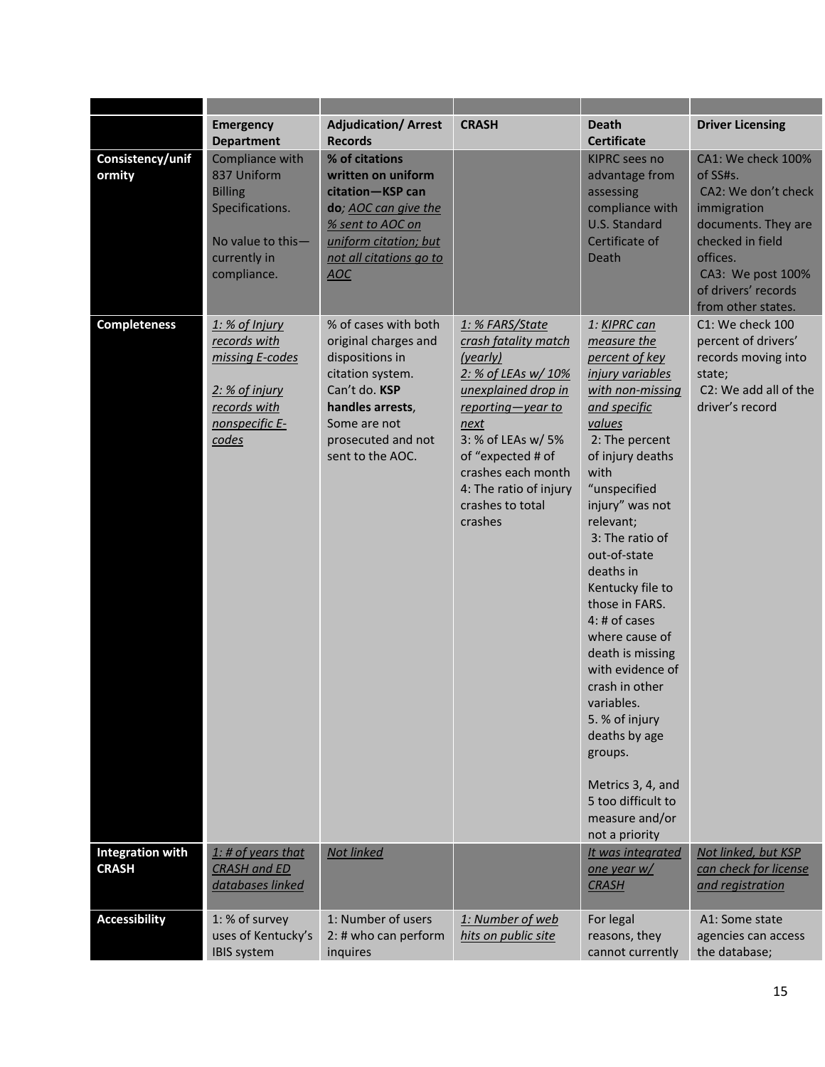| | Emergency Department | Adjudication/ Arrest Records | CRASH | Death Certificate | Driver Licensing |
|---|---|---|---|---|---|
| **Consistency/uniformity** | Compliance with 837 Uniform Billing Specifications.<br><br>No value to this—currently in compliance. | **% of citations written on uniform citation—KSP can do**; *AOC can give the % sent to AOC on uniform citation; but not all citations go to AOC* | | KIPRC sees no advantage from assessing compliance with U.S. Standard Certificate of Death | CA1: We check 100% of SS#s.<br>CA2: We don't check immigration documents. They are checked in field offices.<br>CA3: We post 100% of drivers' records from other states. |
| **Completeness** | *1: % of Injury records with missing E-codes*<br><br>*2: % of injury records with nonspecific E-codes* | % of cases with both original charges and dispositions in citation system. Can't do. **KSP handles arrests**, Some are not prosecuted and not sent to the AOC. | *1: % FARS/State crash fatality match (yearly)*<br>*2: % of LEAs w/ 10% unexplained drop in reporting—year to next*<br>3: % of LEAs w/ 5% of "expected # of crashes each month<br>4: The ratio of injury crashes to total crashes | *1: KIPRC can measure the percent of key injury variables with non-missing and specific values*<br>2: The percent of injury deaths with "unspecified injury" was not relevant;<br>3: The ratio of out-of-state deaths in Kentucky file to those in FARS.<br>4: # of cases where cause of death is missing with evidence of crash in other variables.<br>5. % of injury deaths by age groups.<br><br>Metrics 3, 4, and 5 too difficult to measure and/or not a priority | C1: We check 100 percent of drivers' records moving into state;<br>C2: We add all of the driver's record |
| **Integration with CRASH** | *1: # of years that CRASH and ED databases linked* | *Not linked* | | *It was integrated one year w/ CRASH* | *Not linked, but KSP can check for license and registration* |
| **Accessibility** | 1: % of survey uses of Kentucky's IBIS system | 1: Number of users<br>2: # who can perform inquires | *1: Number of web hits on public site* | For legal reasons, they cannot currently | A1: Some state agencies can access the database; |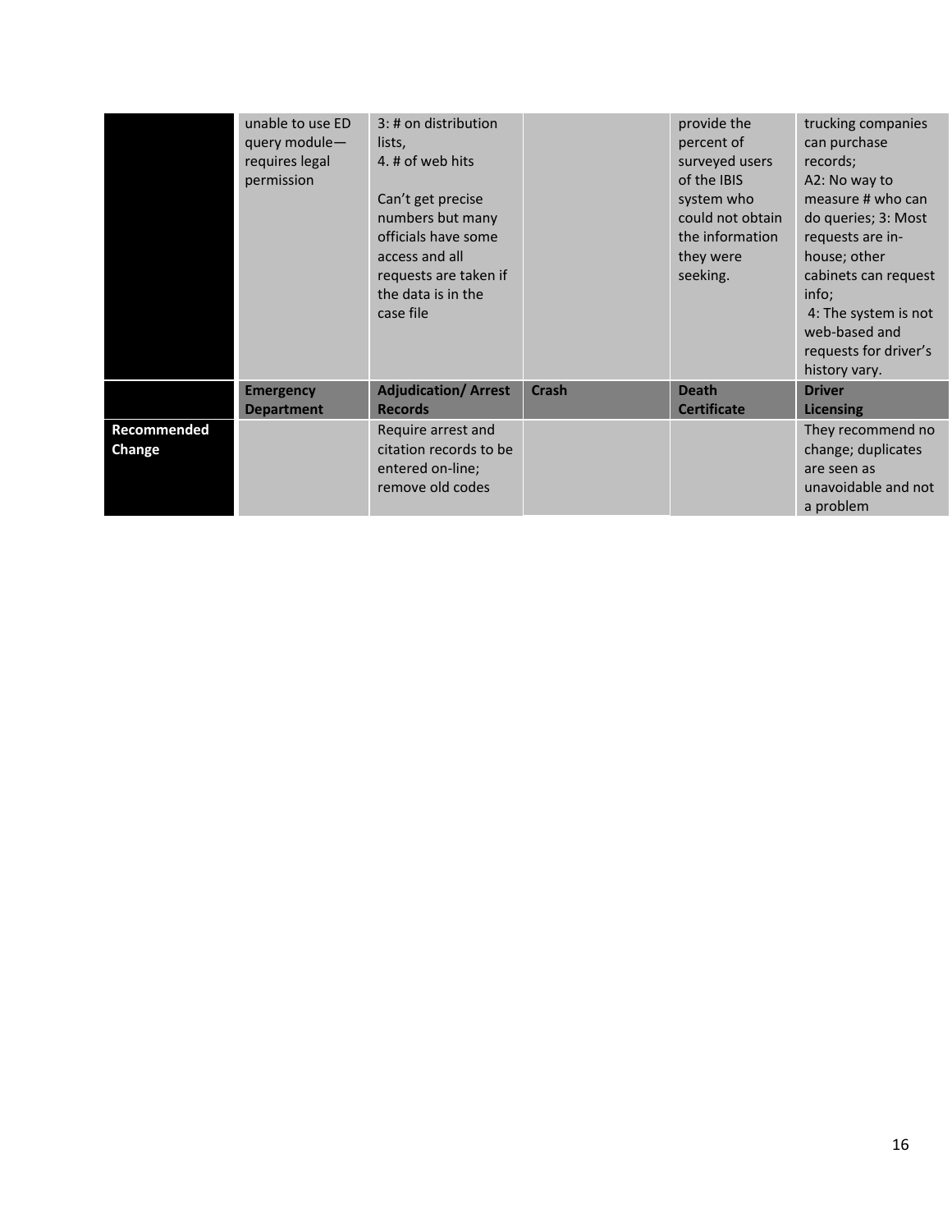| | | | | | |
|---|---|---|---|---|---|
| | unable to use ED query module—requires legal permission | 3: # on distribution lists,<br>4. # of web hits<br><br>Can't get precise numbers but many officials have some access and all requests are taken if the data is in the case file | | provide the percent of surveyed users of the IBIS system who could not obtain the information they were seeking. | trucking companies can purchase records;<br>A2: No way to measure # who can do queries; 3: Most requests are in-house; other cabinets can request info;<br>4: The system is not web-based and requests for driver's history vary. |
| | **Emergency Department** | **Adjudication/ Arrest Records** | **Crash** | **Death Certificate** | **Driver Licensing** |
| **Recommended Change** | | Require arrest and citation records to be entered on-line; remove old codes | | | They recommend no change; duplicates are seen as unavoidable and not a problem |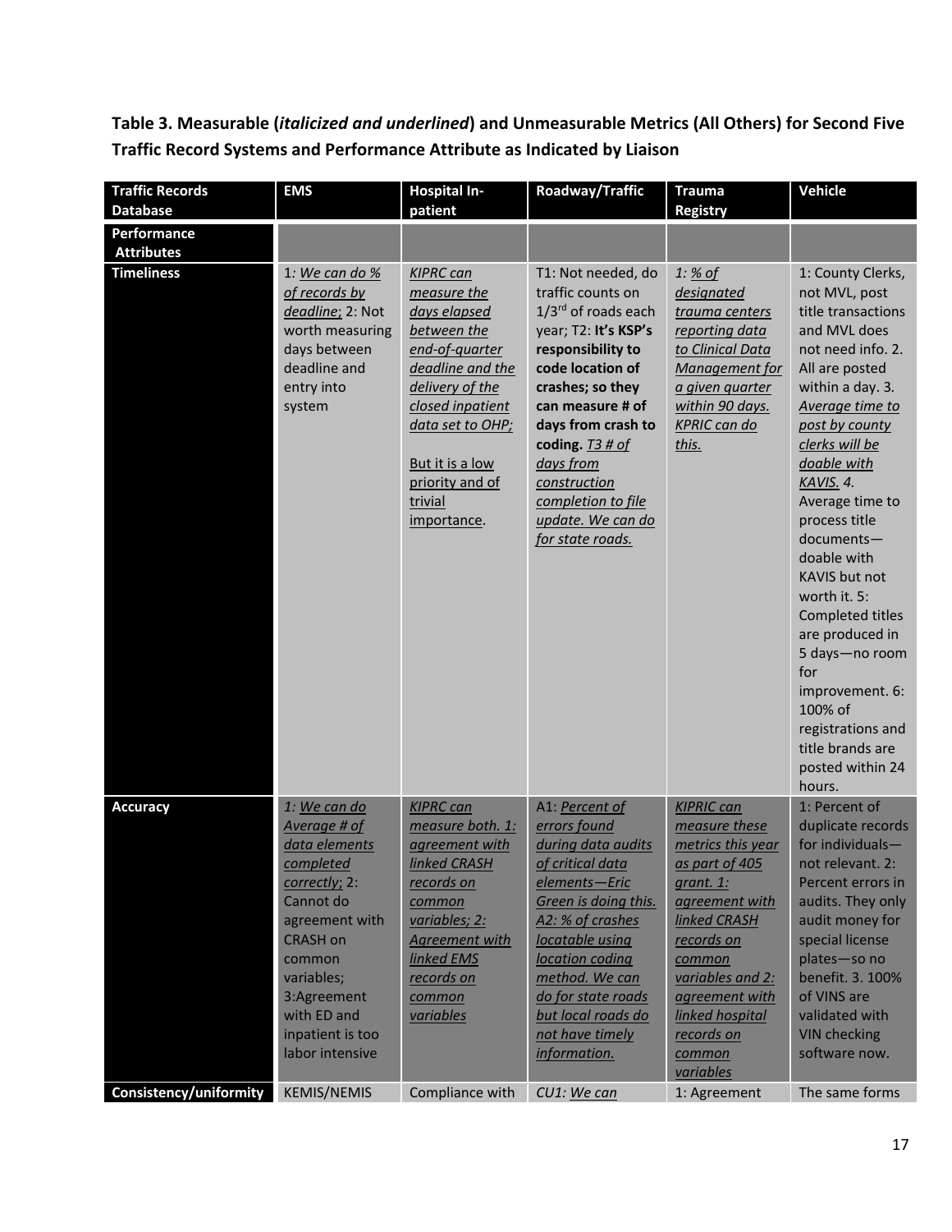**Table 3. Measurable (*italicized and underlined*) and Unmeasurable Metrics (All Others) for Second Five Traffic Record Systems and Performance Attribute as Indicated by Liaison**

| Traffic Records Database | EMS | Hospital In-patient | Roadway/Traffic | Trauma Registry | Vehicle |
|---|---|---|---|---|---|
| **Performance Attributes** | | | | | |
| **Timeliness** | 1: *<u>We can do % of records by deadline</u>*; 2: Not worth measuring days between deadline and entry into system | *<u>KIPRC can measure the days elapsed between the end-of-quarter deadline and the delivery of the closed inpatient data set to OHP;</u>* <u>But it is a low priority and of trivial importance</u>. | T1: Not needed, do traffic counts on 1/3rd of roads each year; T2: **It's KSP's responsibility to code location of crashes; so they can measure # of days from crash to coding.** *<u>T3 # of days from construction completion to file update. We can do for state roads.</u>* | *<u>1: % of designated trauma centers reporting data to Clinical Data Management for a given quarter within 90 days. KPRIC can do this.</u>* | 1: County Clerks, not MVL, post title transactions and MVL does not need info. 2. All are posted within a day. 3. *<u>Average time to post by county clerks will be doable with KAVIS.</u>* 4. Average time to process title documents—doable with KAVIS but not worth it. 5: Completed titles are produced in 5 days—no room for improvement. 6: 100% of registrations and title brands are posted within 24 hours. |
| **Accuracy** | *1: <u>We can do Average # of data elements completed correctly</u>*; 2: Cannot do agreement with CRASH on common variables; 3:Agreement with ED and inpatient is too labor intensive | *<u>KIPRC can measure both. 1: agreement with linked CRASH records on common variables; 2: Agreement with linked EMS records on common variables</u>* | A1: *<u>Percent of errors found during data audits of critical data elements—Eric Green is doing this. A2: % of crashes locatable using location coding method. We can do for state roads but local roads do not have timely information.</u>* | *<u>KIPRC can measure these metrics this year as part of 405 grant. 1: agreement with linked CRASH records on common variables and 2: agreement with linked hospital records on common variables</u>* | 1: Percent of duplicate records for individuals—not relevant. 2: Percent errors in audits. They only audit money for special license plates—so no benefit. 3. 100% of VINS are validated with VIN checking software now. |
| **Consistency/uniformity** | KEMIS/NEMIS | Compliance with | *CU1: <u>We can</u>* | 1: Agreement | The same forms |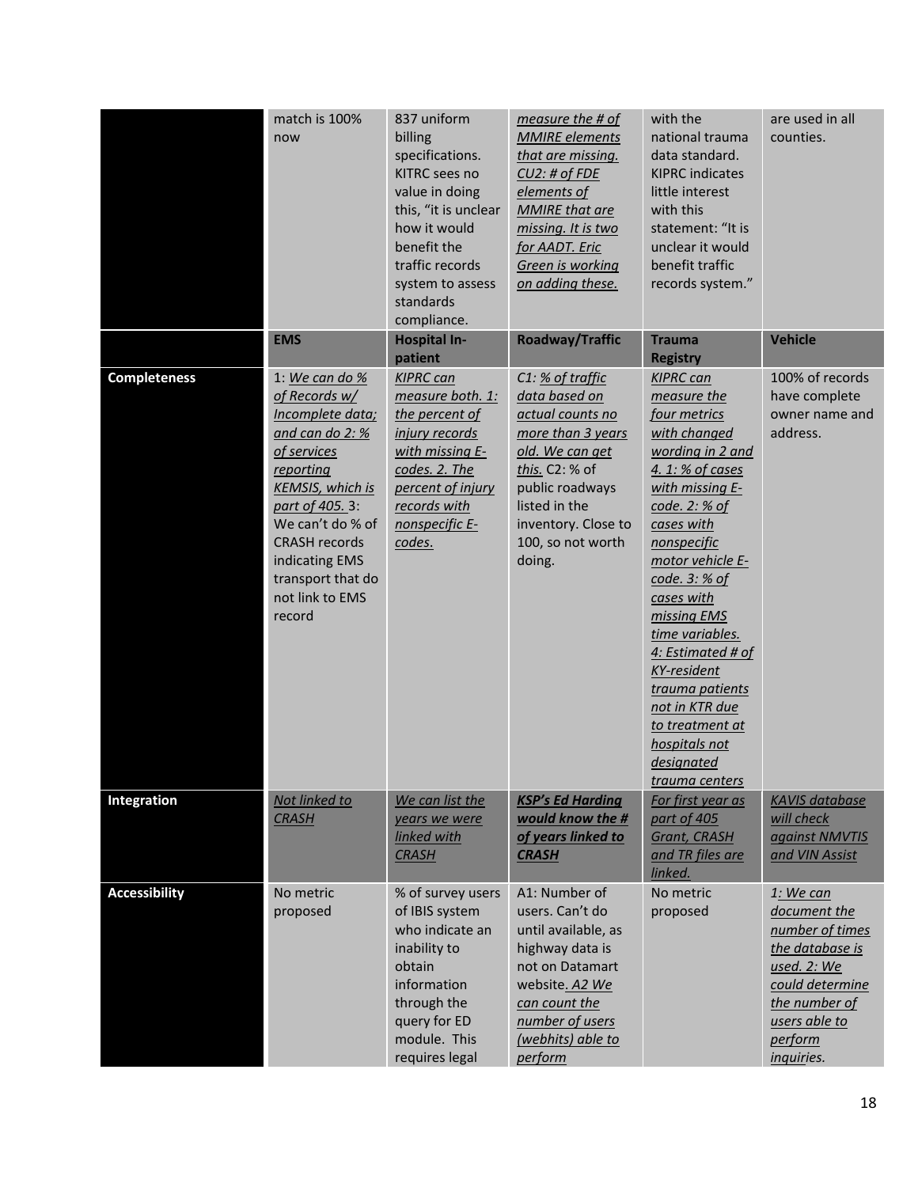| | match is 100% now | 837 uniform billing specifications. KITRC sees no value in doing this, "it is unclear how it would benefit the traffic records system to assess standards compliance. | *measure the # of MMIRE elements that are missing. CU2: # of FDE elements of MMIRE that are missing. It is two for AADT. Eric Green is working on adding these.* | with the national trauma data standard. KIPRC indicates little interest with this statement: "It is unclear it would benefit traffic records system." | are used in all counties. |
|---|---|---|---|---|---|
| | **EMS** | **Hospital In-patient** | **Roadway/Traffic** | **Trauma Registry** | **Vehicle** |
| **Completeness** | 1: *We can do % of Records w/ Incomplete data; and can do 2: % of services reporting KEMSIS, which is part of 405.* 3: We can't do % of CRASH records indicating EMS transport that do not link to EMS record | *KIPRC can measure both. 1: the percent of injury records with missing E-codes. 2. The percent of injury records with nonspecific E-codes.* | C1: *% of traffic data based on actual counts no more than 3 years old. We can get this.* C2: % of public roadways listed in the inventory. Close to 100, so not worth doing. | *KIPRC can measure the four metrics with changed wording in 2 and 4. 1: % of cases with missing E-code. 2: % of cases with nonspecific motor vehicle E-code. 3: % of cases with missing EMS time variables. 4: Estimated # of KY-resident trauma patients not in KTR due to treatment at hospitals not designated trauma centers* | 100% of records have complete owner name and address. |
| **Integration** | *Not linked to CRASH* | *We can list the years we were linked with CRASH* | ***KSP's Ed Harding would know the # of years linked to CRASH*** | *For first year as part of 405 Grant, CRASH and TR files are linked.* | *KAVIS database will check against NMVTIS and VIN Assist* |
| **Accessibility** | No metric proposed | % of survey users of IBIS system who indicate an inability to obtain information through the query for ED module. This requires legal | A1: Number of users. Can't do until available, as highway data is not on Datamart website. *A2 We can count the number of users (webhits) able to perform* | No metric proposed | *1: We can document the number of times the database is used. 2: We could determine the number of users able to perform inquiries.* |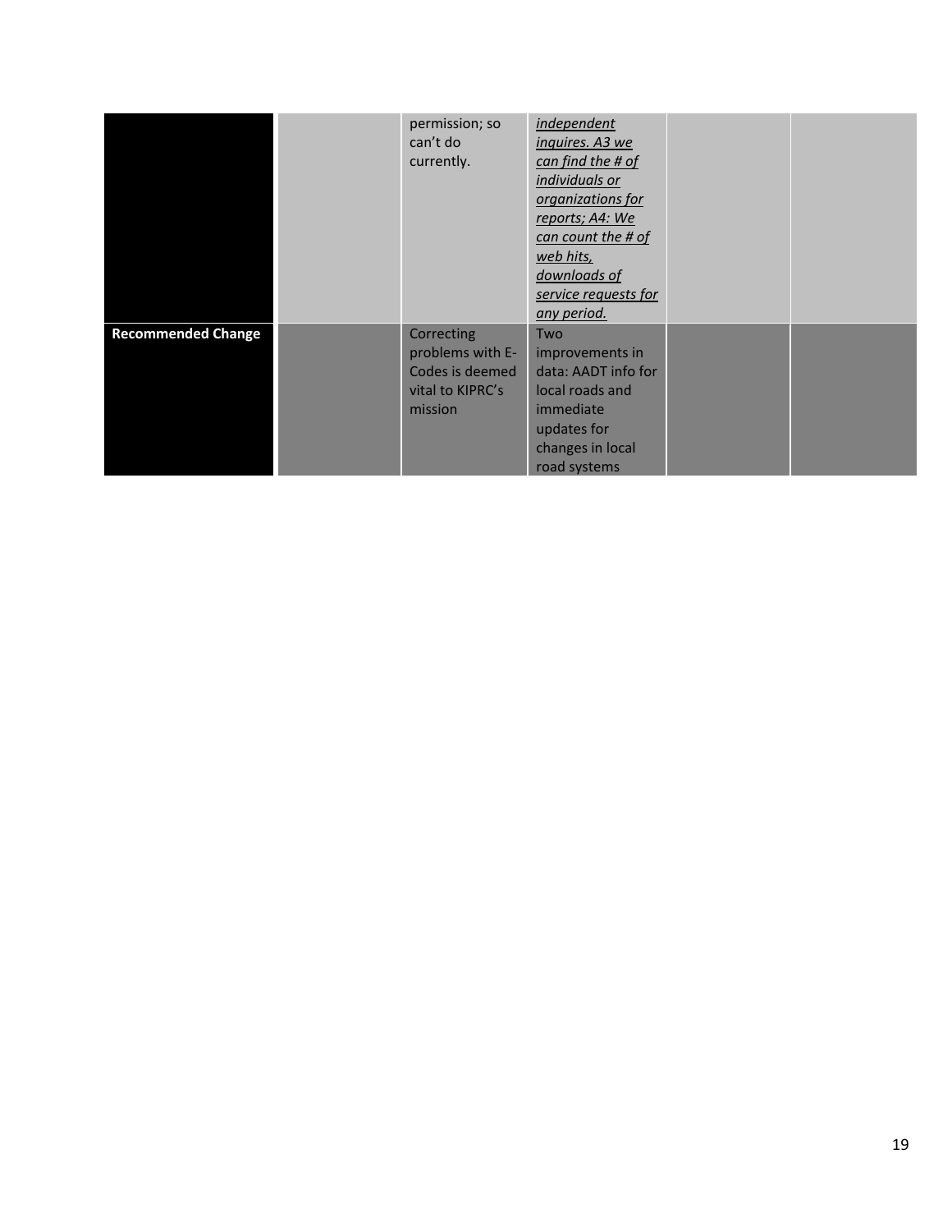|  |  |  |  |  |  |
|---|---|---|---|---|---|
|  |  | permission; so can't do currently. | *independent inquires. A3 we can find the # of individuals or organizations for reports; A4: We can count the # of web hits, downloads of service requests for any period.* |  |  |
| **Recommended Change** |  | Correcting problems with E-Codes is deemed vital to KIPRC's mission | Two improvements in data: AADT info for local roads and immediate updates for changes in local road systems |  |  |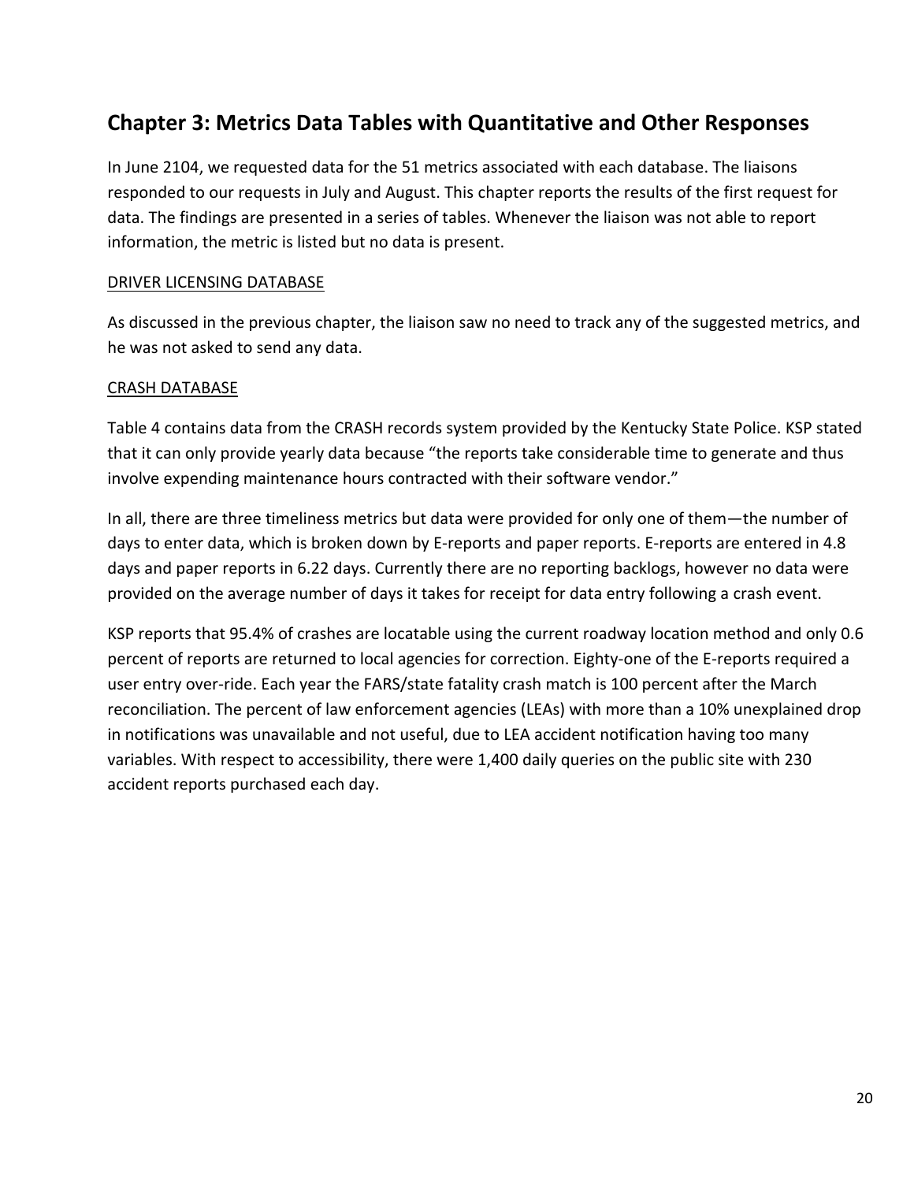## Chapter 3: Metrics Data Tables with Quantitative and Other Responses

In June 2104, we requested data for the 51 metrics associated with each database. The liaisons responded to our requests in July and August. This chapter reports the results of the first request for data. The findings are presented in a series of tables. Whenever the liaison was not able to report information, the metric is listed but no data is present.

<u>DRIVER LICENSING DATABASE</u>

As discussed in the previous chapter, the liaison saw no need to track any of the suggested metrics, and he was not asked to send any data.

<u>CRASH DATABASE</u>

Table 4 contains data from the CRASH records system provided by the Kentucky State Police. KSP stated that it can only provide yearly data because "the reports take considerable time to generate and thus involve expending maintenance hours contracted with their software vendor."

In all, there are three timeliness metrics but data were provided for only one of them—the number of days to enter data, which is broken down by E-reports and paper reports. E-reports are entered in 4.8 days and paper reports in 6.22 days. Currently there are no reporting backlogs, however no data were provided on the average number of days it takes for receipt for data entry following a crash event.

KSP reports that 95.4% of crashes are locatable using the current roadway location method and only 0.6 percent of reports are returned to local agencies for correction. Eighty-one of the E-reports required a user entry over-ride. Each year the FARS/state fatality crash match is 100 percent after the March reconciliation. The percent of law enforcement agencies (LEAs) with more than a 10% unexplained drop in notifications was unavailable and not useful, due to LEA accident notification having too many variables. With respect to accessibility, there were 1,400 daily queries on the public site with 230 accident reports purchased each day.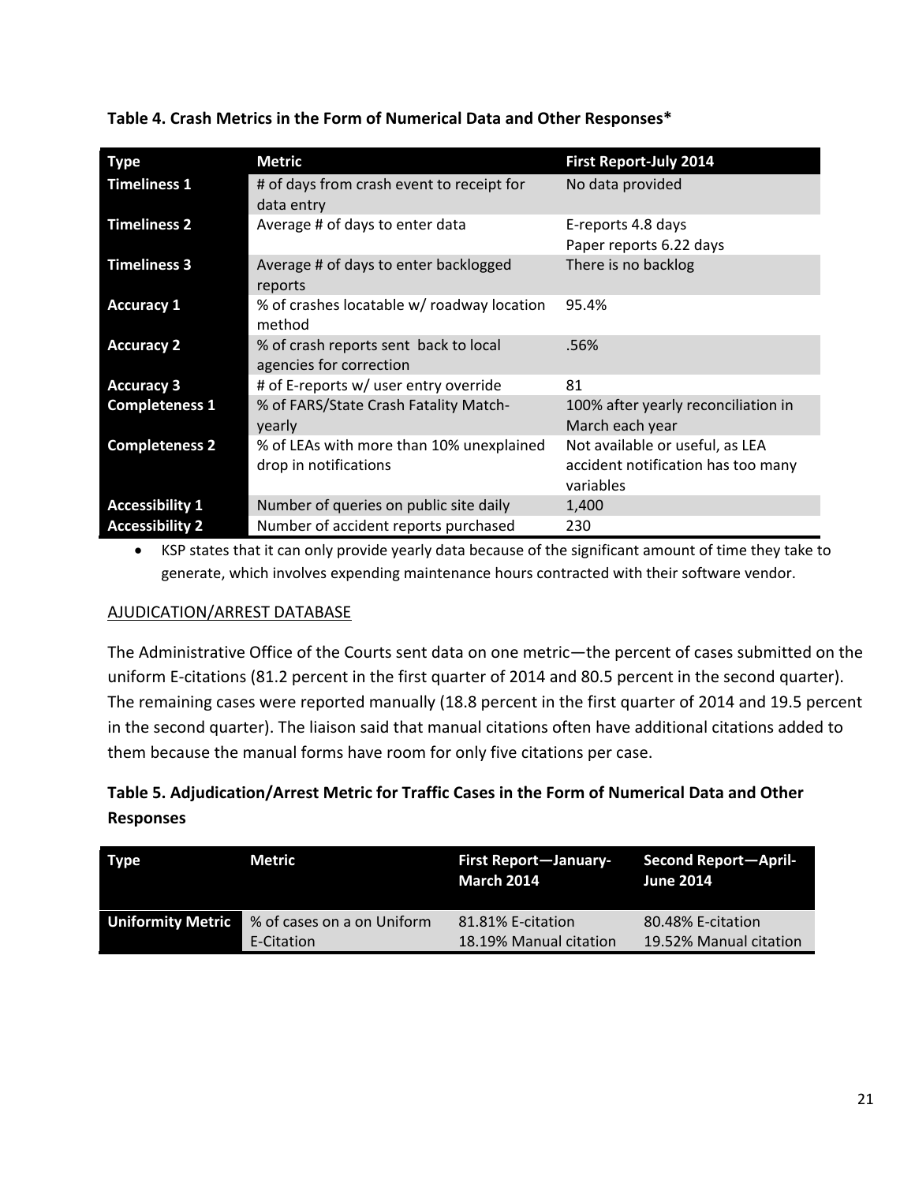**Table 4. Crash Metrics in the Form of Numerical Data and Other Responses***

| Type | Metric | First Report-July 2014 |
|---|---|---|
| **Timeliness 1** | # of days from crash event to receipt for data entry | No data provided |
| **Timeliness 2** | Average # of days to enter data | E-reports 4.8 days<br>Paper reports 6.22 days |
| **Timeliness 3** | Average # of days to enter backlogged reports | There is no backlog |
| **Accuracy 1** | % of crashes locatable w/ roadway location method | 95.4% |
| **Accuracy 2** | % of crash reports sent back to local agencies for correction | .56% |
| **Accuracy 3** | # of E-reports w/ user entry override | 81 |
| **Completeness 1** | % of FARS/State Crash Fatality Match-yearly | 100% after yearly reconciliation in March each year |
| **Completeness 2** | % of LEAs with more than 10% unexplained drop in notifications | Not available or useful, as LEA accident notification has too many variables |
| **Accessibility 1** | Number of queries on public site daily | 1,400 |
| **Accessibility 2** | Number of accident reports purchased | 230 |

- KSP states that it can only provide yearly data because of the significant amount of time they take to generate, which involves expending maintenance hours contracted with their software vendor.

AJUDICATION/ARREST DATABASE

The Administrative Office of the Courts sent data on one metric—the percent of cases submitted on the uniform E-citations (81.2 percent in the first quarter of 2014 and 80.5 percent in the second quarter). The remaining cases were reported manually (18.8 percent in the first quarter of 2014 and 19.5 percent in the second quarter). The liaison said that manual citations often have additional citations added to them because the manual forms have room for only five citations per case.

**Table 5. Adjudication/Arrest Metric for Traffic Cases in the Form of Numerical Data and Other Responses**

| Type | Metric | First Report—January-March 2014 | Second Report—April-June 2014 |
|---|---|---|---|
| **Uniformity Metric** | % of cases on a on Uniform E-Citation | 81.81% E-citation<br>18.19% Manual citation | 80.48% E-citation<br>19.52% Manual citation |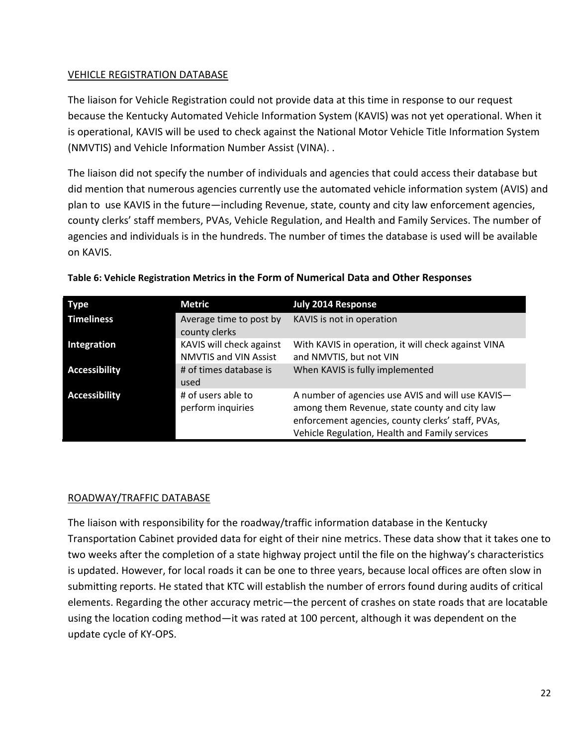VEHICLE REGISTRATION DATABASE

The liaison for Vehicle Registration could not provide data at this time in response to our request because the Kentucky Automated Vehicle Information System (KAVIS) was not yet operational. When it is operational, KAVIS will be used to check against the National Motor Vehicle Title Information System (NMVTIS) and Vehicle Information Number Assist (VINA). .

The liaison did not specify the number of individuals and agencies that could access their database but did mention that numerous agencies currently use the automated vehicle information system (AVIS) and plan to use KAVIS in the future—including Revenue, state, county and city law enforcement agencies, county clerks' staff members, PVAs, Vehicle Regulation, and Health and Family Services. The number of agencies and individuals is in the hundreds. The number of times the database is used will be available on KAVIS.

**Table 6: Vehicle Registration Metrics in the Form of Numerical Data and Other Responses**

| Type | Metric | July 2014 Response |
|---|---|---|
| **Timeliness** | Average time to post by county clerks | KAVIS is not in operation |
| **Integration** | KAVIS will check against NMVTIS and VIN Assist | With KAVIS in operation, it will check against VINA and NMVTIS, but not VIN |
| **Accessibility** | # of times database is used | When KAVIS is fully implemented |
| **Accessibility** | # of users able to perform inquiries | A number of agencies use AVIS and will use KAVIS—among them Revenue, state county and city law enforcement agencies, county clerks' staff, PVAs, Vehicle Regulation, Health and Family services |

ROADWAY/TRAFFIC DATABASE

The liaison with responsibility for the roadway/traffic information database in the Kentucky Transportation Cabinet provided data for eight of their nine metrics. These data show that it takes one to two weeks after the completion of a state highway project until the file on the highway's characteristics is updated. However, for local roads it can be one to three years, because local offices are often slow in submitting reports. He stated that KTC will establish the number of errors found during audits of critical elements. Regarding the other accuracy metric—the percent of crashes on state roads that are locatable using the location coding method—it was rated at 100 percent, although it was dependent on the update cycle of KY-OPS.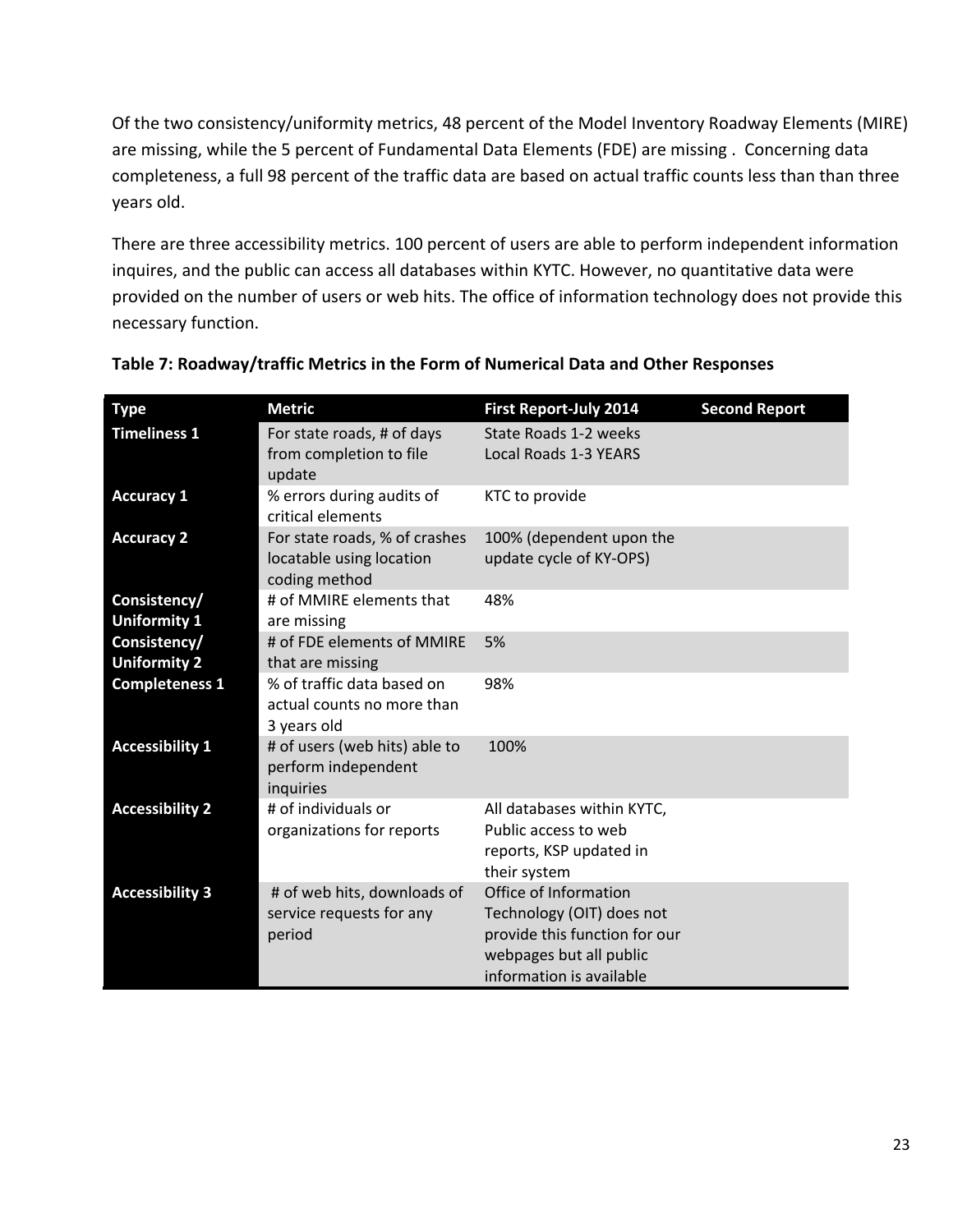Of the two consistency/uniformity metrics, 48 percent of the Model Inventory Roadway Elements (MIRE) are missing, while the 5 percent of Fundamental Data Elements (FDE) are missing . Concerning data completeness, a full 98 percent of the traffic data are based on actual traffic counts less than than three years old.

There are three accessibility metrics. 100 percent of users are able to perform independent information inquires, and the public can access all databases within KYTC. However, no quantitative data were provided on the number of users or web hits. The office of information technology does not provide this necessary function.

**Table 7: Roadway/traffic Metrics in the Form of Numerical Data and Other Responses**

| Type | Metric | First Report-July 2014 | Second Report |
|---|---|---|---|
| **Timeliness 1** | For state roads, # of days from completion to file update | State Roads 1-2 weeks<br>Local Roads 1-3 YEARS | |
| **Accuracy 1** | % errors during audits of critical elements | KTC to provide | |
| **Accuracy 2** | For state roads, % of crashes locatable using location coding method | 100% (dependent upon the update cycle of KY-OPS) | |
| **Consistency/ Uniformity 1** | # of MMIRE elements that are missing | 48% | |
| **Consistency/ Uniformity 2** | # of FDE elements of MMIRE that are missing | 5% | |
| **Completeness 1** | % of traffic data based on actual counts no more than 3 years old | 98% | |
| **Accessibility 1** | # of users (web hits) able to perform independent inquiries | 100% | |
| **Accessibility 2** | # of individuals or organizations for reports | All databases within KYTC, Public access to web reports, KSP updated in their system | |
| **Accessibility 3** | # of web hits, downloads of service requests for any period | Office of Information Technology (OIT) does not provide this function for our webpages but all public information is available | |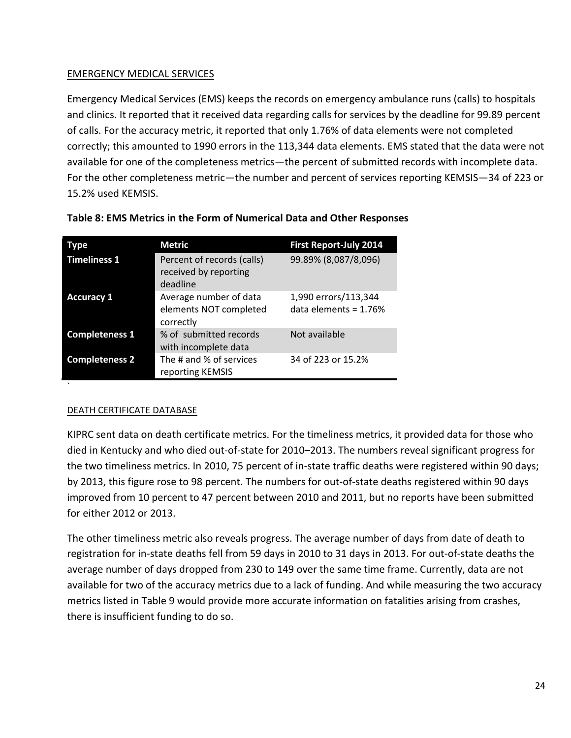EMERGENCY MEDICAL SERVICES

Emergency Medical Services (EMS) keeps the records on emergency ambulance runs (calls) to hospitals and clinics. It reported that it received data regarding calls for services by the deadline for 99.89 percent of calls. For the accuracy metric, it reported that only 1.76% of data elements were not completed correctly; this amounted to 1990 errors in the 113,344 data elements. EMS stated that the data were not available for one of the completeness metrics—the percent of submitted records with incomplete data. For the other completeness metric—the number and percent of services reporting KEMSIS—34 of 223 or 15.2% used KEMSIS.

**Table 8: EMS Metrics in the Form of Numerical Data and Other Responses**

| Type | Metric | First Report-July 2014 |
|---|---|---|
| **Timeliness 1** | Percent of records (calls) received by reporting deadline | 99.89% (8,087/8,096) |
| **Accuracy 1** | Average number of data elements NOT completed correctly | 1,990 errors/113,344 data elements = 1.76% |
| **Completeness 1** | % of submitted records with incomplete data | Not available |
| **Completeness 2** | The # and % of services reporting KEMSIS | 34 of 223 or 15.2% |

DEATH CERTIFICATE DATABASE

KIPRC sent data on death certificate metrics. For the timeliness metrics, it provided data for those who died in Kentucky and who died out-of-state for 2010–2013. The numbers reveal significant progress for the two timeliness metrics. In 2010, 75 percent of in-state traffic deaths were registered within 90 days; by 2013, this figure rose to 98 percent. The numbers for out-of-state deaths registered within 90 days improved from 10 percent to 47 percent between 2010 and 2011, but no reports have been submitted for either 2012 or 2013.

The other timeliness metric also reveals progress. The average number of days from date of death to registration for in-state deaths fell from 59 days in 2010 to 31 days in 2013. For out-of-state deaths the average number of days dropped from 230 to 149 over the same time frame. Currently, data are not available for two of the accuracy metrics due to a lack of funding. And while measuring the two accuracy metrics listed in Table 9 would provide more accurate information on fatalities arising from crashes, there is insufficient funding to do so.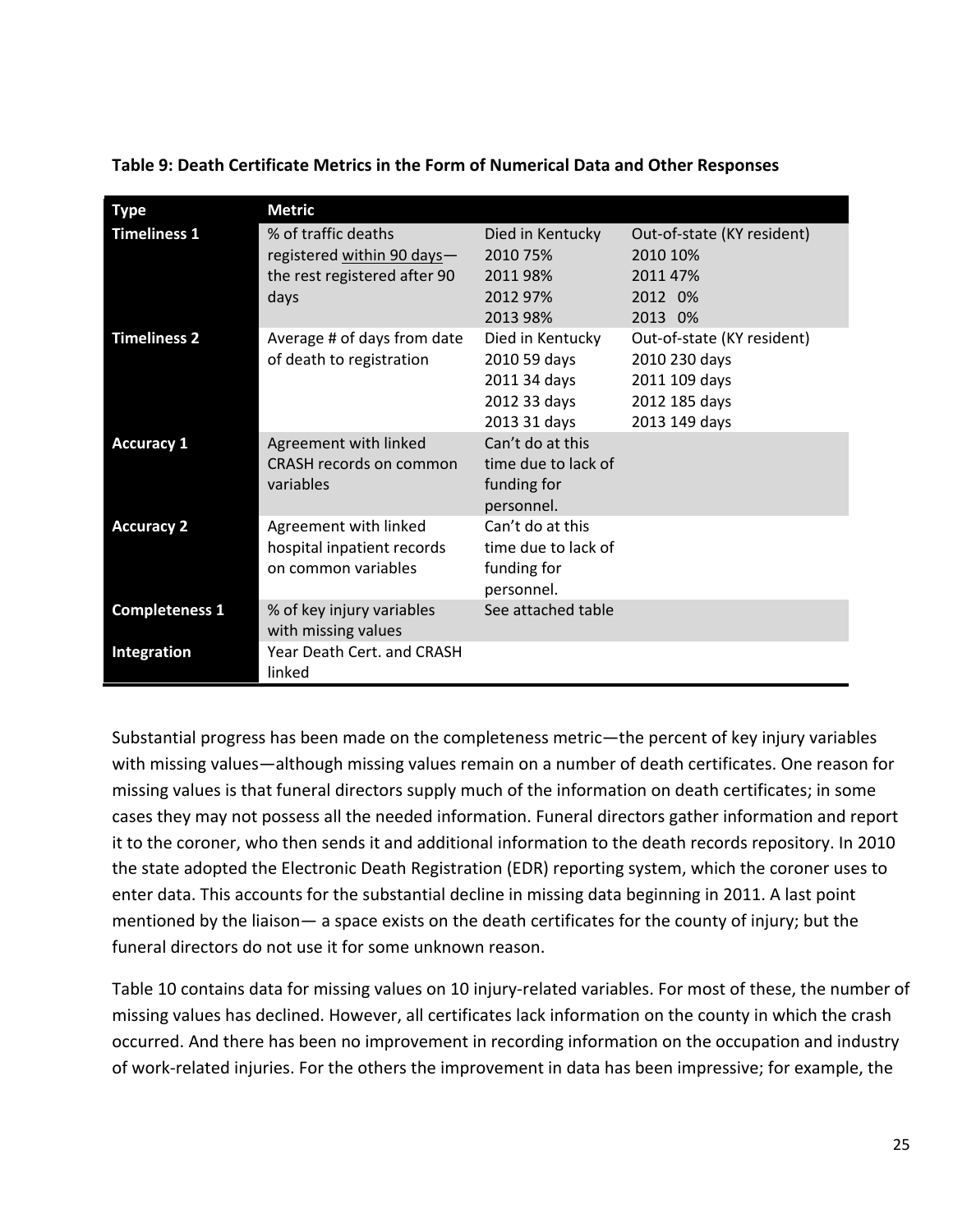**Table 9: Death Certificate Metrics in the Form of Numerical Data and Other Responses**

| Type | Metric | | |
|---|---|---|---|
| **Timeliness 1** | % of traffic deaths registered within 90 days—the rest registered after 90 days | Died in Kentucky<br>2010 75%<br>2011 98%<br>2012 97%<br>2013 98% | Out-of-state (KY resident)<br>2010 10%<br>2011 47%<br>2012 0%<br>2013 0% |
| **Timeliness 2** | Average # of days from date of death to registration | Died in Kentucky<br>2010 59 days<br>2011 34 days<br>2012 33 days<br>2013 31 days | Out-of-state (KY resident)<br>2010 230 days<br>2011 109 days<br>2012 185 days<br>2013 149 days |
| **Accuracy 1** | Agreement with linked CRASH records on common variables | Can't do at this time due to lack of funding for personnel. | |
| **Accuracy 2** | Agreement with linked hospital inpatient records on common variables | Can't do at this time due to lack of funding for personnel. | |
| **Completeness 1** | % of key injury variables with missing values | See attached table | |
| **Integration** | Year Death Cert. and CRASH linked | | |

Substantial progress has been made on the completeness metric—the percent of key injury variables with missing values—although missing values remain on a number of death certificates. One reason for missing values is that funeral directors supply much of the information on death certificates; in some cases they may not possess all the needed information. Funeral directors gather information and report it to the coroner, who then sends it and additional information to the death records repository. In 2010 the state adopted the Electronic Death Registration (EDR) reporting system, which the coroner uses to enter data. This accounts for the substantial decline in missing data beginning in 2011. A last point mentioned by the liaison— a space exists on the death certificates for the county of injury; but the funeral directors do not use it for some unknown reason.

Table 10 contains data for missing values on 10 injury-related variables. For most of these, the number of missing values has declined. However, all certificates lack information on the county in which the crash occurred. And there has been no improvement in recording information on the occupation and industry of work-related injuries. For the others the improvement in data has been impressive; for example, the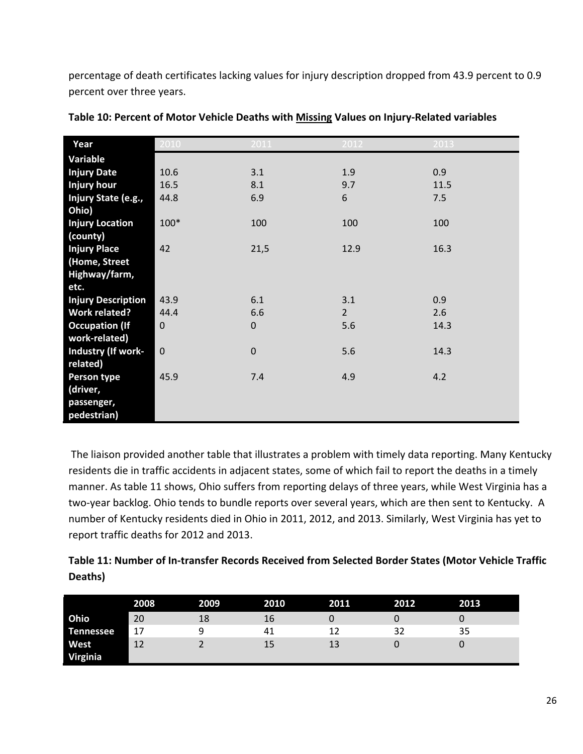percentage of death certificates lacking values for injury description dropped from 43.9 percent to 0.9 percent over three years.

**Table 10: Percent of Motor Vehicle Deaths with Missing Values on Injury-Related variables**

| Year | 2010 | 2011 | 2012 | 2013 |
|---|---|---|---|---|
| **Variable** | | | | |
| **Injury Date** | 10.6 | 3.1 | 1.9 | 0.9 |
| **Injury hour** | 16.5 | 8.1 | 9.7 | 11.5 |
| **Injury State (e.g., Ohio)** | 44.8 | 6.9 | 6 | 7.5 |
| **Injury Location (county)** | 100* | 100 | 100 | 100 |
| **Injury Place (Home, Street Highway/farm, etc.** | 42 | 21,5 | 12.9 | 16.3 |
| **Injury Description** | 43.9 | 6.1 | 3.1 | 0.9 |
| **Work related?** | 44.4 | 6.6 | 2 | 2.6 |
| **Occupation (If work-related)** | 0 | 0 | 5.6 | 14.3 |
| **Industry (If work-related)** | 0 | 0 | 5.6 | 14.3 |
| **Person type (driver, passenger, pedestrian)** | 45.9 | 7.4 | 4.9 | 4.2 |

The liaison provided another table that illustrates a problem with timely data reporting. Many Kentucky residents die in traffic accidents in adjacent states, some of which fail to report the deaths in a timely manner. As table 11 shows, Ohio suffers from reporting delays of three years, while West Virginia has a two-year backlog. Ohio tends to bundle reports over several years, which are then sent to Kentucky. A number of Kentucky residents died in Ohio in 2011, 2012, and 2013. Similarly, West Virginia has yet to report traffic deaths for 2012 and 2013.

**Table 11: Number of In-transfer Records Received from Selected Border States (Motor Vehicle Traffic Deaths)**

| | 2008 | 2009 | 2010 | 2011 | 2012 | 2013 |
|---|---|---|---|---|---|---|
| **Ohio** | 20 | 18 | 16 | 0 | 0 | 0 |
| **Tennessee** | 17 | 9 | 41 | 12 | 32 | 35 |
| **West Virginia** | 12 | 2 | 15 | 13 | 0 | 0 |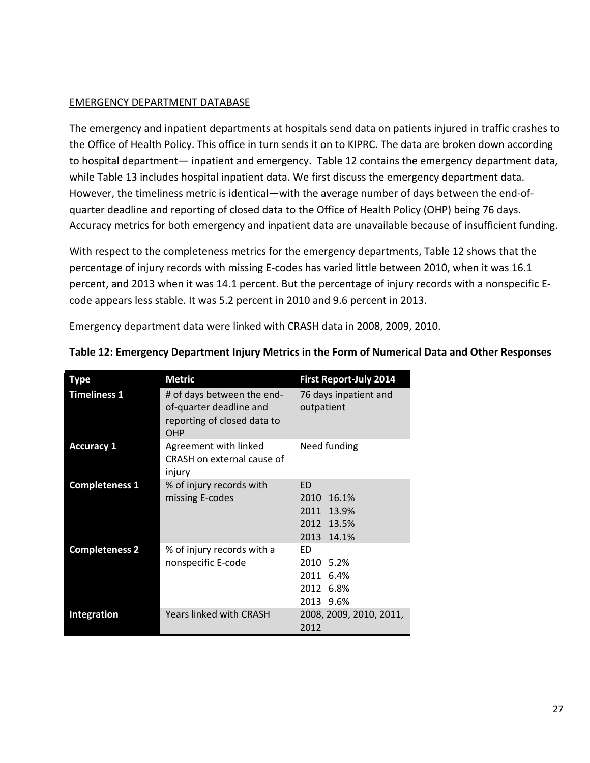EMERGENCY DEPARTMENT DATABASE

The emergency and inpatient departments at hospitals send data on patients injured in traffic crashes to the Office of Health Policy. This office in turn sends it on to KIPRC. The data are broken down according to hospital department— inpatient and emergency. Table 12 contains the emergency department data, while Table 13 includes hospital inpatient data. We first discuss the emergency department data. However, the timeliness metric is identical—with the average number of days between the end-of-quarter deadline and reporting of closed data to the Office of Health Policy (OHP) being 76 days. Accuracy metrics for both emergency and inpatient data are unavailable because of insufficient funding.

With respect to the completeness metrics for the emergency departments, Table 12 shows that the percentage of injury records with missing E-codes has varied little between 2010, when it was 16.1 percent, and 2013 when it was 14.1 percent. But the percentage of injury records with a nonspecific E-code appears less stable. It was 5.2 percent in 2010 and 9.6 percent in 2013.

Emergency department data were linked with CRASH data in 2008, 2009, 2010.

**Table 12: Emergency Department Injury Metrics in the Form of Numerical Data and Other Responses**

| Type | Metric | First Report-July 2014 |
|---|---|---|
| **Timeliness 1** | # of days between the end-of-quarter deadline and reporting of closed data to OHP | 76 days inpatient and outpatient |
| **Accuracy 1** | Agreement with linked CRASH on external cause of injury | Need funding |
| **Completeness 1** | % of injury records with missing E-codes | ED<br>2010 16.1%<br>2011 13.9%<br>2012 13.5%<br>2013 14.1% |
| **Completeness 2** | % of injury records with a nonspecific E-code | ED<br>2010 5.2%<br>2011 6.4%<br>2012 6.8%<br>2013 9.6% |
| **Integration** | Years linked with CRASH | 2008, 2009, 2010, 2011, 2012 |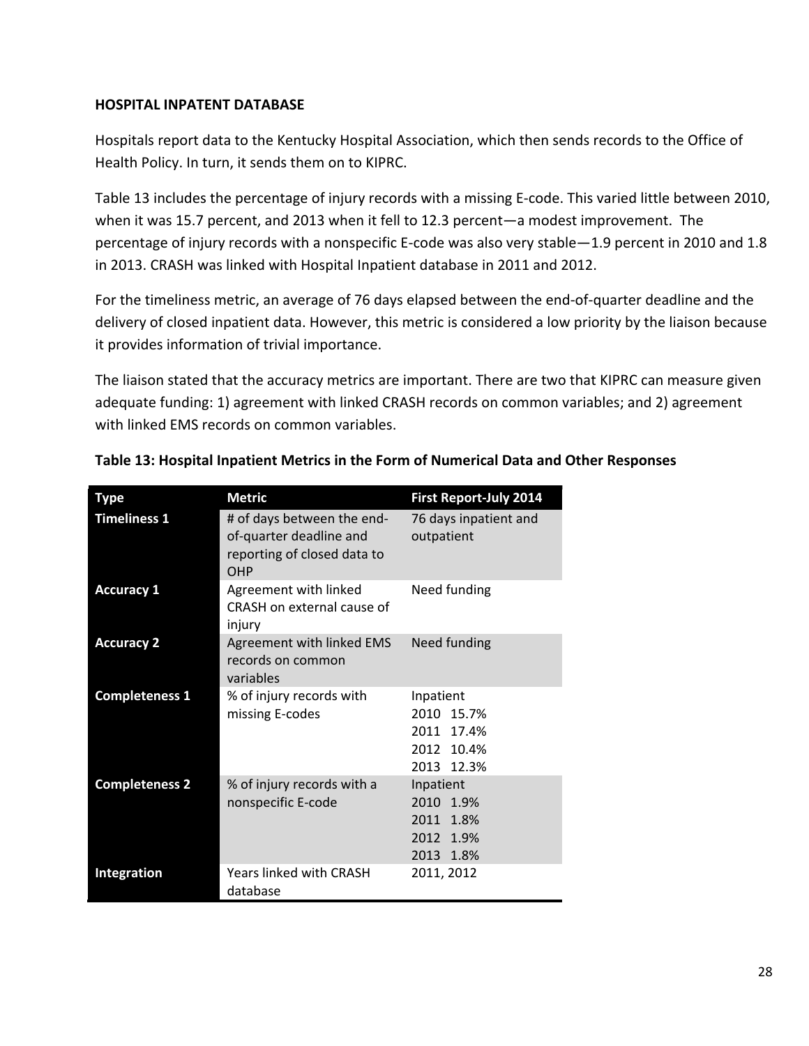**HOSPITAL INPATENT DATABASE**

Hospitals report data to the Kentucky Hospital Association, which then sends records to the Office of Health Policy. In turn, it sends them on to KIPRC.

Table 13 includes the percentage of injury records with a missing E-code. This varied little between 2010, when it was 15.7 percent, and 2013 when it fell to 12.3 percent—a modest improvement. The percentage of injury records with a nonspecific E-code was also very stable—1.9 percent in 2010 and 1.8 in 2013. CRASH was linked with Hospital Inpatient database in 2011 and 2012.

For the timeliness metric, an average of 76 days elapsed between the end-of-quarter deadline and the delivery of closed inpatient data. However, this metric is considered a low priority by the liaison because it provides information of trivial importance.

The liaison stated that the accuracy metrics are important. There are two that KIPRC can measure given adequate funding: 1) agreement with linked CRASH records on common variables; and 2) agreement with linked EMS records on common variables.

**Table 13: Hospital Inpatient Metrics in the Form of Numerical Data and Other Responses**

| Type | Metric | First Report-July 2014 |
|---|---|---|
| **Timeliness 1** | # of days between the end-of-quarter deadline and reporting of closed data to OHP | 76 days inpatient and outpatient |
| **Accuracy 1** | Agreement with linked CRASH on external cause of injury | Need funding |
| **Accuracy 2** | Agreement with linked EMS records on common variables | Need funding |
| **Completeness 1** | % of injury records with missing E-codes | Inpatient<br>2010 15.7%<br>2011 17.4%<br>2012 10.4%<br>2013 12.3% |
| **Completeness 2** | % of injury records with a nonspecific E-code | Inpatient<br>2010 1.9%<br>2011 1.8%<br>2012 1.9%<br>2013 1.8% |
| **Integration** | Years linked with CRASH database | 2011, 2012 |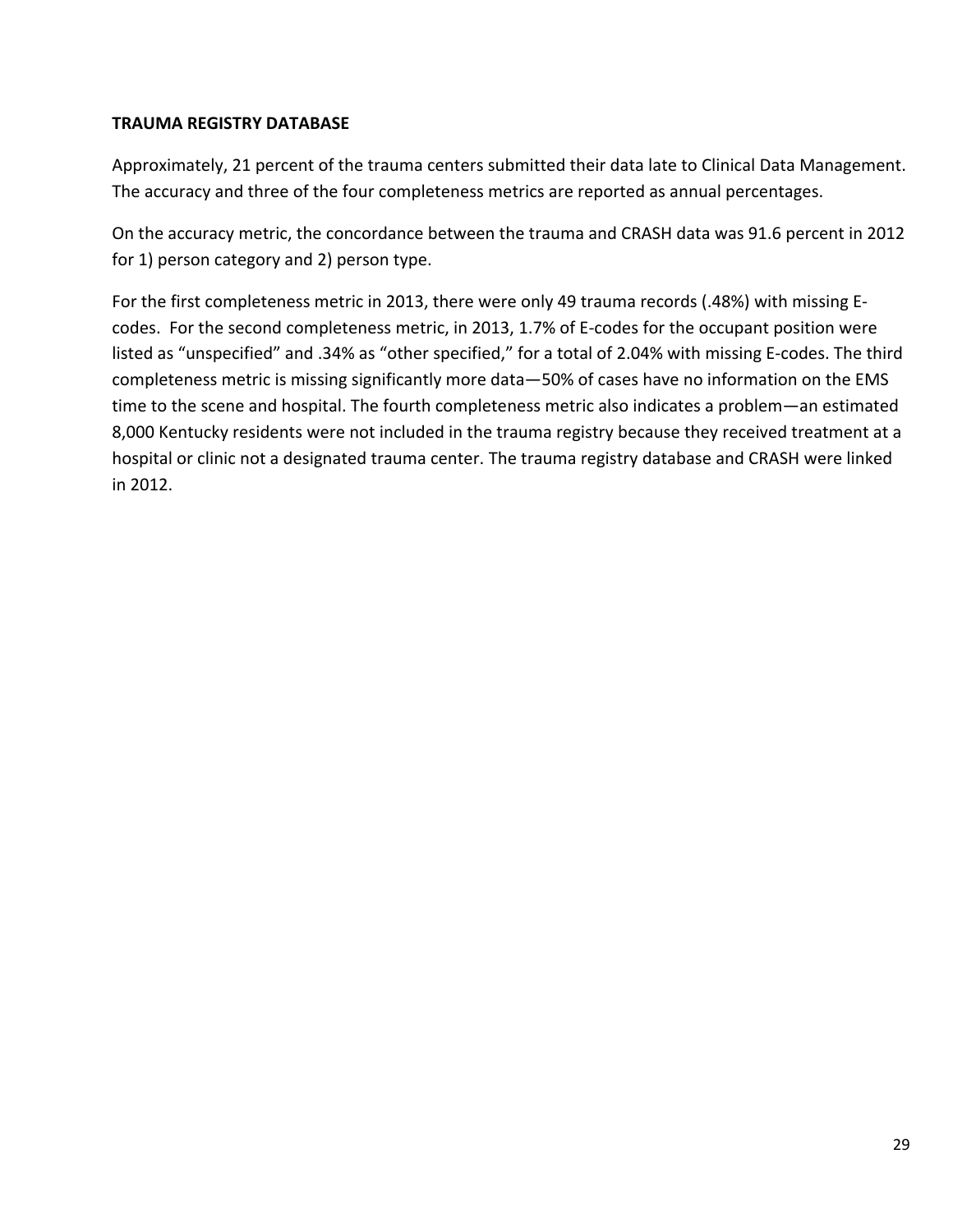**TRAUMA REGISTRY DATABASE**

Approximately, 21 percent of the trauma centers submitted their data late to Clinical Data Management. The accuracy and three of the four completeness metrics are reported as annual percentages.

On the accuracy metric, the concordance between the trauma and CRASH data was 91.6 percent in 2012 for 1) person category and 2) person type.

For the first completeness metric in 2013, there were only 49 trauma records (.48%) with missing E-codes. For the second completeness metric, in 2013, 1.7% of E-codes for the occupant position were listed as "unspecified" and .34% as "other specified," for a total of 2.04% with missing E-codes. The third completeness metric is missing significantly more data—50% of cases have no information on the EMS time to the scene and hospital. The fourth completeness metric also indicates a problem—an estimated 8,000 Kentucky residents were not included in the trauma registry because they received treatment at a hospital or clinic not a designated trauma center. The trauma registry database and CRASH were linked in 2012.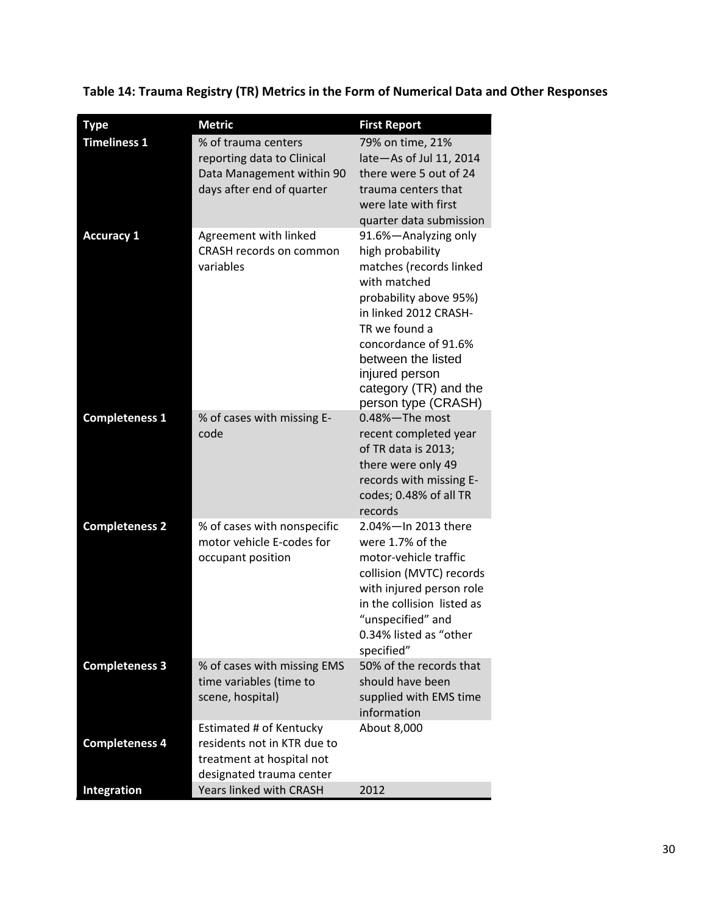**Table 14: Trauma Registry (TR) Metrics in the Form of Numerical Data and Other Responses**

| Type | Metric | First Report |
|---|---|---|
| **Timeliness 1** | % of trauma centers reporting data to Clinical Data Management within 90 days after end of quarter | 79% on time, 21% late—As of Jul 11, 2014 there were 5 out of 24 trauma centers that were late with first quarter data submission |
| **Accuracy 1** | Agreement with linked CRASH records on common variables | 91.6%—Analyzing only high probability matches (records linked with matched probability above 95%) in linked 2012 CRASH-TR we found a concordance of 91.6% between the listed injured person category (TR) and the person type (CRASH) |
| **Completeness 1** | % of cases with missing E-code | 0.48%—The most recent completed year of TR data is 2013; there were only 49 records with missing E-codes; 0.48% of all TR records |
| **Completeness 2** | % of cases with nonspecific motor vehicle E-codes for occupant position | 2.04%—In 2013 there were 1.7% of the motor-vehicle traffic collision (MVTC) records with injured person role in the collision listed as "unspecified" and 0.34% listed as "other specified" |
| **Completeness 3** | % of cases with missing EMS time variables (time to scene, hospital) | 50% of the records that should have been supplied with EMS time information |
| **Completeness 4** | Estimated # of Kentucky residents not in KTR due to treatment at hospital not designated trauma center | About 8,000 |
| **Integration** | Years linked with CRASH | 2012 |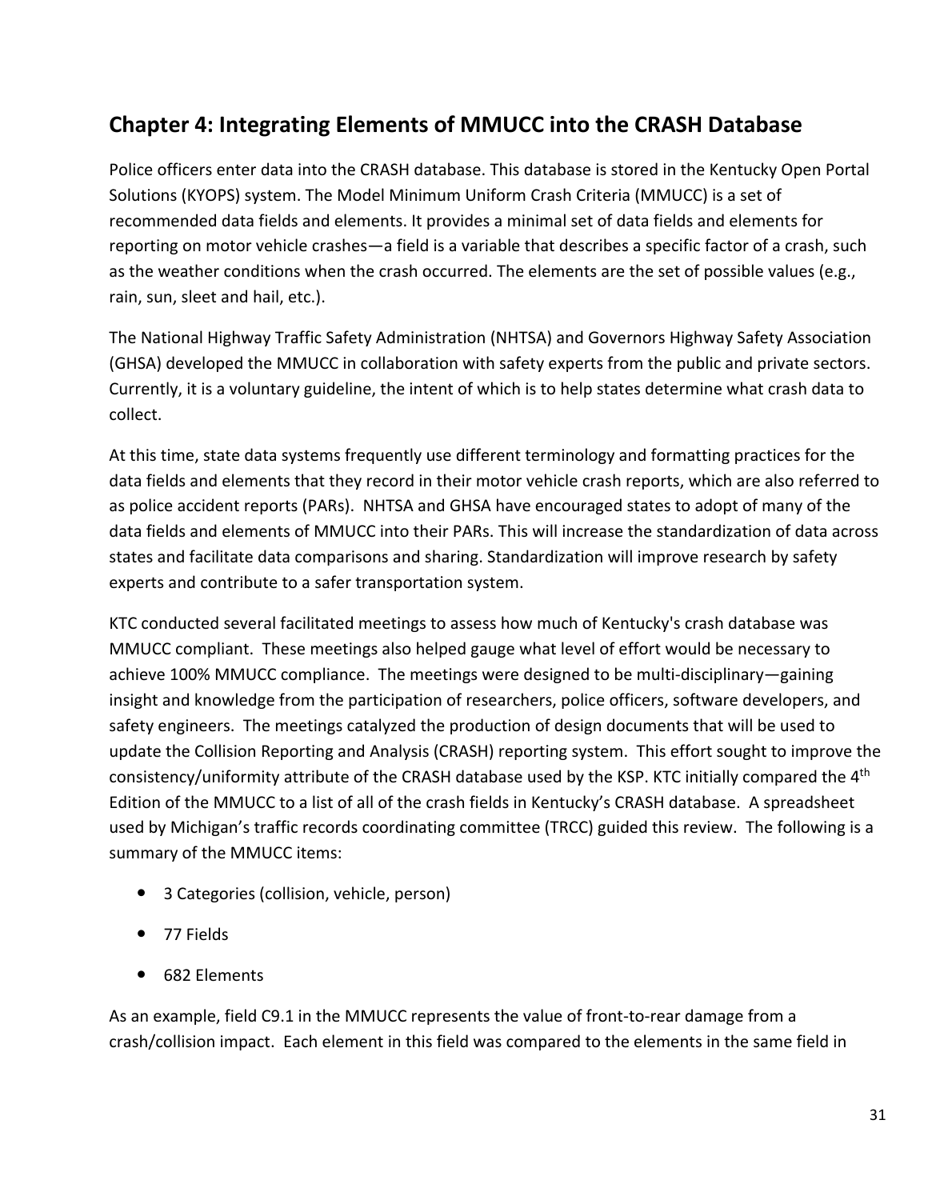## Chapter 4: Integrating Elements of MMUCC into the CRASH Database

Police officers enter data into the CRASH database. This database is stored in the Kentucky Open Portal Solutions (KYOPS) system. The Model Minimum Uniform Crash Criteria (MMUCC) is a set of recommended data fields and elements. It provides a minimal set of data fields and elements for reporting on motor vehicle crashes—a field is a variable that describes a specific factor of a crash, such as the weather conditions when the crash occurred. The elements are the set of possible values (e.g., rain, sun, sleet and hail, etc.).

The National Highway Traffic Safety Administration (NHTSA) and Governors Highway Safety Association (GHSA) developed the MMUCC in collaboration with safety experts from the public and private sectors. Currently, it is a voluntary guideline, the intent of which is to help states determine what crash data to collect.

At this time, state data systems frequently use different terminology and formatting practices for the data fields and elements that they record in their motor vehicle crash reports, which are also referred to as police accident reports (PARs). NHTSA and GHSA have encouraged states to adopt of many of the data fields and elements of MMUCC into their PARs. This will increase the standardization of data across states and facilitate data comparisons and sharing. Standardization will improve research by safety experts and contribute to a safer transportation system.

KTC conducted several facilitated meetings to assess how much of Kentucky's crash database was MMUCC compliant. These meetings also helped gauge what level of effort would be necessary to achieve 100% MMUCC compliance. The meetings were designed to be multi-disciplinary—gaining insight and knowledge from the participation of researchers, police officers, software developers, and safety engineers. The meetings catalyzed the production of design documents that will be used to update the Collision Reporting and Analysis (CRASH) reporting system. This effort sought to improve the consistency/uniformity attribute of the CRASH database used by the KSP. KTC initially compared the 4th Edition of the MMUCC to a list of all of the crash fields in Kentucky's CRASH database. A spreadsheet used by Michigan's traffic records coordinating committee (TRCC) guided this review. The following is a summary of the MMUCC items:

- 3 Categories (collision, vehicle, person)
- 77 Fields
- 682 Elements

As an example, field C9.1 in the MMUCC represents the value of front-to-rear damage from a crash/collision impact. Each element in this field was compared to the elements in the same field in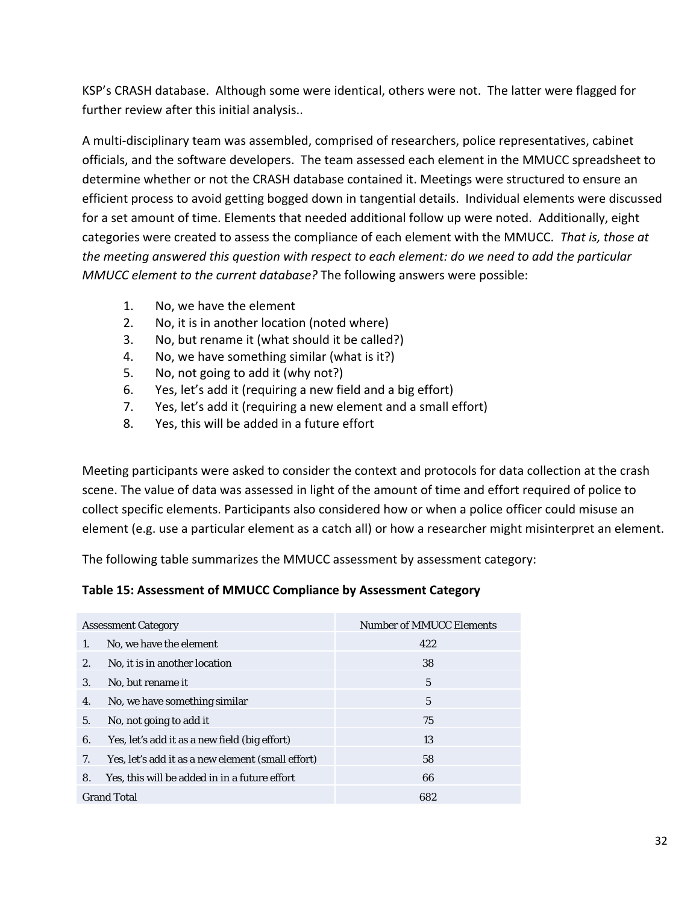KSP's CRASH database. Although some were identical, others were not. The latter were flagged for further review after this initial analysis..

A multi-disciplinary team was assembled, comprised of researchers, police representatives, cabinet officials, and the software developers. The team assessed each element in the MMUCC spreadsheet to determine whether or not the CRASH database contained it. Meetings were structured to ensure an efficient process to avoid getting bogged down in tangential details. Individual elements were discussed for a set amount of time. Elements that needed additional follow up were noted. Additionally, eight categories were created to assess the compliance of each element with the MMUCC. *That is, those at the meeting answered this question with respect to each element: do we need to add the particular MMUCC element to the current database?* The following answers were possible:

1. No, we have the element
2. No, it is in another location (noted where)
3. No, but rename it (what should it be called?)
4. No, we have something similar (what is it?)
5. No, not going to add it (why not?)
6. Yes, let's add it (requiring a new field and a big effort)
7. Yes, let's add it (requiring a new element and a small effort)
8. Yes, this will be added in a future effort

Meeting participants were asked to consider the context and protocols for data collection at the crash scene. The value of data was assessed in light of the amount of time and effort required of police to collect specific elements. Participants also considered how or when a police officer could misuse an element (e.g. use a particular element as a catch all) or how a researcher might misinterpret an element.

The following table summarizes the MMUCC assessment by assessment category:

**Table 15: Assessment of MMUCC Compliance by Assessment Category**

| Assessment Category | Number of MMUCC Elements |
|---|---|
| 1. No, we have the element | 422 |
| 2. No, it is in another location | 38 |
| 3. No, but rename it | 5 |
| 4. No, we have something similar | 5 |
| 5. No, not going to add it | 75 |
| 6. Yes, let's add it as a new field (big effort) | 13 |
| 7. Yes, let's add it as a new element (small effort) | 58 |
| 8. Yes, this will be added in in a future effort | 66 |
| Grand Total | 682 |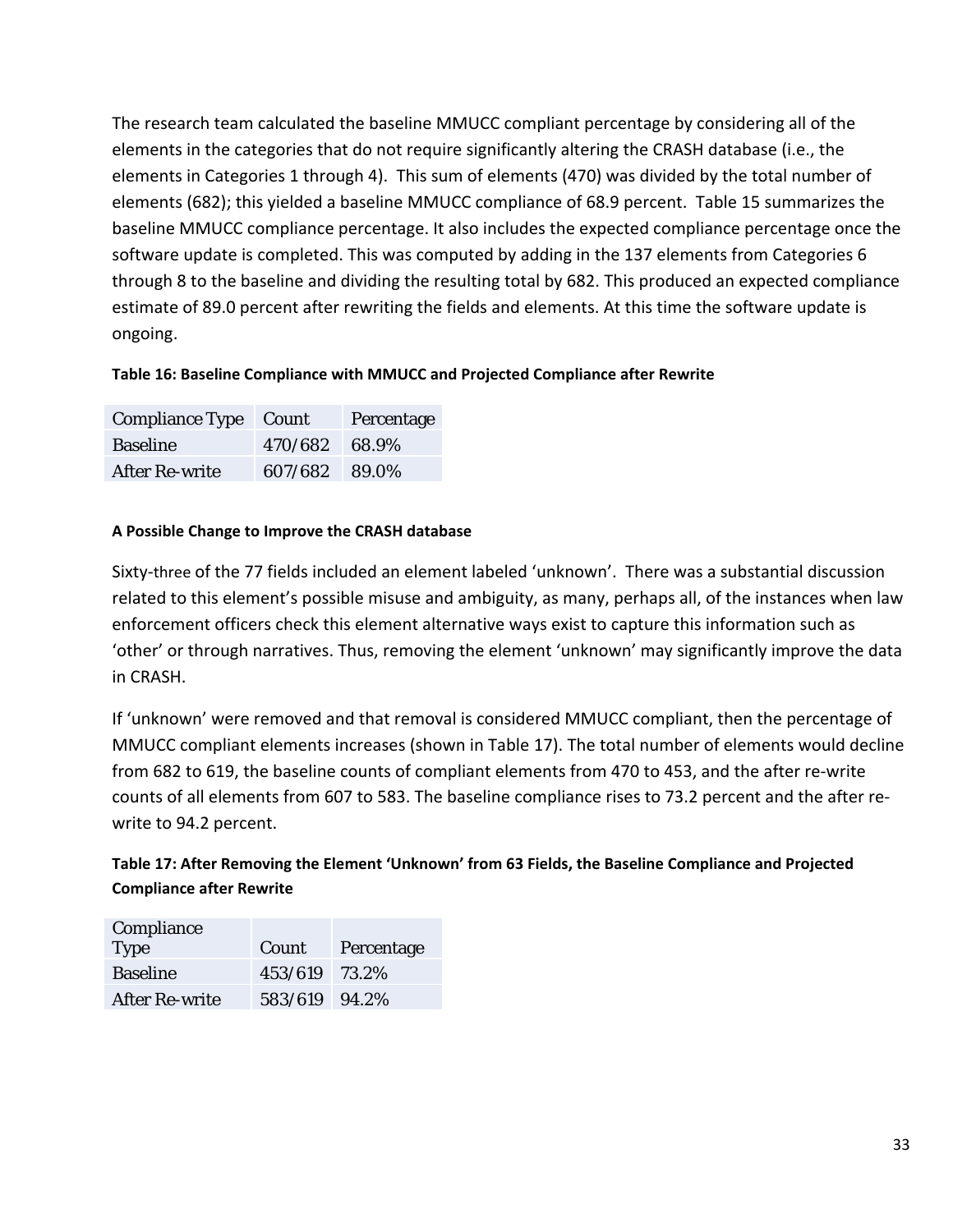The research team calculated the baseline MMUCC compliant percentage by considering all of the elements in the categories that do not require significantly altering the CRASH database (i.e., the elements in Categories 1 through 4). This sum of elements (470) was divided by the total number of elements (682); this yielded a baseline MMUCC compliance of 68.9 percent. Table 15 summarizes the baseline MMUCC compliance percentage. It also includes the expected compliance percentage once the software update is completed. This was computed by adding in the 137 elements from Categories 6 through 8 to the baseline and dividing the resulting total by 682. This produced an expected compliance estimate of 89.0 percent after rewriting the fields and elements. At this time the software update is ongoing.

**Table 16: Baseline Compliance with MMUCC and Projected Compliance after Rewrite**

| Compliance Type | Count | Percentage |
|---|---|---|
| Baseline | 470/682 | 68.9% |
| After Re-write | 607/682 | 89.0% |

#### A Possible Change to Improve the CRASH database

Sixty-three of the 77 fields included an element labeled 'unknown'. There was a substantial discussion related to this element's possible misuse and ambiguity, as many, perhaps all, of the instances when law enforcement officers check this element alternative ways exist to capture this information such as 'other' or through narratives. Thus, removing the element 'unknown' may significantly improve the data in CRASH.

If 'unknown' were removed and that removal is considered MMUCC compliant, then the percentage of MMUCC compliant elements increases (shown in Table 17). The total number of elements would decline from 682 to 619, the baseline counts of compliant elements from 470 to 453, and the after re-write counts of all elements from 607 to 583. The baseline compliance rises to 73.2 percent and the after re-write to 94.2 percent.

**Table 17: After Removing the Element 'Unknown' from 63 Fields, the Baseline Compliance and Projected Compliance after Rewrite**

| Compliance Type | Count | Percentage |
|---|---|---|
| Baseline | 453/619 | 73.2% |
| After Re-write | 583/619 | 94.2% |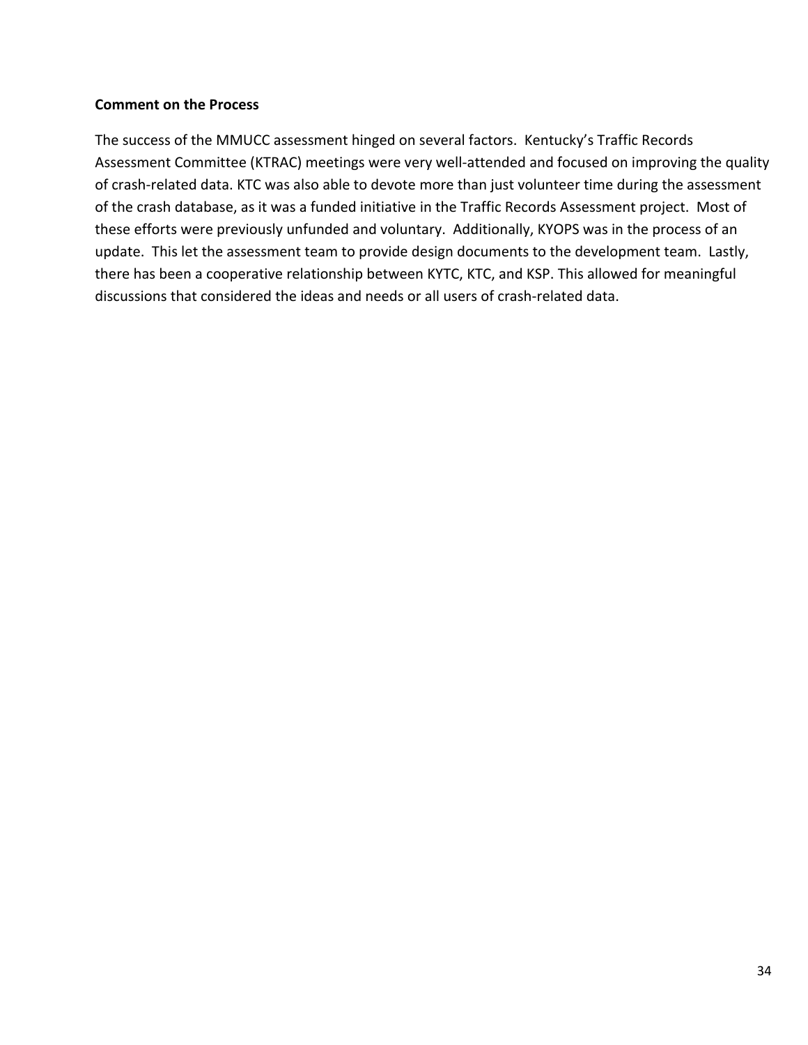**Comment on the Process**

The success of the MMUCC assessment hinged on several factors. Kentucky's Traffic Records Assessment Committee (KTRAC) meetings were very well-attended and focused on improving the quality of crash-related data. KTC was also able to devote more than just volunteer time during the assessment of the crash database, as it was a funded initiative in the Traffic Records Assessment project. Most of these efforts were previously unfunded and voluntary. Additionally, KYOPS was in the process of an update. This let the assessment team to provide design documents to the development team. Lastly, there has been a cooperative relationship between KYTC, KTC, and KSP. This allowed for meaningful discussions that considered the ideas and needs or all users of crash-related data.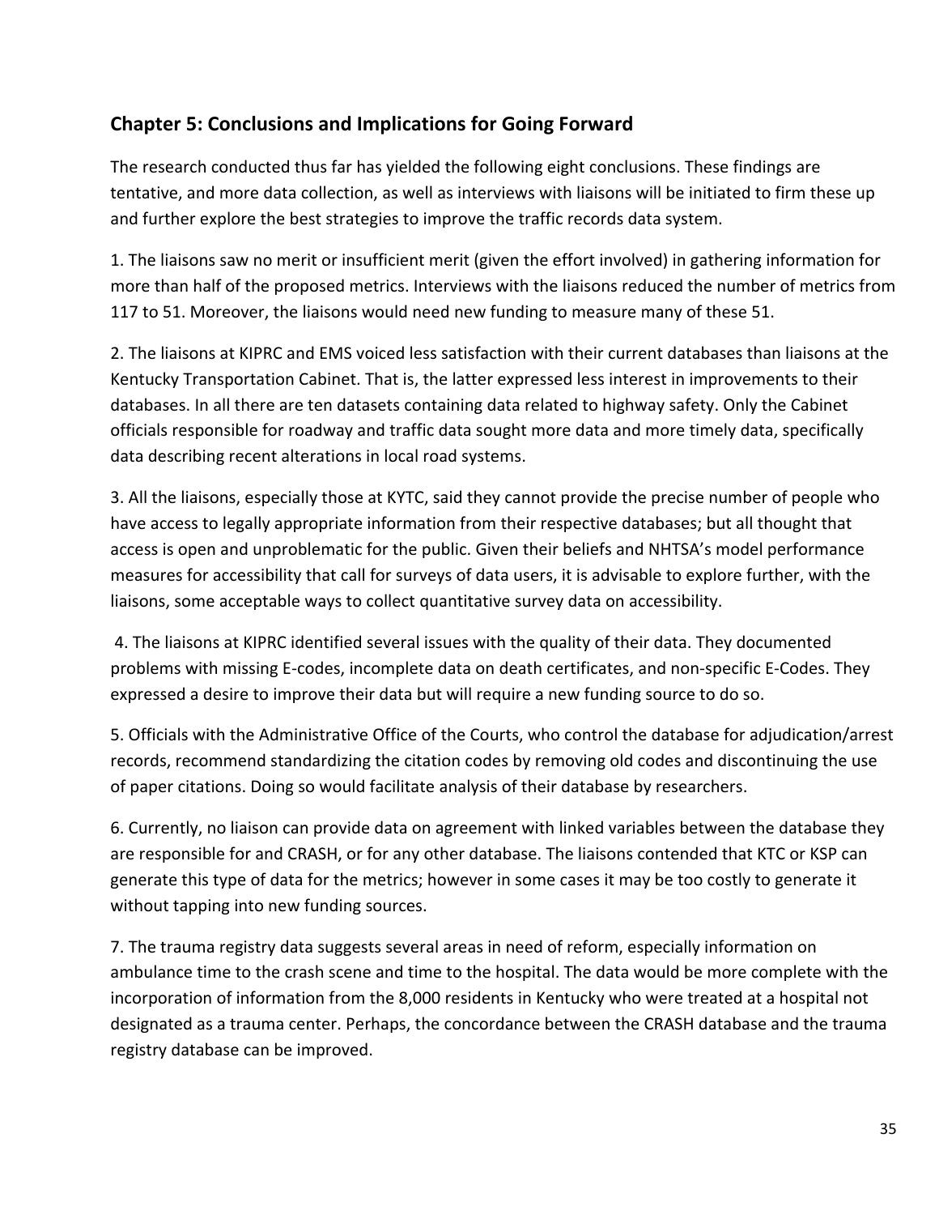## Chapter 5: Conclusions and Implications for Going Forward

The research conducted thus far has yielded the following eight conclusions. These findings are tentative, and more data collection, as well as interviews with liaisons will be initiated to firm these up and further explore the best strategies to improve the traffic records data system.

1. The liaisons saw no merit or insufficient merit (given the effort involved) in gathering information for more than half of the proposed metrics. Interviews with the liaisons reduced the number of metrics from 117 to 51. Moreover, the liaisons would need new funding to measure many of these 51.

2. The liaisons at KIPRC and EMS voiced less satisfaction with their current databases than liaisons at the Kentucky Transportation Cabinet. That is, the latter expressed less interest in improvements to their databases. In all there are ten datasets containing data related to highway safety. Only the Cabinet officials responsible for roadway and traffic data sought more data and more timely data, specifically data describing recent alterations in local road systems.

3. All the liaisons, especially those at KYTC, said they cannot provide the precise number of people who have access to legally appropriate information from their respective databases; but all thought that access is open and unproblematic for the public. Given their beliefs and NHTSA's model performance measures for accessibility that call for surveys of data users, it is advisable to explore further, with the liaisons, some acceptable ways to collect quantitative survey data on accessibility.

4. The liaisons at KIPRC identified several issues with the quality of their data. They documented problems with missing E-codes, incomplete data on death certificates, and non-specific E-Codes. They expressed a desire to improve their data but will require a new funding source to do so.

5. Officials with the Administrative Office of the Courts, who control the database for adjudication/arrest records, recommend standardizing the citation codes by removing old codes and discontinuing the use of paper citations. Doing so would facilitate analysis of their database by researchers.

6. Currently, no liaison can provide data on agreement with linked variables between the database they are responsible for and CRASH, or for any other database. The liaisons contended that KTC or KSP can generate this type of data for the metrics; however in some cases it may be too costly to generate it without tapping into new funding sources.

7. The trauma registry data suggests several areas in need of reform, especially information on ambulance time to the crash scene and time to the hospital. The data would be more complete with the incorporation of information from the 8,000 residents in Kentucky who were treated at a hospital not designated as a trauma center. Perhaps, the concordance between the CRASH database and the trauma registry database can be improved.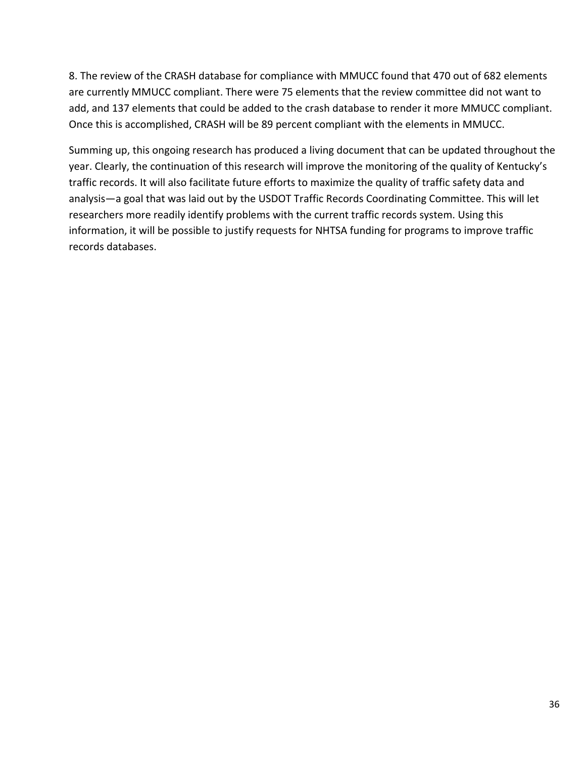8. The review of the CRASH database for compliance with MMUCC found that 470 out of 682 elements are currently MMUCC compliant. There were 75 elements that the review committee did not want to add, and 137 elements that could be added to the crash database to render it more MMUCC compliant. Once this is accomplished, CRASH will be 89 percent compliant with the elements in MMUCC.

Summing up, this ongoing research has produced a living document that can be updated throughout the year. Clearly, the continuation of this research will improve the monitoring of the quality of Kentucky's traffic records. It will also facilitate future efforts to maximize the quality of traffic safety data and analysis—a goal that was laid out by the USDOT Traffic Records Coordinating Committee. This will let researchers more readily identify problems with the current traffic records system. Using this information, it will be possible to justify requests for NHTSA funding for programs to improve traffic records databases.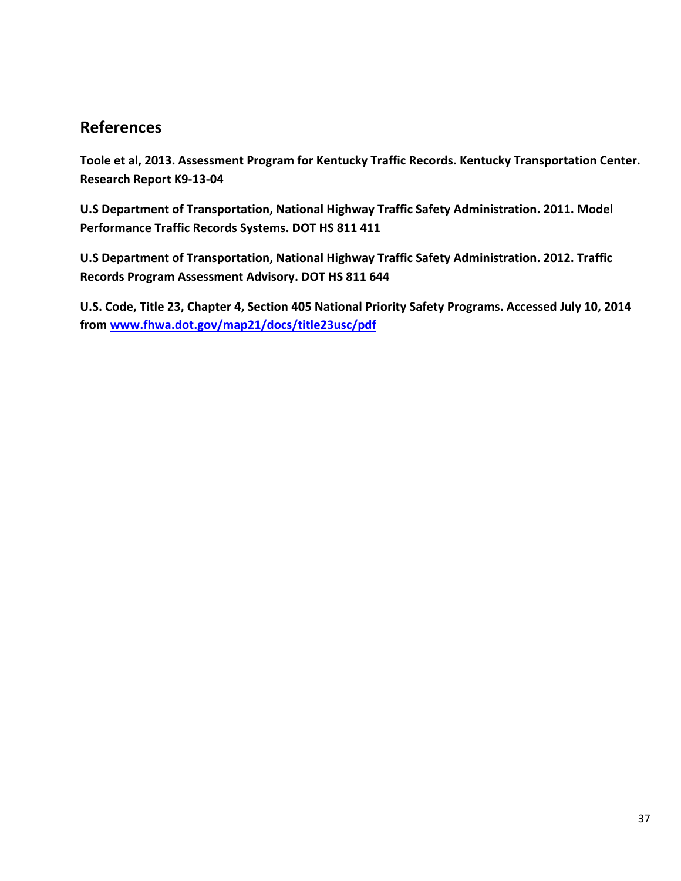## References

**Toole et al, 2013. Assessment Program for Kentucky Traffic Records. Kentucky Transportation Center. Research Report K9-13-04**

**U.S Department of Transportation, National Highway Traffic Safety Administration. 2011. Model Performance Traffic Records Systems. DOT HS 811 411**

**U.S Department of Transportation, National Highway Traffic Safety Administration. 2012. Traffic Records Program Assessment Advisory. DOT HS 811 644**

**U.S. Code, Title 23, Chapter 4, Section 405 National Priority Safety Programs. Accessed July 10, 2014 from [www.fhwa.dot.gov/map21/docs/title23usc/pdf](www.fhwa.dot.gov/map21/docs/title23usc/pdf)**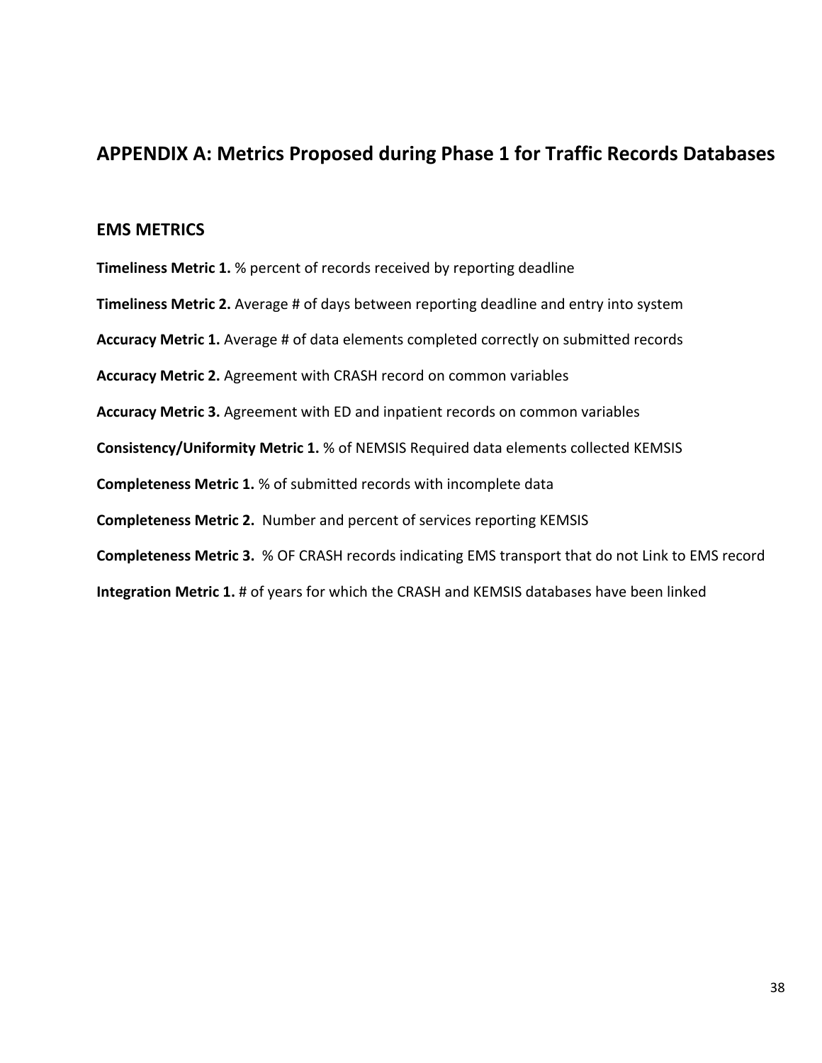## APPENDIX A: Metrics Proposed during Phase 1 for Traffic Records Databases

### EMS METRICS

**Timeliness Metric 1.** % percent of records received by reporting deadline

**Timeliness Metric 2.** Average # of days between reporting deadline and entry into system

**Accuracy Metric 1.** Average # of data elements completed correctly on submitted records

**Accuracy Metric 2.** Agreement with CRASH record on common variables

**Accuracy Metric 3.** Agreement with ED and inpatient records on common variables

**Consistency/Uniformity Metric 1.** % of NEMSIS Required data elements collected KEMSIS

**Completeness Metric 1.** % of submitted records with incomplete data

**Completeness Metric 2.** Number and percent of services reporting KEMSIS

**Completeness Metric 3.** % OF CRASH records indicating EMS transport that do not Link to EMS record

**Integration Metric 1.** # of years for which the CRASH and KEMSIS databases have been linked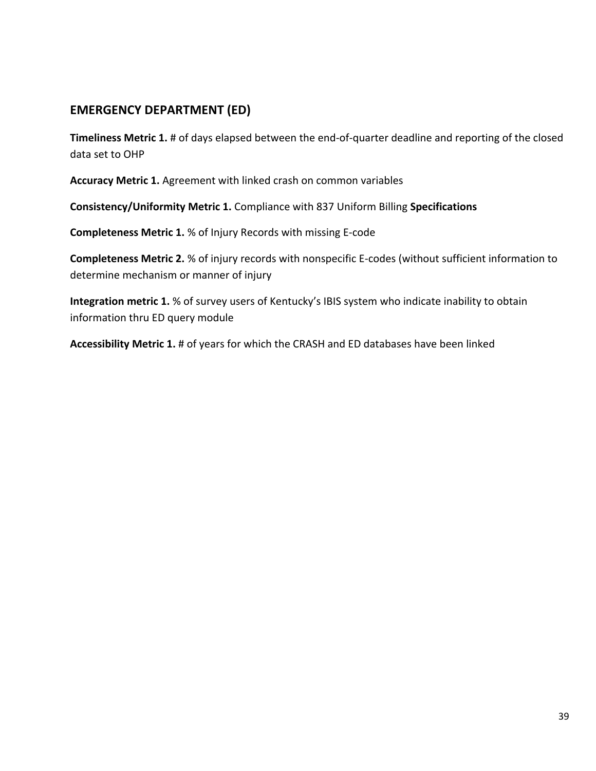## EMERGENCY DEPARTMENT (ED)

**Timeliness Metric 1.** # of days elapsed between the end-of-quarter deadline and reporting of the closed data set to OHP

**Accuracy Metric 1.** Agreement with linked crash on common variables

**Consistency/Uniformity Metric 1.** Compliance with 837 Uniform Billing **Specifications**

**Completeness Metric 1.** % of Injury Records with missing E-code

**Completeness Metric 2.** % of injury records with nonspecific E-codes (without sufficient information to determine mechanism or manner of injury

**Integration metric 1.** % of survey users of Kentucky's IBIS system who indicate inability to obtain information thru ED query module

**Accessibility Metric 1.** # of years for which the CRASH and ED databases have been linked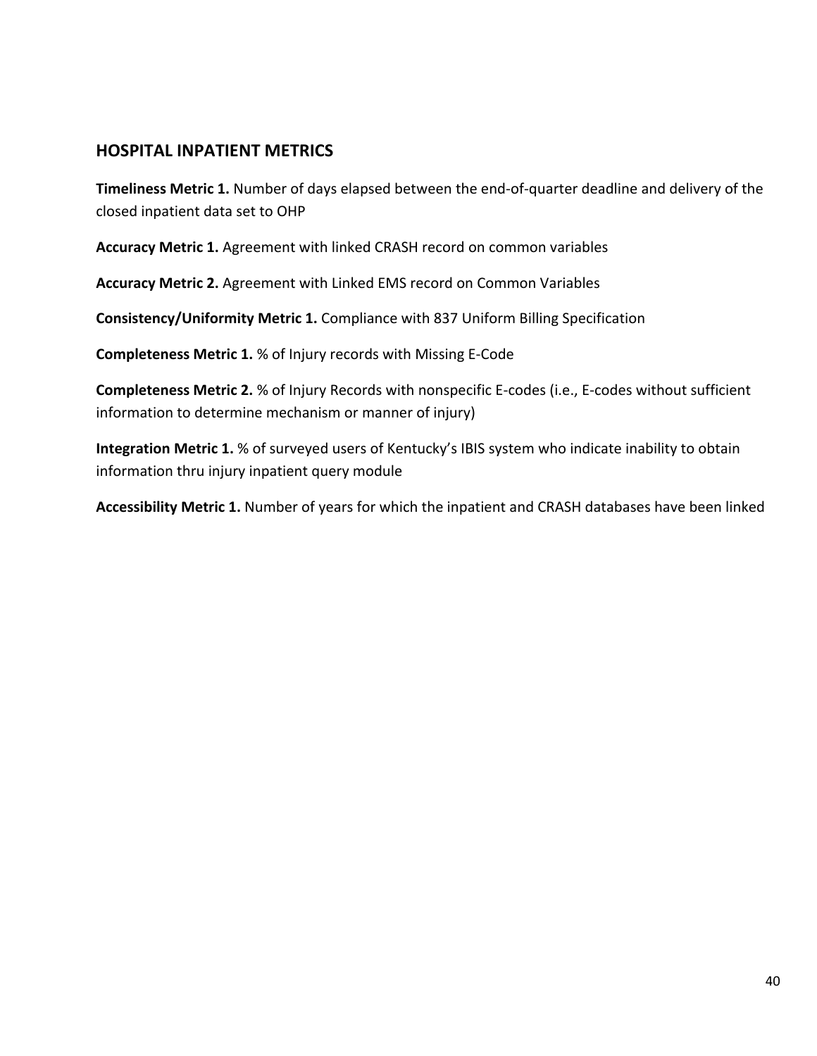## HOSPITAL INPATIENT METRICS

**Timeliness Metric 1.** Number of days elapsed between the end-of-quarter deadline and delivery of the closed inpatient data set to OHP

**Accuracy Metric 1.** Agreement with linked CRASH record on common variables

**Accuracy Metric 2.** Agreement with Linked EMS record on Common Variables

**Consistency/Uniformity Metric 1.** Compliance with 837 Uniform Billing Specification

**Completeness Metric 1.** % of Injury records with Missing E-Code

**Completeness Metric 2.** % of Injury Records with nonspecific E-codes (i.e., E-codes without sufficient information to determine mechanism or manner of injury)

**Integration Metric 1.** % of surveyed users of Kentucky's IBIS system who indicate inability to obtain information thru injury inpatient query module

**Accessibility Metric 1.** Number of years for which the inpatient and CRASH databases have been linked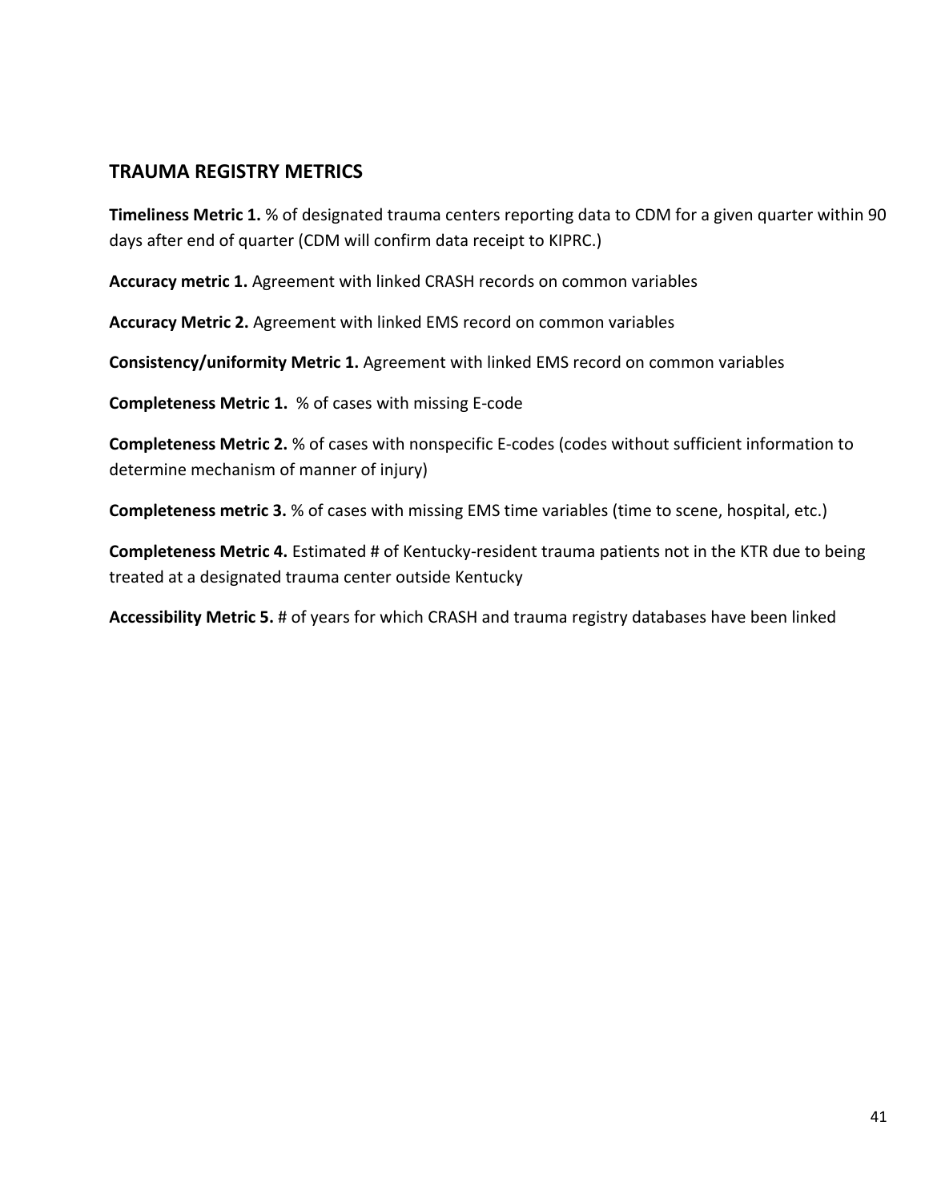## TRAUMA REGISTRY METRICS

**Timeliness Metric 1.** % of designated trauma centers reporting data to CDM for a given quarter within 90 days after end of quarter (CDM will confirm data receipt to KIPRC.)

**Accuracy metric 1.** Agreement with linked CRASH records on common variables

**Accuracy Metric 2.** Agreement with linked EMS record on common variables

**Consistency/uniformity Metric 1.** Agreement with linked EMS record on common variables

**Completeness Metric 1.** % of cases with missing E-code

**Completeness Metric 2.** % of cases with nonspecific E-codes (codes without sufficient information to determine mechanism of manner of injury)

**Completeness metric 3.** % of cases with missing EMS time variables (time to scene, hospital, etc.)

**Completeness Metric 4.** Estimated # of Kentucky-resident trauma patients not in the KTR due to being treated at a designated trauma center outside Kentucky

**Accessibility Metric 5.** # of years for which CRASH and trauma registry databases have been linked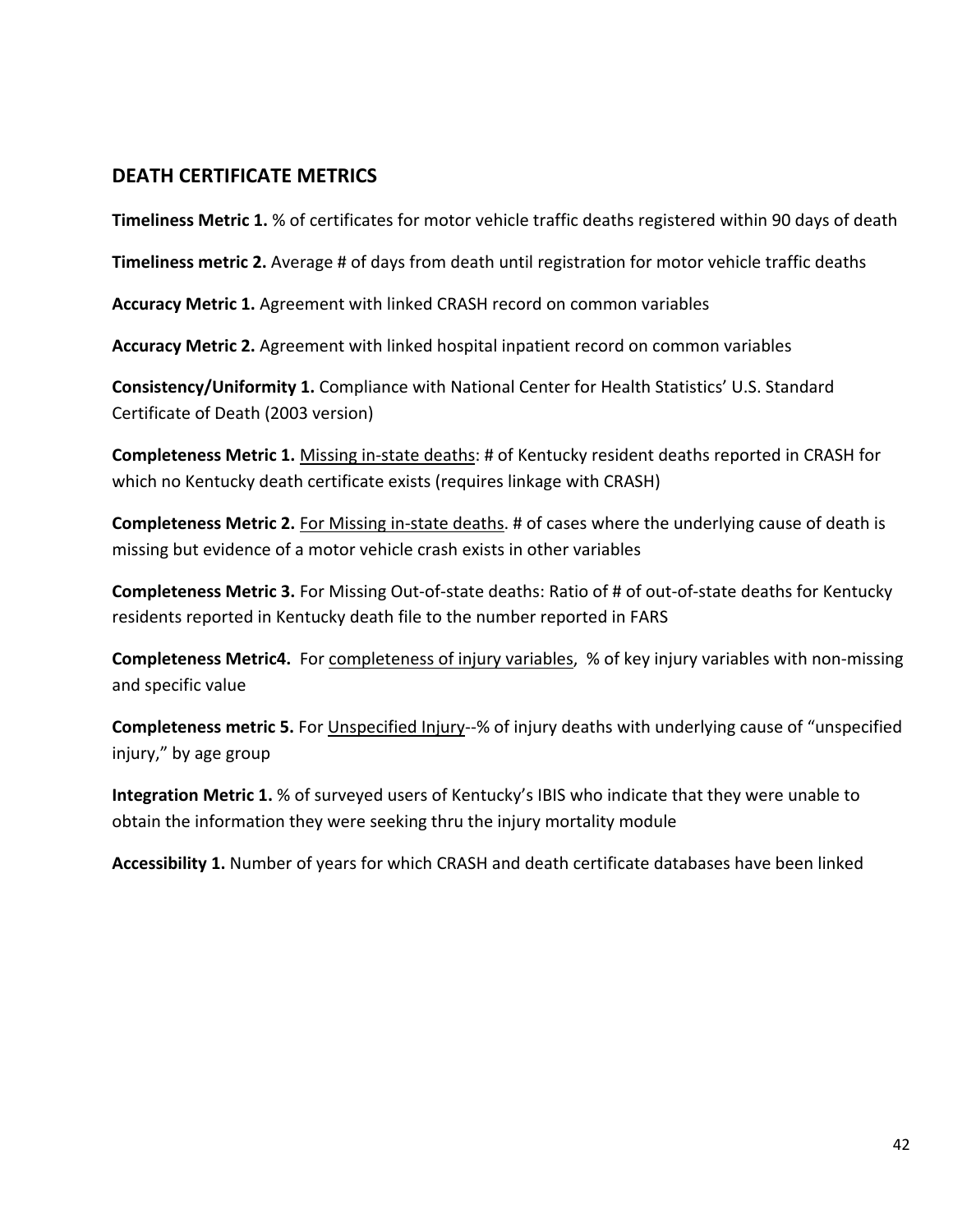## DEATH CERTIFICATE METRICS

**Timeliness Metric 1.** % of certificates for motor vehicle traffic deaths registered within 90 days of death

**Timeliness metric 2.** Average # of days from death until registration for motor vehicle traffic deaths

**Accuracy Metric 1.** Agreement with linked CRASH record on common variables

**Accuracy Metric 2.** Agreement with linked hospital inpatient record on common variables

**Consistency/Uniformity 1.** Compliance with National Center for Health Statistics' U.S. Standard Certificate of Death (2003 version)

**Completeness Metric 1.** Missing in-state deaths: # of Kentucky resident deaths reported in CRASH for which no Kentucky death certificate exists (requires linkage with CRASH)

**Completeness Metric 2.** For Missing in-state deaths. # of cases where the underlying cause of death is missing but evidence of a motor vehicle crash exists in other variables

**Completeness Metric 3.** For Missing Out-of-state deaths: Ratio of # of out-of-state deaths for Kentucky residents reported in Kentucky death file to the number reported in FARS

**Completeness Metric4.** For completeness of injury variables, % of key injury variables with non-missing and specific value

**Completeness metric 5.** For Unspecified Injury--% of injury deaths with underlying cause of "unspecified injury," by age group

**Integration Metric 1.** % of surveyed users of Kentucky's IBIS who indicate that they were unable to obtain the information they were seeking thru the injury mortality module

**Accessibility 1.** Number of years for which CRASH and death certificate databases have been linked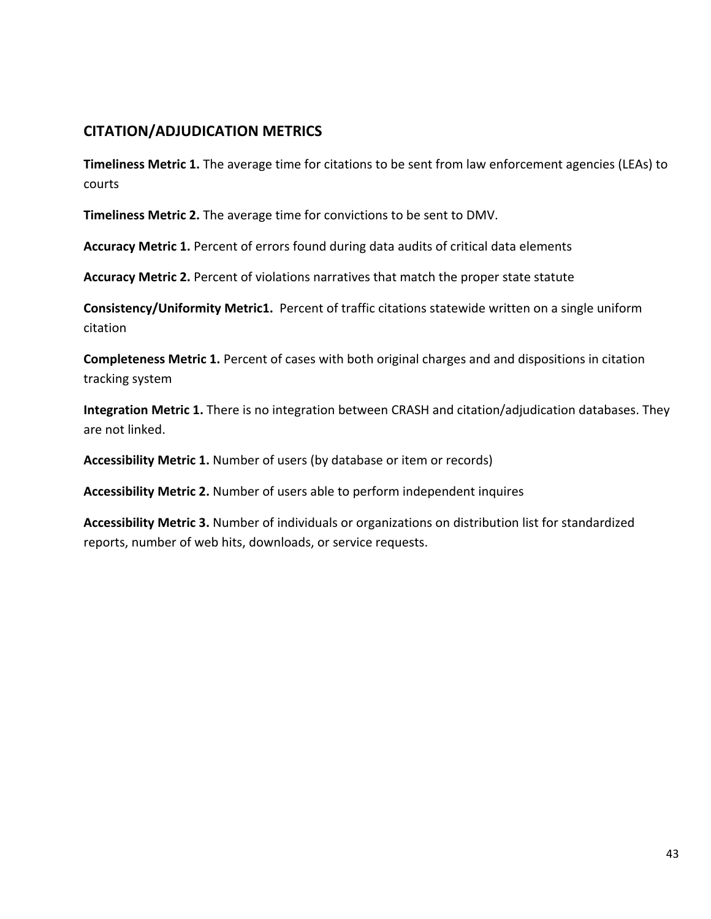## CITATION/ADJUDICATION METRICS

**Timeliness Metric 1.** The average time for citations to be sent from law enforcement agencies (LEAs) to courts

**Timeliness Metric 2.** The average time for convictions to be sent to DMV.

**Accuracy Metric 1.** Percent of errors found during data audits of critical data elements

**Accuracy Metric 2.** Percent of violations narratives that match the proper state statute

**Consistency/Uniformity Metric1.** Percent of traffic citations statewide written on a single uniform citation

**Completeness Metric 1.** Percent of cases with both original charges and and dispositions in citation tracking system

**Integration Metric 1.** There is no integration between CRASH and citation/adjudication databases. They are not linked.

**Accessibility Metric 1.** Number of users (by database or item or records)

**Accessibility Metric 2.** Number of users able to perform independent inquires

**Accessibility Metric 3.** Number of individuals or organizations on distribution list for standardized reports, number of web hits, downloads, or service requests.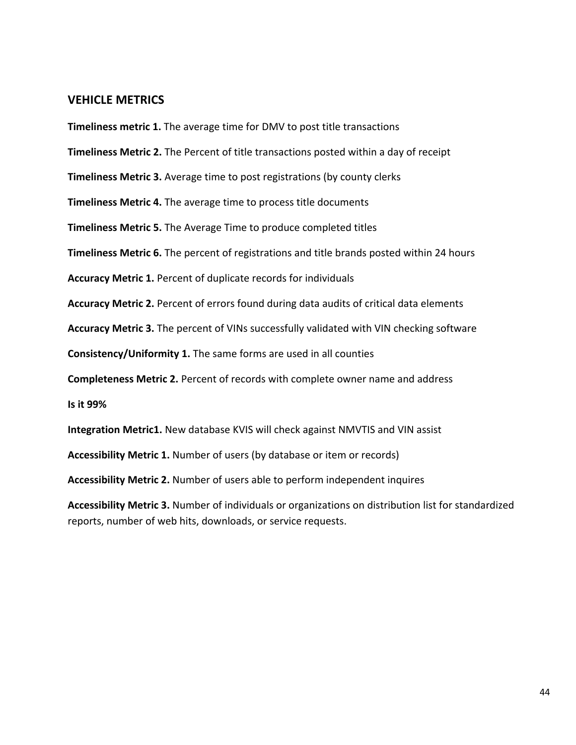## VEHICLE METRICS

**Timeliness metric 1.** The average time for DMV to post title transactions

**Timeliness Metric 2.** The Percent of title transactions posted within a day of receipt

**Timeliness Metric 3.** Average time to post registrations (by county clerks

**Timeliness Metric 4.** The average time to process title documents

**Timeliness Metric 5.** The Average Time to produce completed titles

**Timeliness Metric 6.** The percent of registrations and title brands posted within 24 hours

**Accuracy Metric 1.** Percent of duplicate records for individuals

**Accuracy Metric 2.** Percent of errors found during data audits of critical data elements

**Accuracy Metric 3.** The percent of VINs successfully validated with VIN checking software

**Consistency/Uniformity 1.** The same forms are used in all counties

**Completeness Metric 2.** Percent of records with complete owner name and address

**Is it 99%**

**Integration Metric1.** New database KVIS will check against NMVTIS and VIN assist

**Accessibility Metric 1.** Number of users (by database or item or records)

**Accessibility Metric 2.** Number of users able to perform independent inquires

**Accessibility Metric 3.** Number of individuals or organizations on distribution list for standardized reports, number of web hits, downloads, or service requests.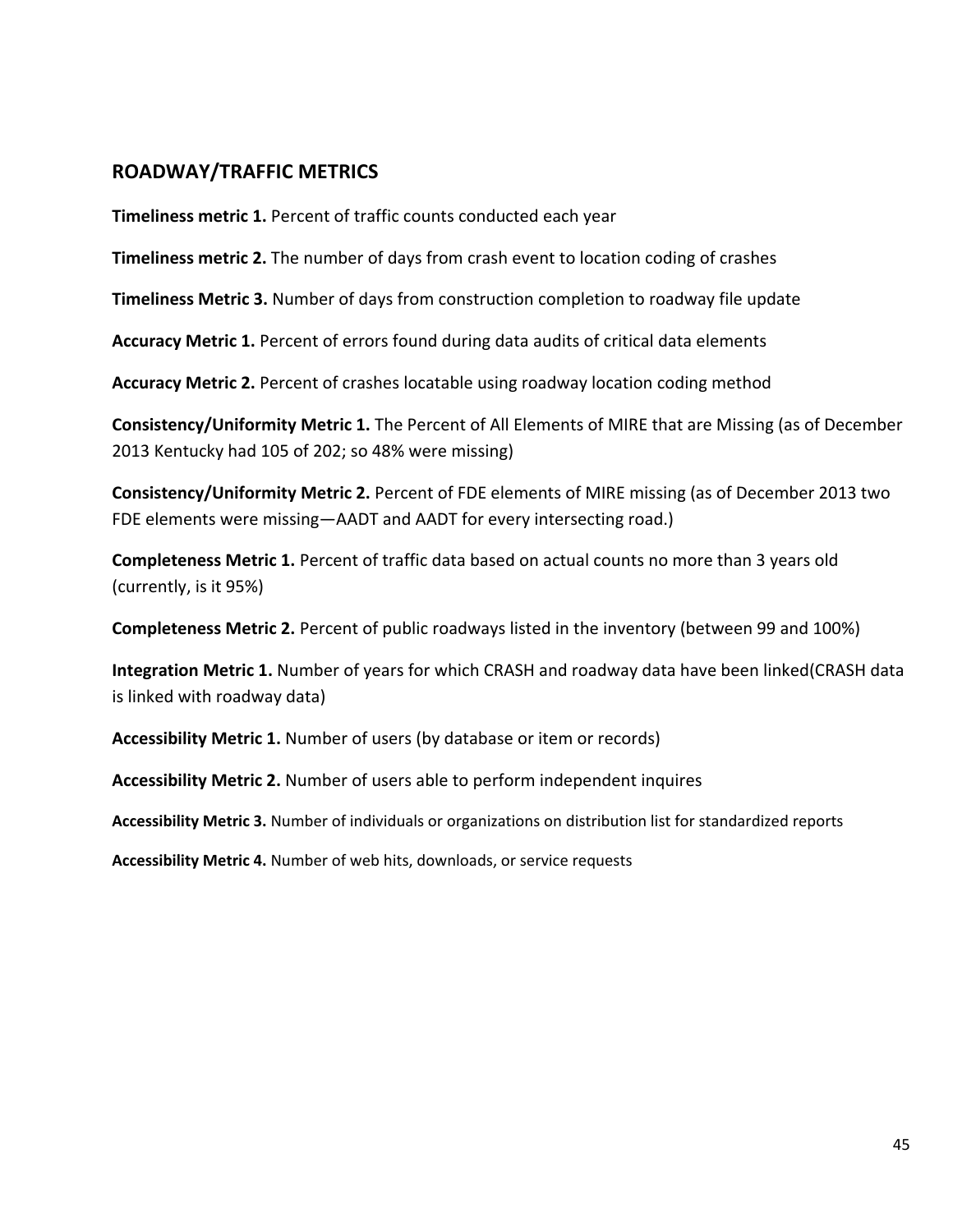## ROADWAY/TRAFFIC METRICS

**Timeliness metric 1.** Percent of traffic counts conducted each year

**Timeliness metric 2.** The number of days from crash event to location coding of crashes

**Timeliness Metric 3.** Number of days from construction completion to roadway file update

**Accuracy Metric 1.** Percent of errors found during data audits of critical data elements

**Accuracy Metric 2.** Percent of crashes locatable using roadway location coding method

**Consistency/Uniformity Metric 1.** The Percent of All Elements of MIRE that are Missing (as of December 2013 Kentucky had 105 of 202; so 48% were missing)

**Consistency/Uniformity Metric 2.** Percent of FDE elements of MIRE missing (as of December 2013 two FDE elements were missing—AADT and AADT for every intersecting road.)

**Completeness Metric 1.** Percent of traffic data based on actual counts no more than 3 years old (currently, is it 95%)

**Completeness Metric 2.** Percent of public roadways listed in the inventory (between 99 and 100%)

**Integration Metric 1.** Number of years for which CRASH and roadway data have been linked(CRASH data is linked with roadway data)

**Accessibility Metric 1.** Number of users (by database or item or records)

**Accessibility Metric 2.** Number of users able to perform independent inquires

**Accessibility Metric 3.** Number of individuals or organizations on distribution list for standardized reports

**Accessibility Metric 4.** Number of web hits, downloads, or service requests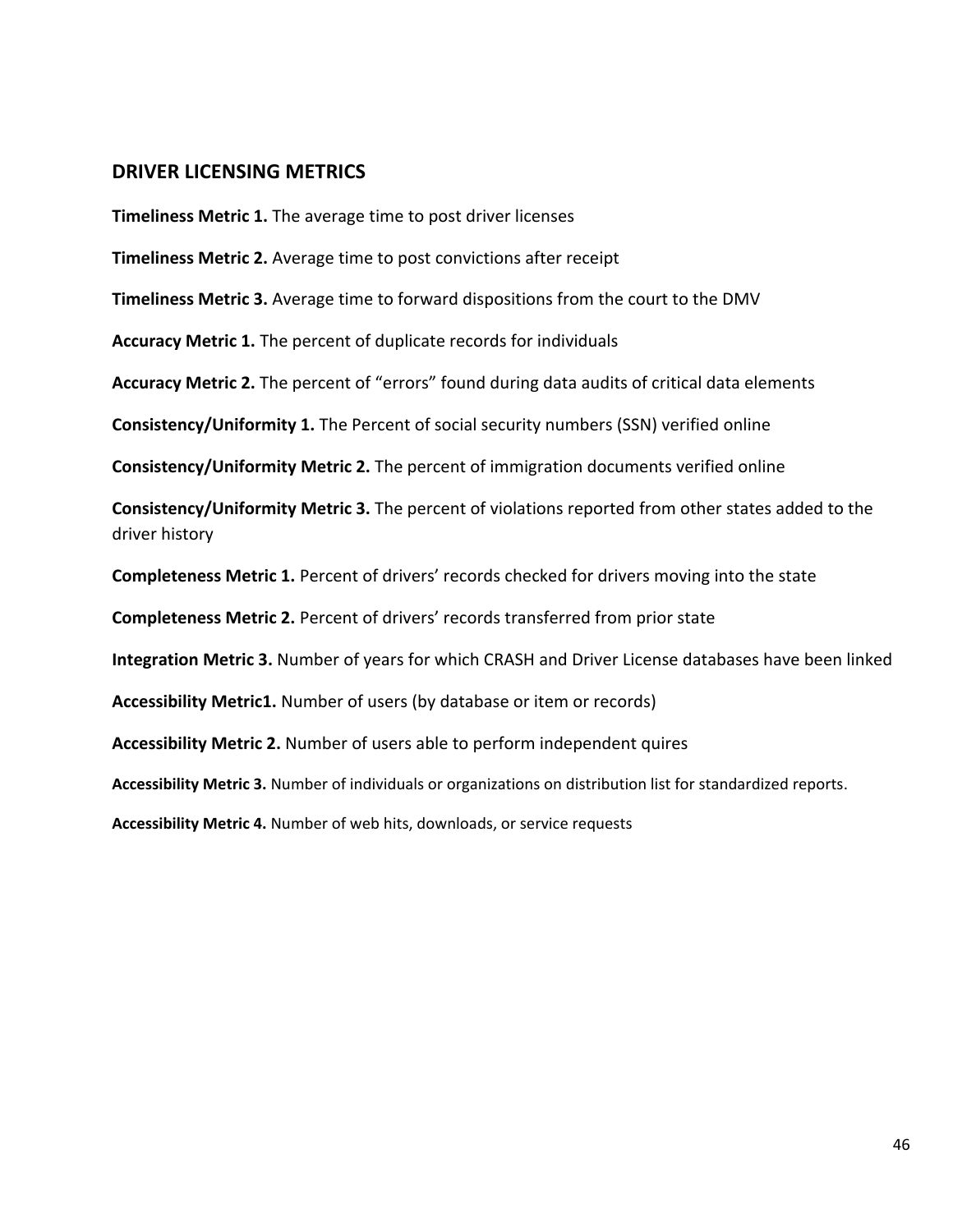## DRIVER LICENSING METRICS

**Timeliness Metric 1.** The average time to post driver licenses

**Timeliness Metric 2.** Average time to post convictions after receipt

**Timeliness Metric 3.** Average time to forward dispositions from the court to the DMV

**Accuracy Metric 1.** The percent of duplicate records for individuals

**Accuracy Metric 2.** The percent of "errors" found during data audits of critical data elements

**Consistency/Uniformity 1.** The Percent of social security numbers (SSN) verified online

**Consistency/Uniformity Metric 2.** The percent of immigration documents verified online

**Consistency/Uniformity Metric 3.** The percent of violations reported from other states added to the driver history

**Completeness Metric 1.** Percent of drivers' records checked for drivers moving into the state

**Completeness Metric 2.** Percent of drivers' records transferred from prior state

**Integration Metric 3.** Number of years for which CRASH and Driver License databases have been linked

**Accessibility Metric1.** Number of users (by database or item or records)

**Accessibility Metric 2.** Number of users able to perform independent quires

**Accessibility Metric 3.** Number of individuals or organizations on distribution list for standardized reports.

**Accessibility Metric 4.** Number of web hits, downloads, or service requests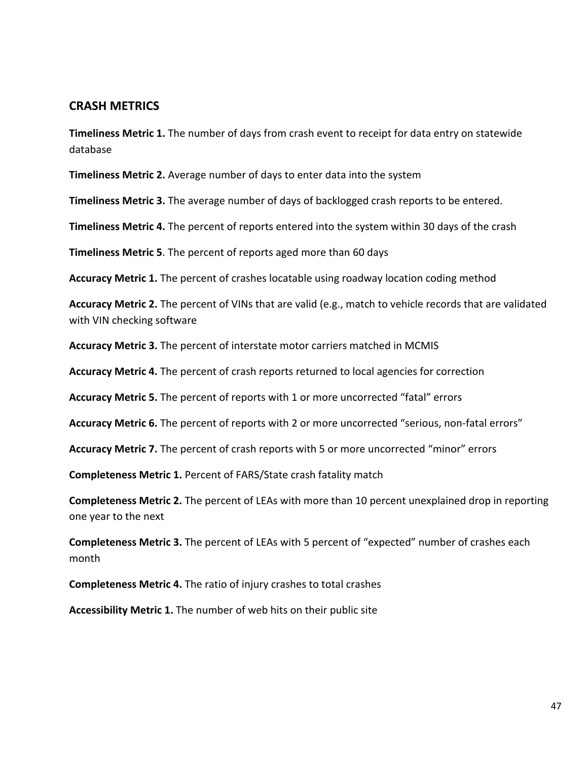## CRASH METRICS

**Timeliness Metric 1.** The number of days from crash event to receipt for data entry on statewide database

**Timeliness Metric 2.** Average number of days to enter data into the system

**Timeliness Metric 3.** The average number of days of backlogged crash reports to be entered.

**Timeliness Metric 4.** The percent of reports entered into the system within 30 days of the crash

**Timeliness Metric 5**. The percent of reports aged more than 60 days

**Accuracy Metric 1.** The percent of crashes locatable using roadway location coding method

**Accuracy Metric 2.** The percent of VINs that are valid (e.g., match to vehicle records that are validated with VIN checking software

**Accuracy Metric 3.** The percent of interstate motor carriers matched in MCMIS

**Accuracy Metric 4.** The percent of crash reports returned to local agencies for correction

**Accuracy Metric 5.** The percent of reports with 1 or more uncorrected "fatal" errors

**Accuracy Metric 6.** The percent of reports with 2 or more uncorrected "serious, non-fatal errors"

**Accuracy Metric 7.** The percent of crash reports with 5 or more uncorrected "minor" errors

**Completeness Metric 1.** Percent of FARS/State crash fatality match

**Completeness Metric 2.** The percent of LEAs with more than 10 percent unexplained drop in reporting one year to the next

**Completeness Metric 3.** The percent of LEAs with 5 percent of "expected" number of crashes each month

**Completeness Metric 4.** The ratio of injury crashes to total crashes

**Accessibility Metric 1.** The number of web hits on their public site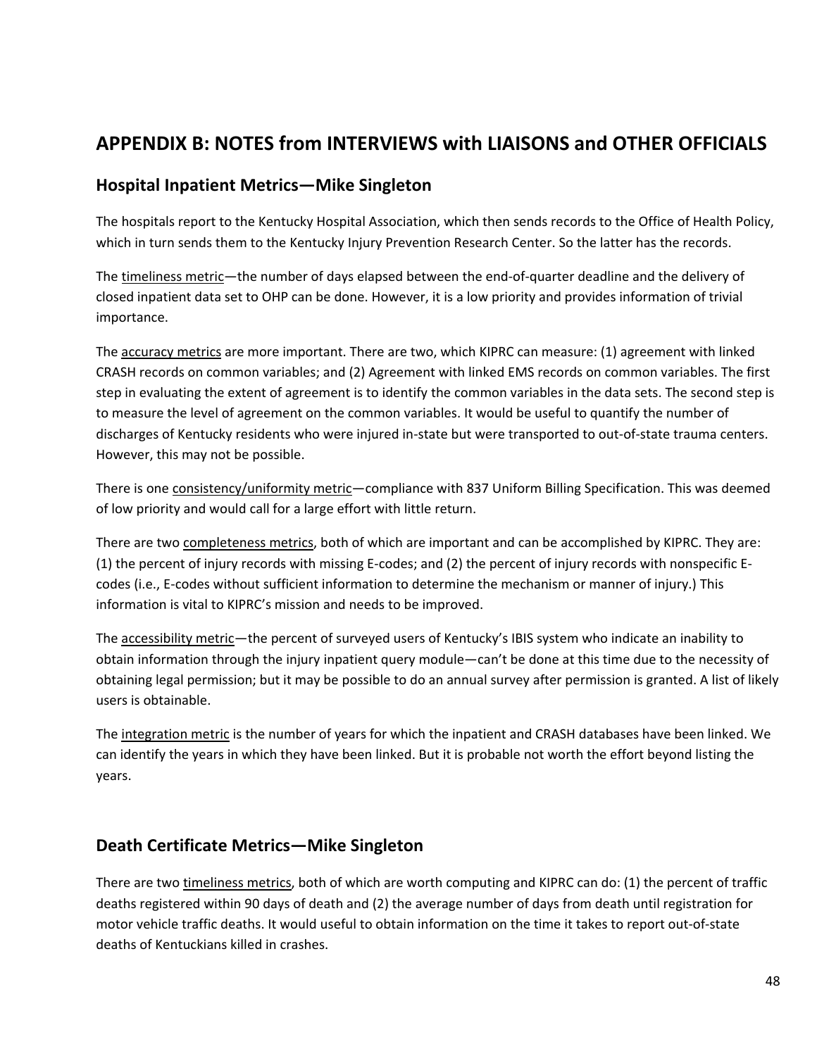# APPENDIX B: NOTES from INTERVIEWS with LIAISONS and OTHER OFFICIALS

## Hospital Inpatient Metrics—Mike Singleton

The hospitals report to the Kentucky Hospital Association, which then sends records to the Office of Health Policy, which in turn sends them to the Kentucky Injury Prevention Research Center. So the latter has the records.

The timeliness metric—the number of days elapsed between the end-of-quarter deadline and the delivery of closed inpatient data set to OHP can be done. However, it is a low priority and provides information of trivial importance.

The accuracy metrics are more important. There are two, which KIPRC can measure: (1) agreement with linked CRASH records on common variables; and (2) Agreement with linked EMS records on common variables. The first step in evaluating the extent of agreement is to identify the common variables in the data sets. The second step is to measure the level of agreement on the common variables. It would be useful to quantify the number of discharges of Kentucky residents who were injured in-state but were transported to out-of-state trauma centers. However, this may not be possible.

There is one consistency/uniformity metric—compliance with 837 Uniform Billing Specification. This was deemed of low priority and would call for a large effort with little return.

There are two completeness metrics, both of which are important and can be accomplished by KIPRC. They are: (1) the percent of injury records with missing E-codes; and (2) the percent of injury records with nonspecific E-codes (i.e., E-codes without sufficient information to determine the mechanism or manner of injury.) This information is vital to KIPRC's mission and needs to be improved.

The accessibility metric—the percent of surveyed users of Kentucky's IBIS system who indicate an inability to obtain information through the injury inpatient query module—can't be done at this time due to the necessity of obtaining legal permission; but it may be possible to do an annual survey after permission is granted. A list of likely users is obtainable.

The integration metric is the number of years for which the inpatient and CRASH databases have been linked. We can identify the years in which they have been linked. But it is probable not worth the effort beyond listing the years.

## Death Certificate Metrics—Mike Singleton

There are two timeliness metrics, both of which are worth computing and KIPRC can do: (1) the percent of traffic deaths registered within 90 days of death and (2) the average number of days from death until registration for motor vehicle traffic deaths. It would useful to obtain information on the time it takes to report out-of-state deaths of Kentuckians killed in crashes.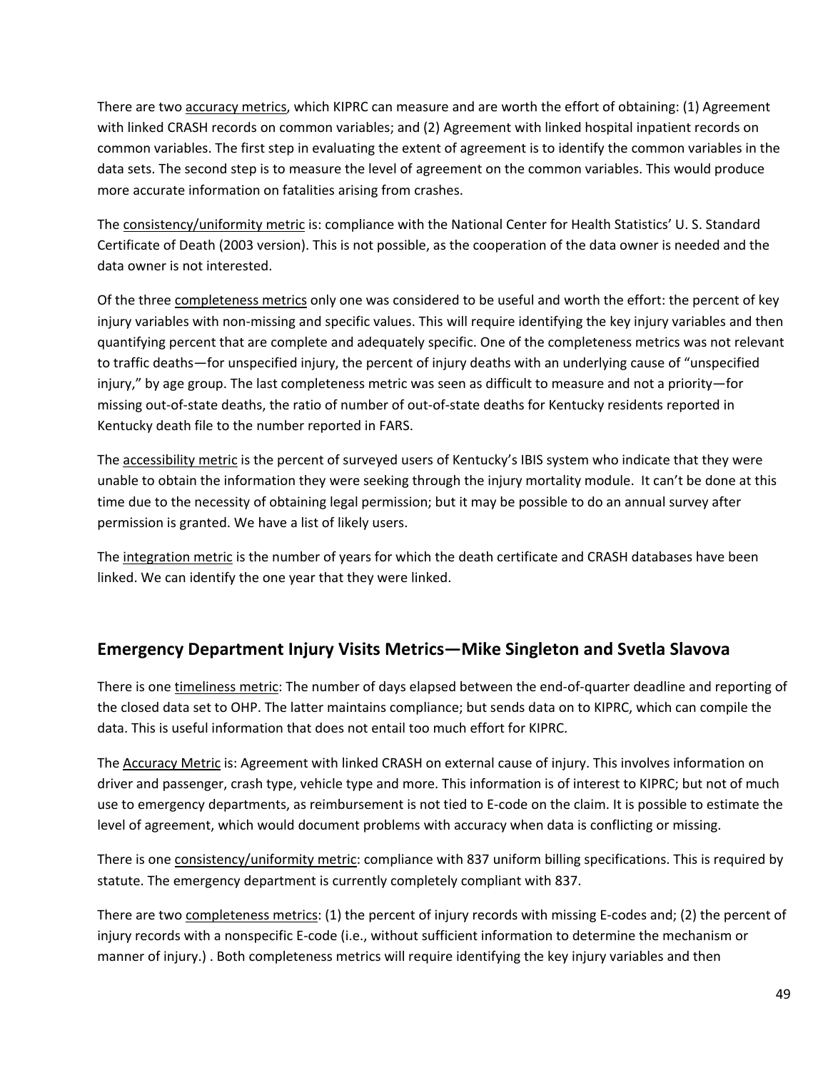There are two accuracy metrics, which KIPRC can measure and are worth the effort of obtaining: (1) Agreement with linked CRASH records on common variables; and (2) Agreement with linked hospital inpatient records on common variables. The first step in evaluating the extent of agreement is to identify the common variables in the data sets. The second step is to measure the level of agreement on the common variables. This would produce more accurate information on fatalities arising from crashes.

The consistency/uniformity metric is: compliance with the National Center for Health Statistics' U. S. Standard Certificate of Death (2003 version). This is not possible, as the cooperation of the data owner is needed and the data owner is not interested.

Of the three completeness metrics only one was considered to be useful and worth the effort: the percent of key injury variables with non-missing and specific values. This will require identifying the key injury variables and then quantifying percent that are complete and adequately specific. One of the completeness metrics was not relevant to traffic deaths—for unspecified injury, the percent of injury deaths with an underlying cause of "unspecified injury," by age group. The last completeness metric was seen as difficult to measure and not a priority—for missing out-of-state deaths, the ratio of number of out-of-state deaths for Kentucky residents reported in Kentucky death file to the number reported in FARS.

The accessibility metric is the percent of surveyed users of Kentucky's IBIS system who indicate that they were unable to obtain the information they were seeking through the injury mortality module. It can't be done at this time due to the necessity of obtaining legal permission; but it may be possible to do an annual survey after permission is granted. We have a list of likely users.

The integration metric is the number of years for which the death certificate and CRASH databases have been linked. We can identify the one year that they were linked.

## Emergency Department Injury Visits Metrics—Mike Singleton and Svetla Slavova

There is one timeliness metric: The number of days elapsed between the end-of-quarter deadline and reporting of the closed data set to OHP. The latter maintains compliance; but sends data on to KIPRC, which can compile the data. This is useful information that does not entail too much effort for KIPRC.

The Accuracy Metric is: Agreement with linked CRASH on external cause of injury. This involves information on driver and passenger, crash type, vehicle type and more. This information is of interest to KIPRC; but not of much use to emergency departments, as reimbursement is not tied to E-code on the claim. It is possible to estimate the level of agreement, which would document problems with accuracy when data is conflicting or missing.

There is one consistency/uniformity metric: compliance with 837 uniform billing specifications. This is required by statute. The emergency department is currently completely compliant with 837.

There are two completeness metrics: (1) the percent of injury records with missing E-codes and; (2) the percent of injury records with a nonspecific E-code (i.e., without sufficient information to determine the mechanism or manner of injury.) . Both completeness metrics will require identifying the key injury variables and then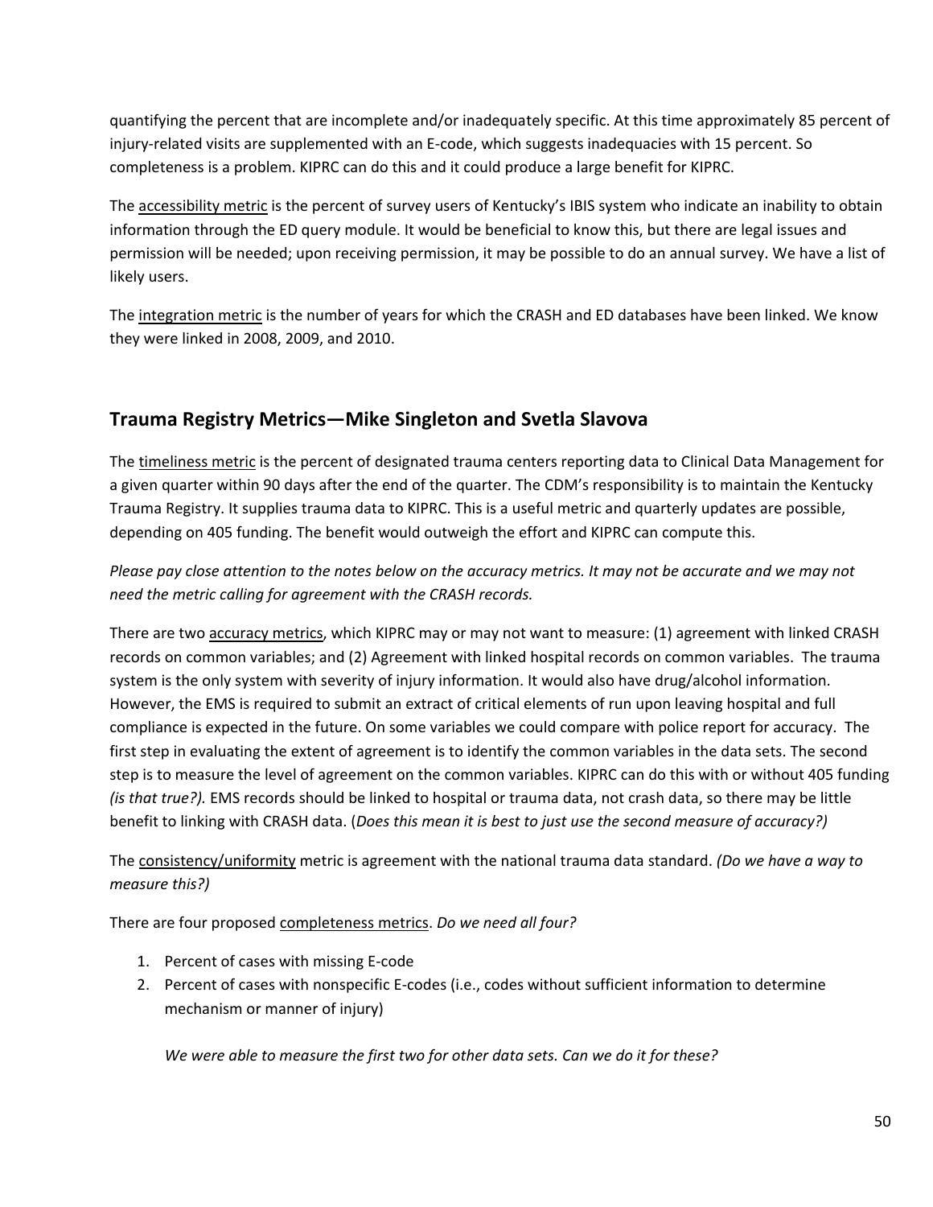quantifying the percent that are incomplete and/or inadequately specific. At this time approximately 85 percent of injury-related visits are supplemented with an E-code, which suggests inadequacies with 15 percent. So completeness is a problem. KIPRC can do this and it could produce a large benefit for KIPRC.

The accessibility metric is the percent of survey users of Kentucky's IBIS system who indicate an inability to obtain information through the ED query module. It would be beneficial to know this, but there are legal issues and permission will be needed; upon receiving permission, it may be possible to do an annual survey. We have a list of likely users.

The integration metric is the number of years for which the CRASH and ED databases have been linked. We know they were linked in 2008, 2009, and 2010.

## Trauma Registry Metrics—Mike Singleton and Svetla Slavova

The timeliness metric is the percent of designated trauma centers reporting data to Clinical Data Management for a given quarter within 90 days after the end of the quarter. The CDM's responsibility is to maintain the Kentucky Trauma Registry. It supplies trauma data to KIPRC. This is a useful metric and quarterly updates are possible, depending on 405 funding. The benefit would outweigh the effort and KIPRC can compute this.

*Please pay close attention to the notes below on the accuracy metrics. It may not be accurate and we may not need the metric calling for agreement with the CRASH records.*

There are two accuracy metrics, which KIPRC may or may not want to measure: (1) agreement with linked CRASH records on common variables; and (2) Agreement with linked hospital records on common variables. The trauma system is the only system with severity of injury information. It would also have drug/alcohol information. However, the EMS is required to submit an extract of critical elements of run upon leaving hospital and full compliance is expected in the future. On some variables we could compare with police report for accuracy. The first step in evaluating the extent of agreement is to identify the common variables in the data sets. The second step is to measure the level of agreement on the common variables. KIPRC can do this with or without 405 funding *(is that true?).* EMS records should be linked to hospital or trauma data, not crash data, so there may be little benefit to linking with CRASH data. (*Does this mean it is best to just use the second measure of accuracy?)*

The consistency/uniformity metric is agreement with the national trauma data standard. *(Do we have a way to measure this?)*

There are four proposed completeness metrics. *Do we need all four?*

1. Percent of cases with missing E-code
2. Percent of cases with nonspecific E-codes (i.e., codes without sufficient information to determine mechanism or manner of injury)

   *We were able to measure the first two for other data sets. Can we do it for these?*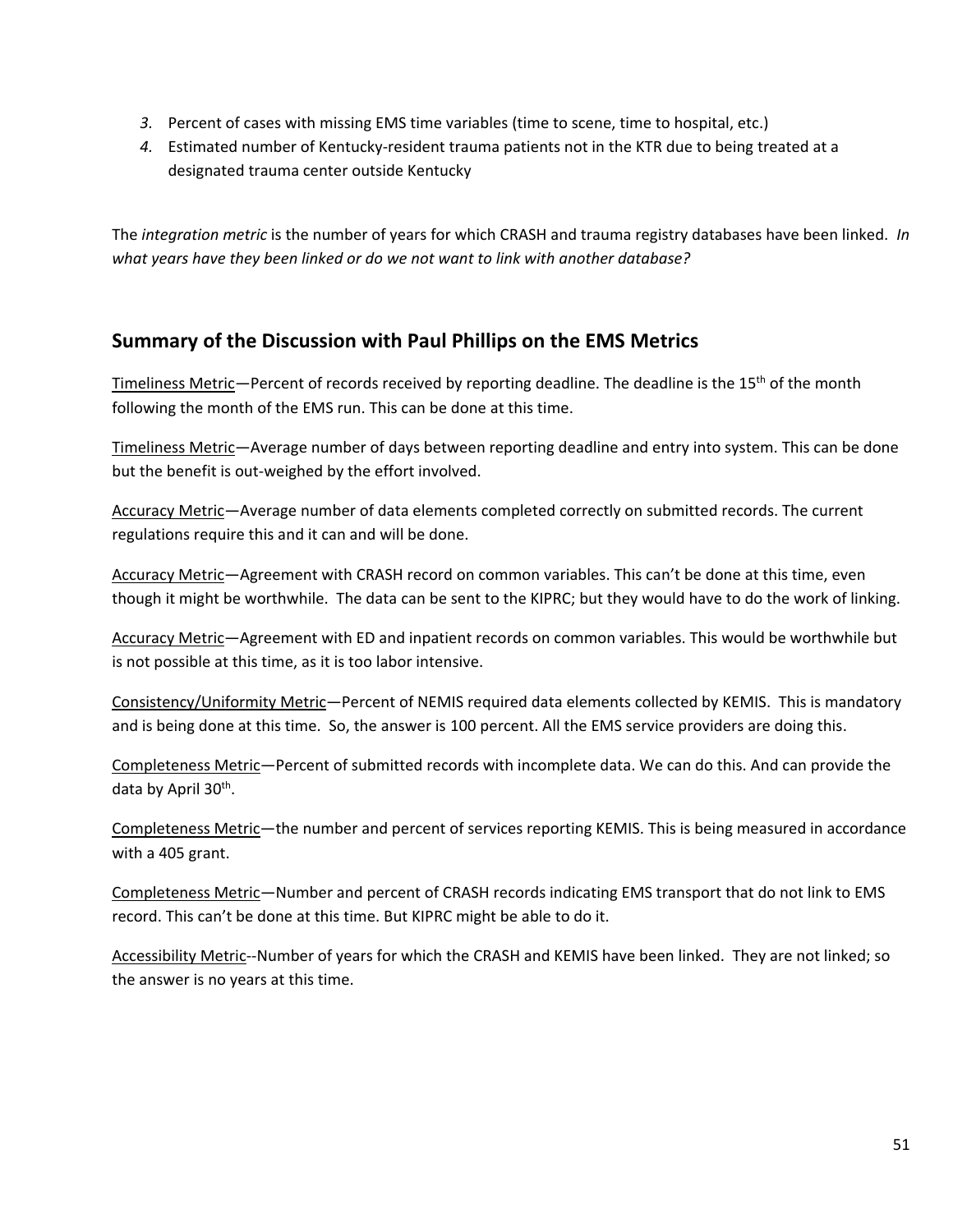3. Percent of cases with missing EMS time variables (time to scene, time to hospital, etc.)
4. Estimated number of Kentucky-resident trauma patients not in the KTR due to being treated at a designated trauma center outside Kentucky

The *integration metric* is the number of years for which CRASH and trauma registry databases have been linked. *In what years have they been linked or do we not want to link with another database?*

## Summary of the Discussion with Paul Phillips on the EMS Metrics

Timeliness Metric—Percent of records received by reporting deadline. The deadline is the 15th of the month following the month of the EMS run. This can be done at this time.

Timeliness Metric—Average number of days between reporting deadline and entry into system. This can be done but the benefit is out-weighed by the effort involved.

Accuracy Metric—Average number of data elements completed correctly on submitted records. The current regulations require this and it can and will be done.

Accuracy Metric—Agreement with CRASH record on common variables. This can't be done at this time, even though it might be worthwhile. The data can be sent to the KIPRC; but they would have to do the work of linking.

Accuracy Metric—Agreement with ED and inpatient records on common variables. This would be worthwhile but is not possible at this time, as it is too labor intensive.

Consistency/Uniformity Metric—Percent of NEMIS required data elements collected by KEMIS. This is mandatory and is being done at this time. So, the answer is 100 percent. All the EMS service providers are doing this.

Completeness Metric—Percent of submitted records with incomplete data. We can do this. And can provide the data by April 30th.

Completeness Metric—the number and percent of services reporting KEMIS. This is being measured in accordance with a 405 grant.

Completeness Metric—Number and percent of CRASH records indicating EMS transport that do not link to EMS record. This can't be done at this time. But KIPRC might be able to do it.

Accessibility Metric--Number of years for which the CRASH and KEMIS have been linked. They are not linked; so the answer is no years at this time.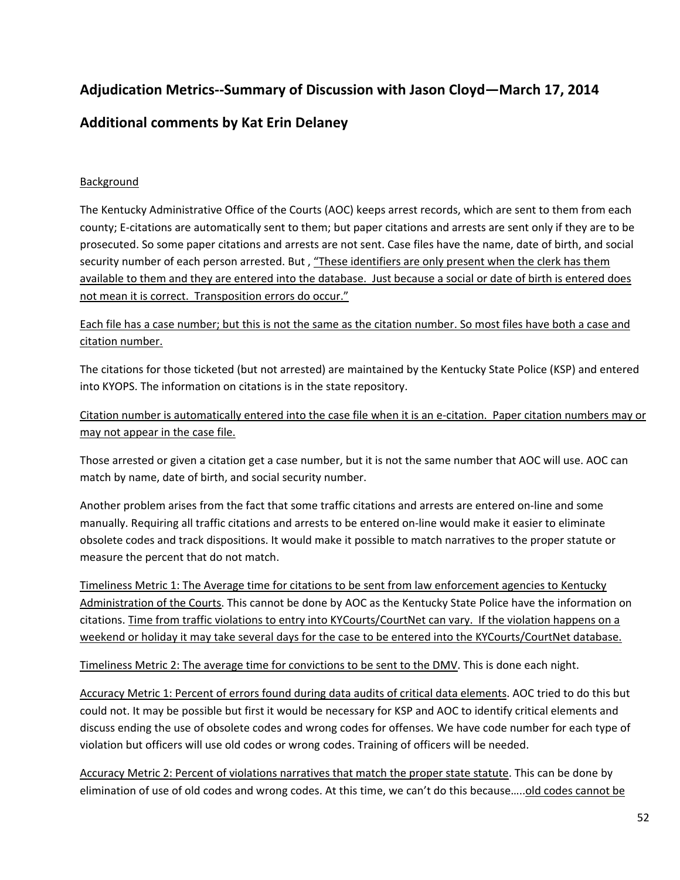## Adjudication Metrics--Summary of Discussion with Jason Cloyd—March 17, 2014

## Additional comments by Kat Erin Delaney

<u>Background</u>

The Kentucky Administrative Office of the Courts (AOC) keeps arrest records, which are sent to them from each county; E-citations are automatically sent to them; but paper citations and arrests are sent only if they are to be prosecuted. So some paper citations and arrests are not sent. Case files have the name, date of birth, and social security number of each person arrested. But , <u>“These identifiers are only present when the clerk has them available to them and they are entered into the database. Just because a social or date of birth is entered does not mean it is correct. Transposition errors do occur.”</u>

<u>Each file has a case number; but this is not the same as the citation number. So most files have both a case and citation number.</u>

The citations for those ticketed (but not arrested) are maintained by the Kentucky State Police (KSP) and entered into KYOPS. The information on citations is in the state repository.

<u>Citation number is automatically entered into the case file when it is an e-citation. Paper citation numbers may or may not appear in the case file.</u>

Those arrested or given a citation get a case number, but it is not the same number that AOC will use. AOC can match by name, date of birth, and social security number.

Another problem arises from the fact that some traffic citations and arrests are entered on-line and some manually. Requiring all traffic citations and arrests to be entered on-line would make it easier to eliminate obsolete codes and track dispositions. It would make it possible to match narratives to the proper statute or measure the percent that do not match.

<u>Timeliness Metric 1: The Average time for citations to be sent from law enforcement agencies to Kentucky Administration of the Courts</u>. This cannot be done by AOC as the Kentucky State Police have the information on citations. <u>Time from traffic violations to entry into KYCourts/CourtNet can vary. If the violation happens on a weekend or holiday it may take several days for the case to be entered into the KYCourts/CourtNet database.</u>

<u>Timeliness Metric 2: The average time for convictions to be sent to the DMV</u>. This is done each night.

<u>Accuracy Metric 1: Percent of errors found during data audits of critical data elements</u>. AOC tried to do this but could not. It may be possible but first it would be necessary for KSP and AOC to identify critical elements and discuss ending the use of obsolete codes and wrong codes for offenses. We have code number for each type of violation but officers will use old codes or wrong codes. Training of officers will be needed.

<u>Accuracy Metric 2: Percent of violations narratives that match the proper state statute</u>. This can be done by elimination of use of old codes and wrong codes. At this time, we can’t do this because…..<u>old codes cannot be</u>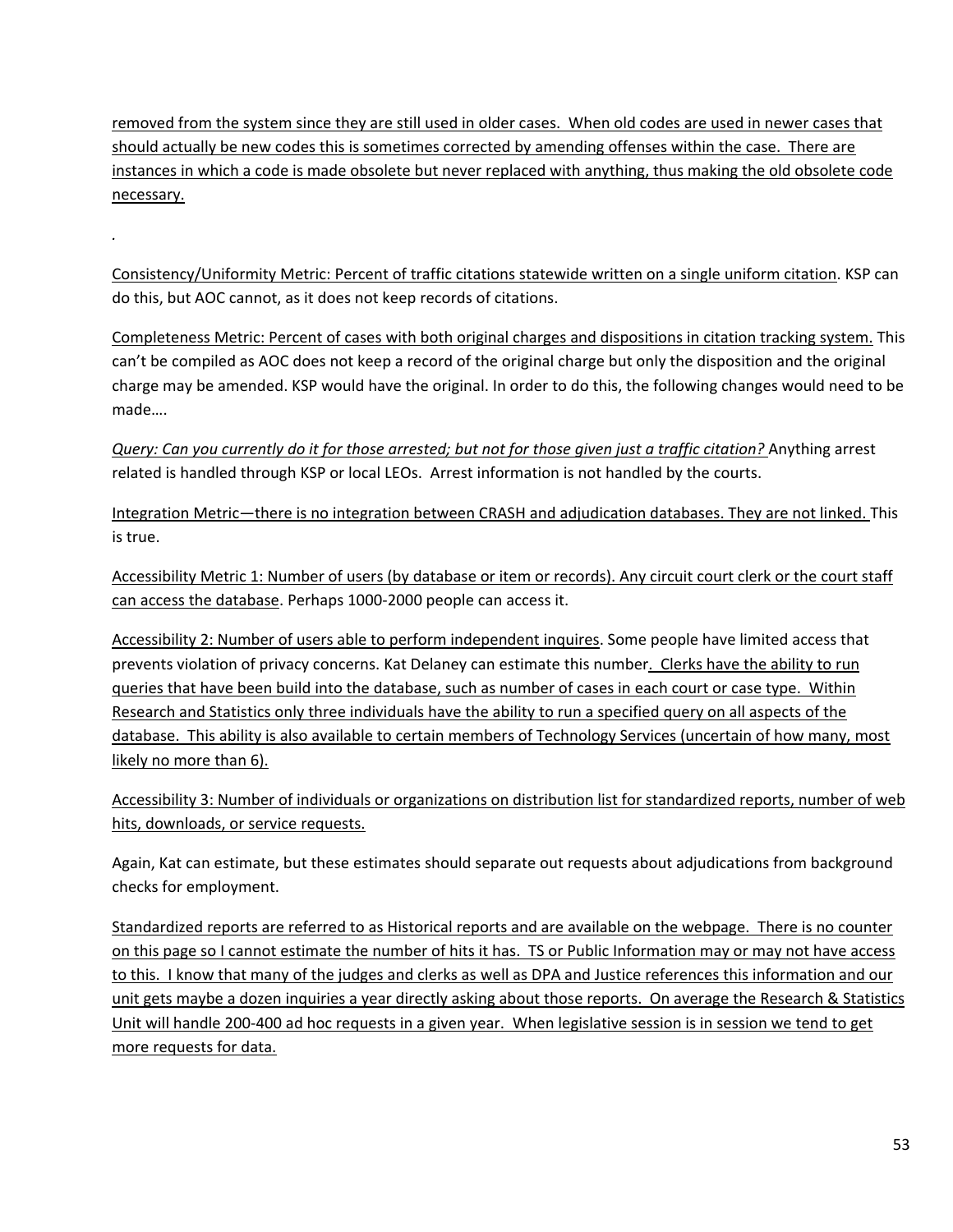removed from the system since they are still used in older cases. When old codes are used in newer cases that should actually be new codes this is sometimes corrected by amending offenses within the case. There are instances in which a code is made obsolete but never replaced with anything, thus making the old obsolete code necessary.

.

Consistency/Uniformity Metric: Percent of traffic citations statewide written on a single uniform citation. KSP can do this, but AOC cannot, as it does not keep records of citations.

Completeness Metric: Percent of cases with both original charges and dispositions in citation tracking system. This can't be compiled as AOC does not keep a record of the original charge but only the disposition and the original charge may be amended. KSP would have the original. In order to do this, the following changes would need to be made….

*Query: Can you currently do it for those arrested; but not for those given just a traffic citation?* Anything arrest related is handled through KSP or local LEOs. Arrest information is not handled by the courts.

Integration Metric—there is no integration between CRASH and adjudication databases. They are not linked. This is true.

Accessibility Metric 1: Number of users (by database or item or records). Any circuit court clerk or the court staff can access the database. Perhaps 1000-2000 people can access it.

Accessibility 2: Number of users able to perform independent inquires. Some people have limited access that prevents violation of privacy concerns. Kat Delaney can estimate this number. Clerks have the ability to run queries that have been build into the database, such as number of cases in each court or case type. Within Research and Statistics only three individuals have the ability to run a specified query on all aspects of the database. This ability is also available to certain members of Technology Services (uncertain of how many, most likely no more than 6).

Accessibility 3: Number of individuals or organizations on distribution list for standardized reports, number of web hits, downloads, or service requests.

Again, Kat can estimate, but these estimates should separate out requests about adjudications from background checks for employment.

Standardized reports are referred to as Historical reports and are available on the webpage. There is no counter on this page so I cannot estimate the number of hits it has. TS or Public Information may or may not have access to this. I know that many of the judges and clerks as well as DPA and Justice references this information and our unit gets maybe a dozen inquiries a year directly asking about those reports. On average the Research & Statistics Unit will handle 200-400 ad hoc requests in a given year. When legislative session is in session we tend to get more requests for data.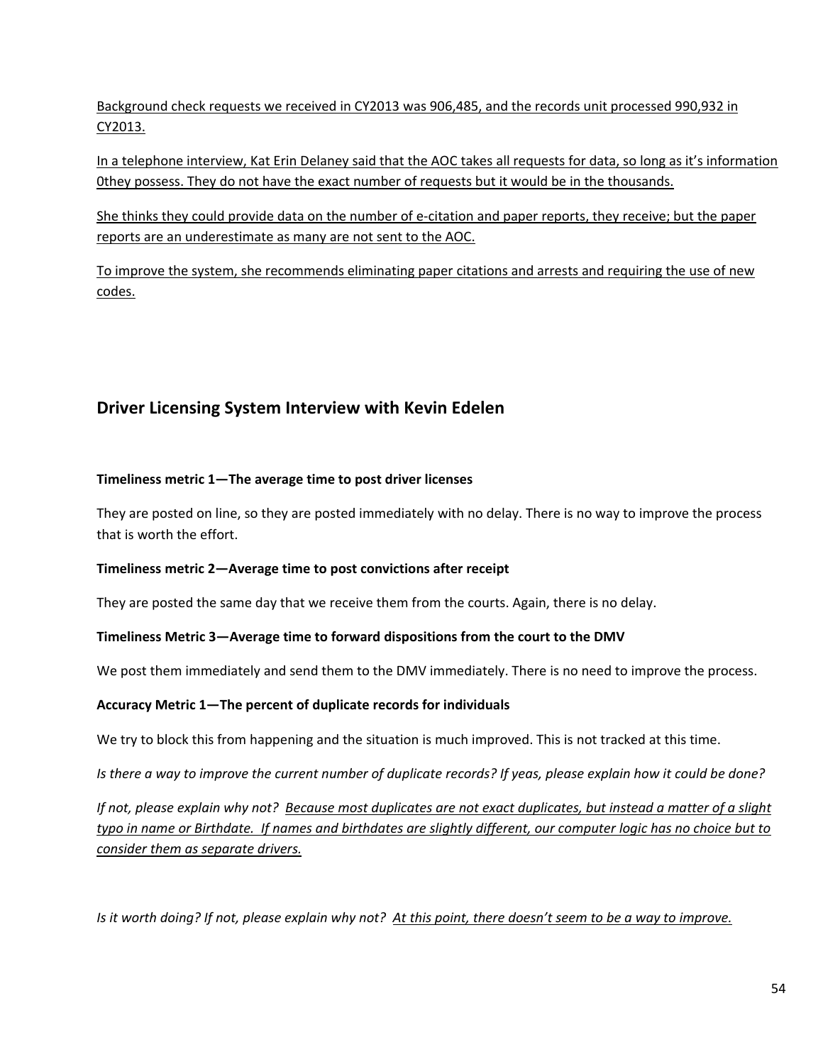Background check requests we received in CY2013 was 906,485, and the records unit processed 990,932 in CY2013.

In a telephone interview, Kat Erin Delaney said that the AOC takes all requests for data, so long as it's information 0they possess. They do not have the exact number of requests but it would be in the thousands.

She thinks they could provide data on the number of e-citation and paper reports, they receive; but the paper reports are an underestimate as many are not sent to the AOC.

To improve the system, she recommends eliminating paper citations and arrests and requiring the use of new codes.

## Driver Licensing System Interview with Kevin Edelen

**Timeliness metric 1—The average time to post driver licenses**

They are posted on line, so they are posted immediately with no delay. There is no way to improve the process that is worth the effort.

**Timeliness metric 2—Average time to post convictions after receipt**

They are posted the same day that we receive them from the courts. Again, there is no delay.

**Timeliness Metric 3—Average time to forward dispositions from the court to the DMV**

We post them immediately and send them to the DMV immediately. There is no need to improve the process.

**Accuracy Metric 1—The percent of duplicate records for individuals**

We try to block this from happening and the situation is much improved. This is not tracked at this time.

*Is there a way to improve the current number of duplicate records? If yeas, please explain how it could be done?*

*If not, please explain why not? Because most duplicates are not exact duplicates, but instead a matter of a slight typo in name or Birthdate. If names and birthdates are slightly different, our computer logic has no choice but to consider them as separate drivers.*

*Is it worth doing? If not, please explain why not? At this point, there doesn't seem to be a way to improve.*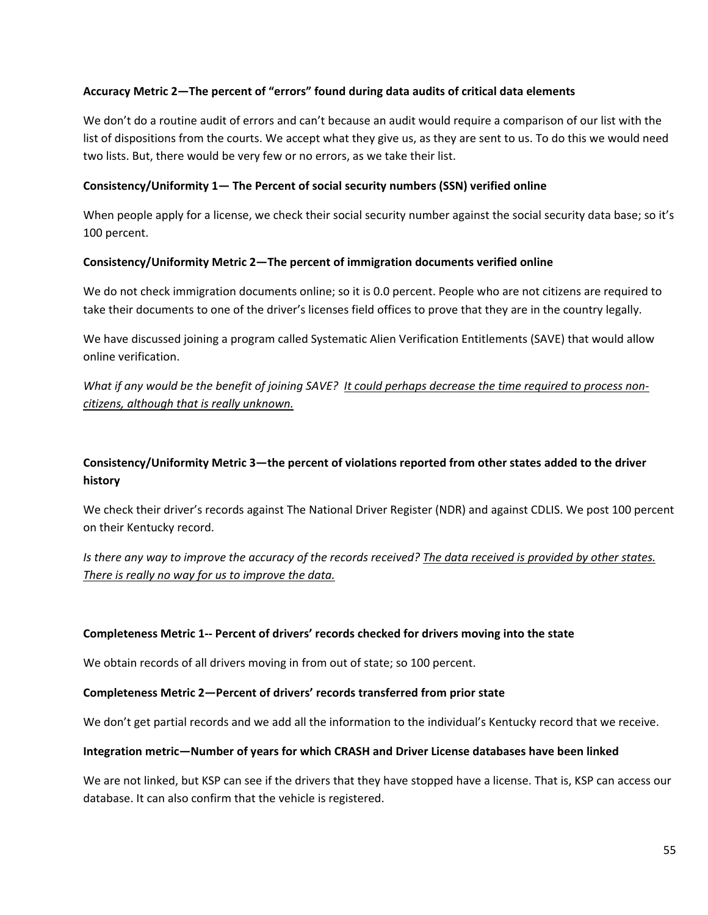**Accuracy Metric 2—The percent of “errors” found during data audits of critical data elements**

We don’t do a routine audit of errors and can’t because an audit would require a comparison of our list with the list of dispositions from the courts. We accept what they give us, as they are sent to us. To do this we would need two lists. But, there would be very few or no errors, as we take their list.

**Consistency/Uniformity 1— The Percent of social security numbers (SSN) verified online**

When people apply for a license, we check their social security number against the social security data base; so it’s 100 percent.

**Consistency/Uniformity Metric 2—The percent of immigration documents verified online**

We do not check immigration documents online; so it is 0.0 percent. People who are not citizens are required to take their documents to one of the driver’s licenses field offices to prove that they are in the country legally.

We have discussed joining a program called Systematic Alien Verification Entitlements (SAVE) that would allow online verification.

*What if any would be the benefit of joining SAVE?* <u>It could perhaps decrease the time required to process non-citizens, although that is really unknown.</u>

**Consistency/Uniformity Metric 3—the percent of violations reported from other states added to the driver history**

We check their driver’s records against The National Driver Register (NDR) and against CDLIS. We post 100 percent on their Kentucky record.

*Is there any way to improve the accuracy of the records received?* <u>The data received is provided by other states. There is really no way for us to improve the data.</u>

**Completeness Metric 1-- Percent of drivers’ records checked for drivers moving into the state**

We obtain records of all drivers moving in from out of state; so 100 percent.

**Completeness Metric 2—Percent of drivers’ records transferred from prior state**

We don’t get partial records and we add all the information to the individual’s Kentucky record that we receive.

**Integration metric—Number of years for which CRASH and Driver License databases have been linked**

We are not linked, but KSP can see if the drivers that they have stopped have a license. That is, KSP can access our database. It can also confirm that the vehicle is registered.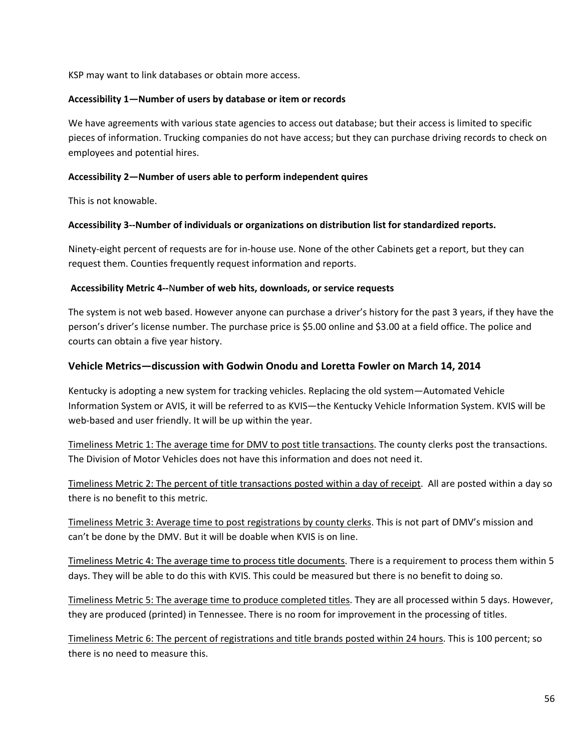KSP may want to link databases or obtain more access.

**Accessibility 1—Number of users by database or item or records**

We have agreements with various state agencies to access out database; but their access is limited to specific pieces of information. Trucking companies do not have access; but they can purchase driving records to check on employees and potential hires.

**Accessibility 2—Number of users able to perform independent quires**

This is not knowable.

**Accessibility 3--Number of individuals or organizations on distribution list for standardized reports.**

Ninety-eight percent of requests are for in-house use. None of the other Cabinets get a report, but they can request them. Counties frequently request information and reports.

**Accessibility Metric 4--Number of web hits, downloads, or service requests**

The system is not web based. However anyone can purchase a driver's history for the past 3 years, if they have the person's driver's license number. The purchase price is $5.00 online and $3.00 at a field office. The police and courts can obtain a five year history.

## Vehicle Metrics—discussion with Godwin Onodu and Loretta Fowler on March 14, 2014

Kentucky is adopting a new system for tracking vehicles. Replacing the old system—Automated Vehicle Information System or AVIS, it will be referred to as KVIS—the Kentucky Vehicle Information System. KVIS will be web-based and user friendly. It will be up within the year.

Timeliness Metric 1: The average time for DMV to post title transactions. The county clerks post the transactions. The Division of Motor Vehicles does not have this information and does not need it.

Timeliness Metric 2: The percent of title transactions posted within a day of receipt. All are posted within a day so there is no benefit to this metric.

Timeliness Metric 3: Average time to post registrations by county clerks. This is not part of DMV's mission and can't be done by the DMV. But it will be doable when KVIS is on line.

Timeliness Metric 4: The average time to process title documents. There is a requirement to process them within 5 days. They will be able to do this with KVIS. This could be measured but there is no benefit to doing so.

Timeliness Metric 5: The average time to produce completed titles. They are all processed within 5 days. However, they are produced (printed) in Tennessee. There is no room for improvement in the processing of titles.

Timeliness Metric 6: The percent of registrations and title brands posted within 24 hours. This is 100 percent; so there is no need to measure this.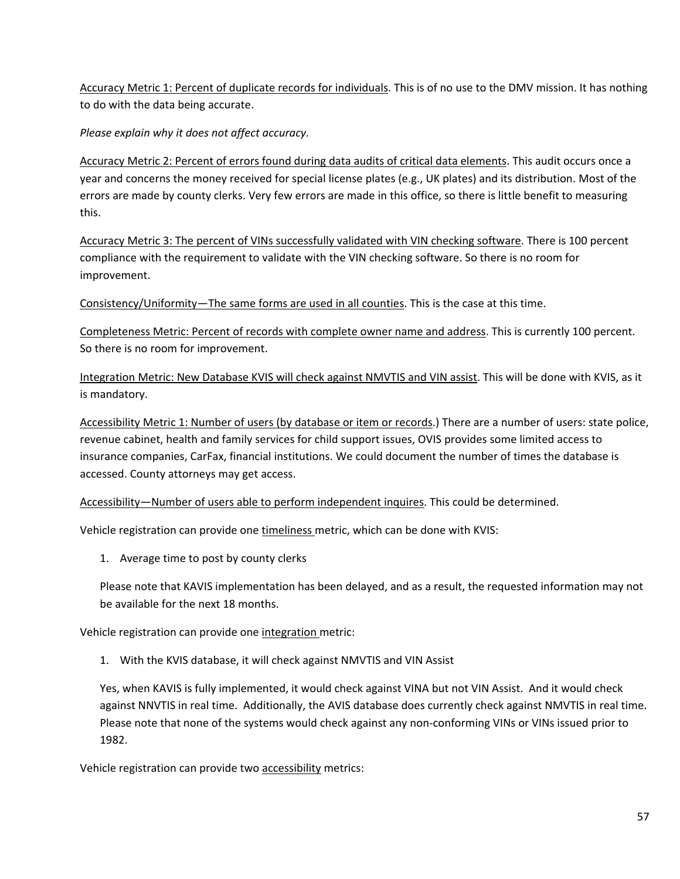Accuracy Metric 1: Percent of duplicate records for individuals. This is of no use to the DMV mission. It has nothing to do with the data being accurate.

*Please explain why it does not affect accuracy.*

Accuracy Metric 2: Percent of errors found during data audits of critical data elements. This audit occurs once a year and concerns the money received for special license plates (e.g., UK plates) and its distribution. Most of the errors are made by county clerks. Very few errors are made in this office, so there is little benefit to measuring this.

Accuracy Metric 3: The percent of VINs successfully validated with VIN checking software. There is 100 percent compliance with the requirement to validate with the VIN checking software. So there is no room for improvement.

Consistency/Uniformity—The same forms are used in all counties. This is the case at this time.

Completeness Metric: Percent of records with complete owner name and address. This is currently 100 percent. So there is no room for improvement.

Integration Metric: New Database KVIS will check against NMVTIS and VIN assist. This will be done with KVIS, as it is mandatory.

Accessibility Metric 1: Number of users (by database or item or records.) There are a number of users: state police, revenue cabinet, health and family services for child support issues, OVIS provides some limited access to insurance companies, CarFax, financial institutions. We could document the number of times the database is accessed. County attorneys may get access.

Accessibility—Number of users able to perform independent inquires. This could be determined.

Vehicle registration can provide one timeliness metric, which can be done with KVIS:

1. Average time to post by county clerks

   Please note that KAVIS implementation has been delayed, and as a result, the requested information may not be available for the next 18 months.

Vehicle registration can provide one integration metric:

1. With the KVIS database, it will check against NMVTIS and VIN Assist

   Yes, when KAVIS is fully implemented, it would check against VINA but not VIN Assist. And it would check against NNVTIS in real time. Additionally, the AVIS database does currently check against NMVTIS in real time. Please note that none of the systems would check against any non-conforming VINs or VINs issued prior to 1982.

Vehicle registration can provide two accessibility metrics: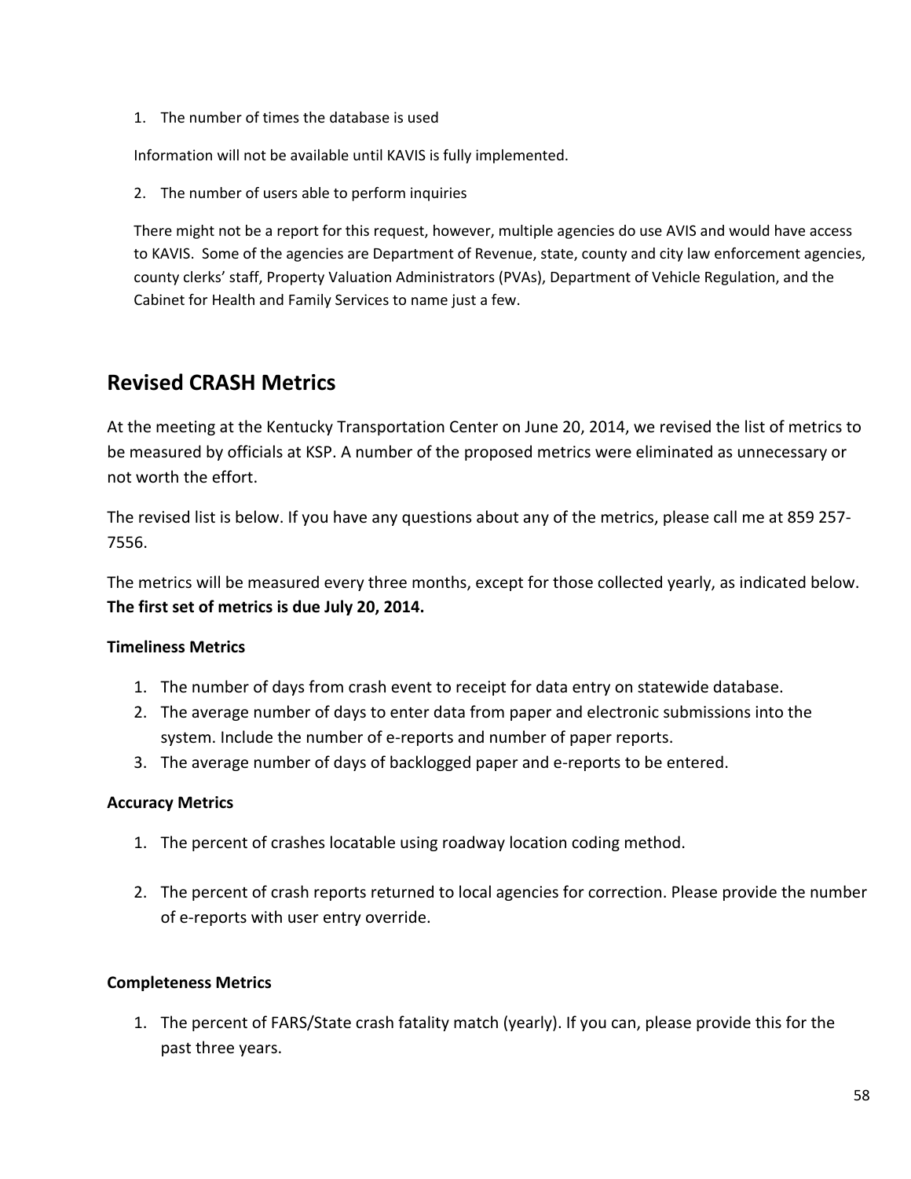1. The number of times the database is used

   Information will not be available until KAVIS is fully implemented.

2. The number of users able to perform inquiries

   There might not be a report for this request, however, multiple agencies do use AVIS and would have access to KAVIS. Some of the agencies are Department of Revenue, state, county and city law enforcement agencies, county clerks' staff, Property Valuation Administrators (PVAs), Department of Vehicle Regulation, and the Cabinet for Health and Family Services to name just a few.

## Revised CRASH Metrics

At the meeting at the Kentucky Transportation Center on June 20, 2014, we revised the list of metrics to be measured by officials at KSP. A number of the proposed metrics were eliminated as unnecessary or not worth the effort.

The revised list is below. If you have any questions about any of the metrics, please call me at 859 257-7556.

The metrics will be measured every three months, except for those collected yearly, as indicated below. **The first set of metrics is due July 20, 2014.**

**Timeliness Metrics**

1. The number of days from crash event to receipt for data entry on statewide database.
2. The average number of days to enter data from paper and electronic submissions into the system. Include the number of e-reports and number of paper reports.
3. The average number of days of backlogged paper and e-reports to be entered.

**Accuracy Metrics**

1. The percent of crashes locatable using roadway location coding method.

2. The percent of crash reports returned to local agencies for correction. Please provide the number of e-reports with user entry override.

**Completeness Metrics**

1. The percent of FARS/State crash fatality match (yearly). If you can, please provide this for the past three years.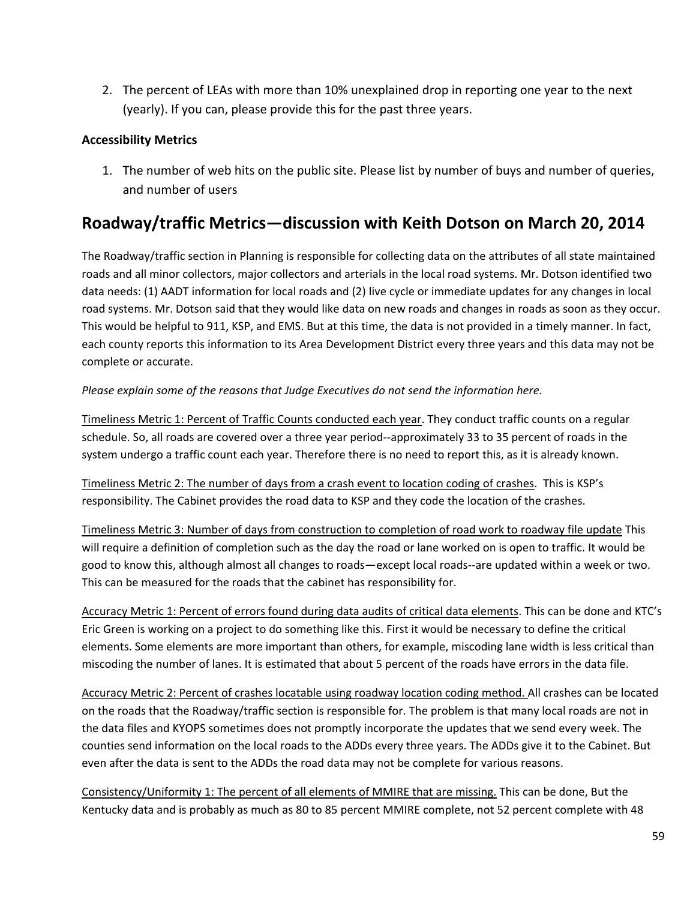2. The percent of LEAs with more than 10% unexplained drop in reporting one year to the next (yearly). If you can, please provide this for the past three years.

**Accessibility Metrics**

1. The number of web hits on the public site. Please list by number of buys and number of queries, and number of users

## Roadway/traffic Metrics—discussion with Keith Dotson on March 20, 2014

The Roadway/traffic section in Planning is responsible for collecting data on the attributes of all state maintained roads and all minor collectors, major collectors and arterials in the local road systems. Mr. Dotson identified two data needs: (1) AADT information for local roads and (2) live cycle or immediate updates for any changes in local road systems. Mr. Dotson said that they would like data on new roads and changes in roads as soon as they occur. This would be helpful to 911, KSP, and EMS. But at this time, the data is not provided in a timely manner. In fact, each county reports this information to its Area Development District every three years and this data may not be complete or accurate.

*Please explain some of the reasons that Judge Executives do not send the information here.*

<u>Timeliness Metric 1: Percent of Traffic Counts conducted each year</u>. They conduct traffic counts on a regular schedule. So, all roads are covered over a three year period--approximately 33 to 35 percent of roads in the system undergo a traffic count each year. Therefore there is no need to report this, as it is already known.

<u>Timeliness Metric 2: The number of days from a crash event to location coding of crashes</u>. This is KSP's responsibility. The Cabinet provides the road data to KSP and they code the location of the crashes.

<u>Timeliness Metric 3: Number of days from construction to completion of road work to roadway file update</u> This will require a definition of completion such as the day the road or lane worked on is open to traffic. It would be good to know this, although almost all changes to roads—except local roads--are updated within a week or two. This can be measured for the roads that the cabinet has responsibility for.

<u>Accuracy Metric 1: Percent of errors found during data audits of critical data elements</u>. This can be done and KTC's Eric Green is working on a project to do something like this. First it would be necessary to define the critical elements. Some elements are more important than others, for example, miscoding lane width is less critical than miscoding the number of lanes. It is estimated that about 5 percent of the roads have errors in the data file.

<u>Accuracy Metric 2: Percent of crashes locatable using roadway location coding method.</u> All crashes can be located on the roads that the Roadway/traffic section is responsible for. The problem is that many local roads are not in the data files and KYOPS sometimes does not promptly incorporate the updates that we send every week. The counties send information on the local roads to the ADDs every three years. The ADDs give it to the Cabinet. But even after the data is sent to the ADDs the road data may not be complete for various reasons.

<u>Consistency/Uniformity 1: The percent of all elements of MMIRE that are missing.</u> This can be done, But the Kentucky data and is probably as much as 80 to 85 percent MMIRE complete, not 52 percent complete with 48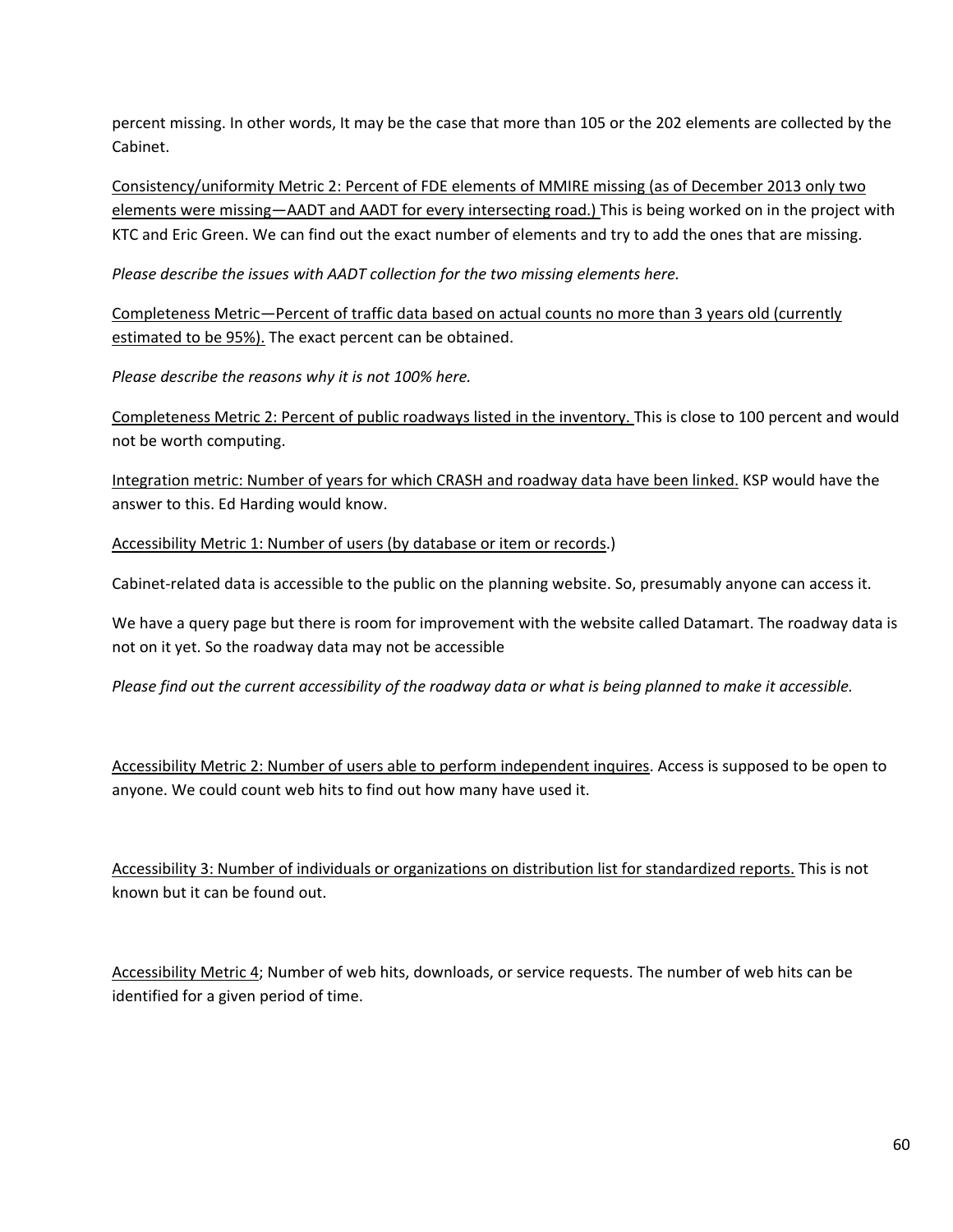percent missing. In other words, It may be the case that more than 105 or the 202 elements are collected by the Cabinet.

<u>Consistency/uniformity Metric 2: Percent of FDE elements of MMIRE missing (as of December 2013 only two elements were missing—AADT and AADT for every intersecting road.)</u> This is being worked on in the project with KTC and Eric Green. We can find out the exact number of elements and try to add the ones that are missing.

*Please describe the issues with AADT collection for the two missing elements here.*

<u>Completeness Metric—Percent of traffic data based on actual counts no more than 3 years old (currently estimated to be 95%).</u> The exact percent can be obtained.

*Please describe the reasons why it is not 100% here.*

<u>Completeness Metric 2: Percent of public roadways listed in the inventory.</u> This is close to 100 percent and would not be worth computing.

<u>Integration metric: Number of years for which CRASH and roadway data have been linked.</u> KSP would have the answer to this. Ed Harding would know.

<u>Accessibility Metric 1: Number of users (by database or item or records</u>.)

Cabinet-related data is accessible to the public on the planning website. So, presumably anyone can access it.

We have a query page but there is room for improvement with the website called Datamart. The roadway data is not on it yet. So the roadway data may not be accessible

*Please find out the current accessibility of the roadway data or what is being planned to make it accessible.*

<u>Accessibility Metric 2: Number of users able to perform independent inquires</u>. Access is supposed to be open to anyone. We could count web hits to find out how many have used it.

<u>Accessibility 3: Number of individuals or organizations on distribution list for standardized reports.</u> This is not known but it can be found out.

<u>Accessibility Metric 4</u>; Number of web hits, downloads, or service requests. The number of web hits can be identified for a given period of time.